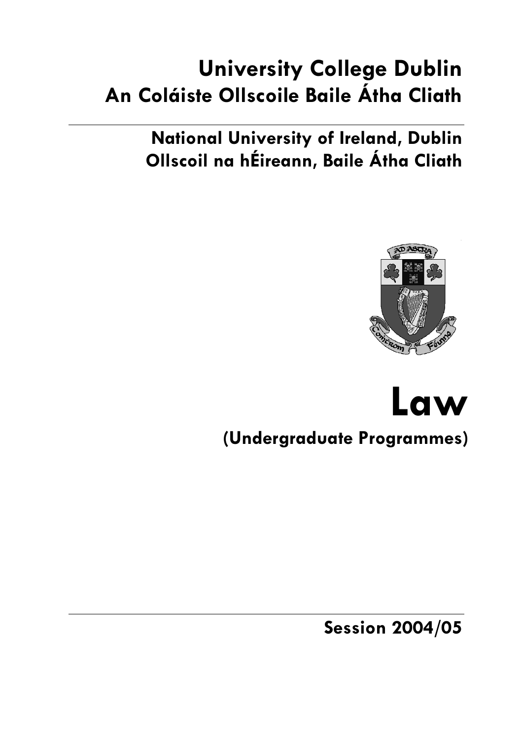# University College Dublin
# An Coláiste Ollscoile Baile Átha Cliath

## National University of Ireland, Dublin
## Ollscoil na hÉireann, Baile Átha Cliath

# Law

## (Undergraduate Programmes)

**Session 2004/05**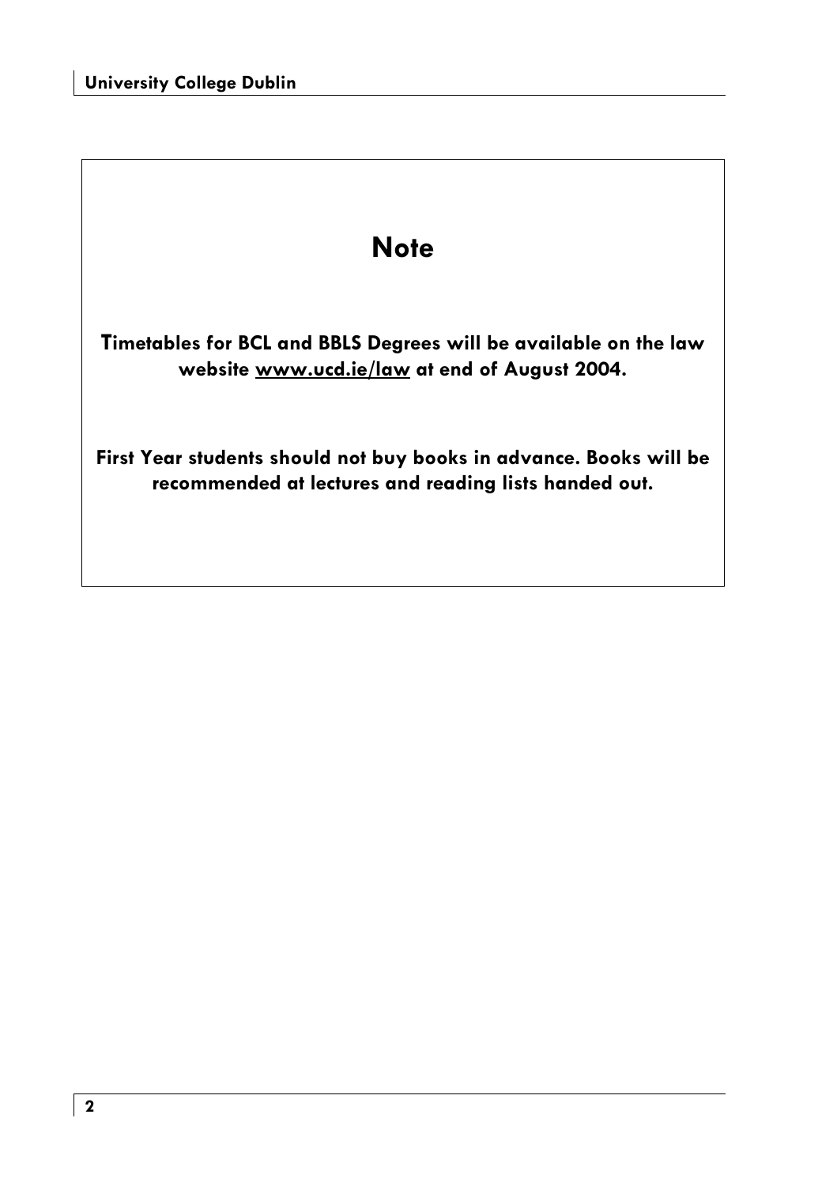# Note

**Timetables for BCL and BBLS Degrees will be available on the law website www.ucd.ie/law at end of August 2004.**

**First Year students should not buy books in advance. Books will be recommended at lectures and reading lists handed out.**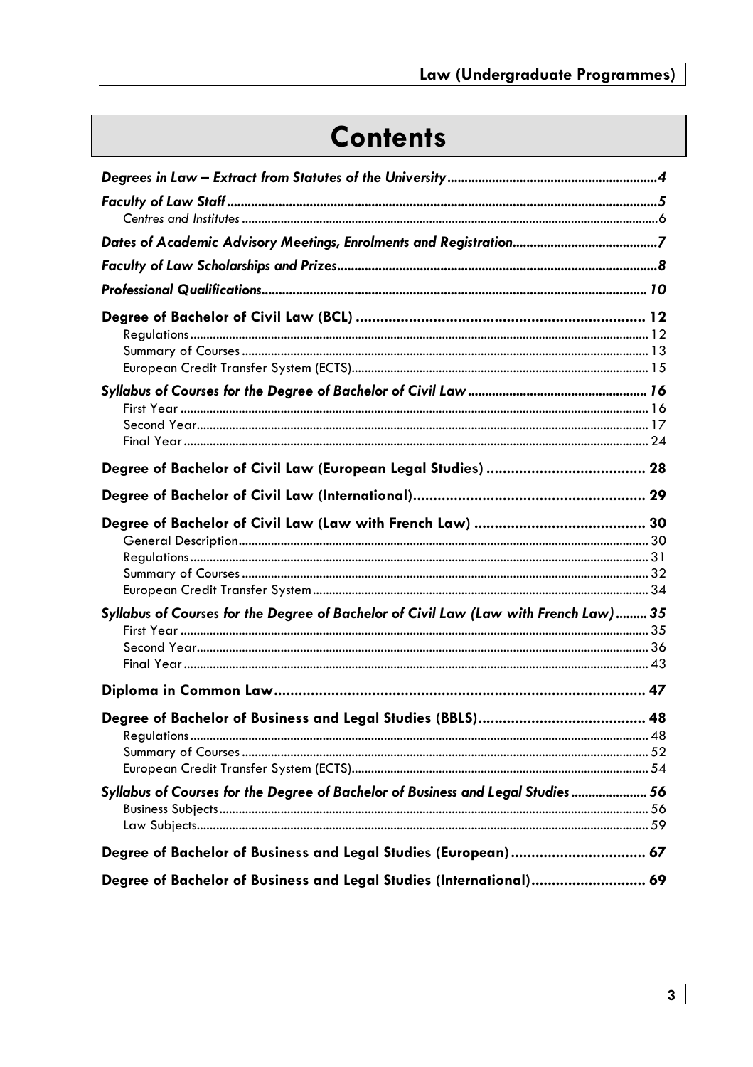# Contents

*Degrees in Law – Extract from Statutes of the University* ... *4*

*Faculty of Law Staff* ... *5*
- *Centres and Institutes* ... 6

*Dates of Academic Advisory Meetings, Enrolments and Registration* ... *7*

*Faculty of Law Scholarships and Prizes* ... *8*

*Professional Qualifications* ... *10*

**Degree of Bachelor of Civil Law (BCL)** ... **12**
- Regulations ... 12
- Summary of Courses ... 13
- European Credit Transfer System (ECTS) ... 15

*Syllabus of Courses for the Degree of Bachelor of Civil Law* ... *16*
- First Year ... 16
- Second Year ... 17
- Final Year ... 24

**Degree of Bachelor of Civil Law (European Legal Studies)** ... **28**

**Degree of Bachelor of Civil Law (International)** ... **29**

**Degree of Bachelor of Civil Law (Law with French Law)** ... **30**
- General Description ... 30
- Regulations ... 31
- Summary of Courses ... 32
- European Credit Transfer System ... 34

*Syllabus of Courses for the Degree of Bachelor of Civil Law (Law with French Law)* ... *35*
- First Year ... 35
- Second Year ... 36
- Final Year ... 43

**Diploma in Common Law** ... **47**

**Degree of Bachelor of Business and Legal Studies (BBLS)** ... **48**
- Regulations ... 48
- Summary of Courses ... 52
- European Credit Transfer System (ECTS) ... 54

*Syllabus of Courses for the Degree of Bachelor of Business and Legal Studies* ... *56*
- Business Subjects ... 56
- Law Subjects ... 59

**Degree of Bachelor of Business and Legal Studies (European)** ... **67**

**Degree of Bachelor of Business and Legal Studies (International)** ... **69**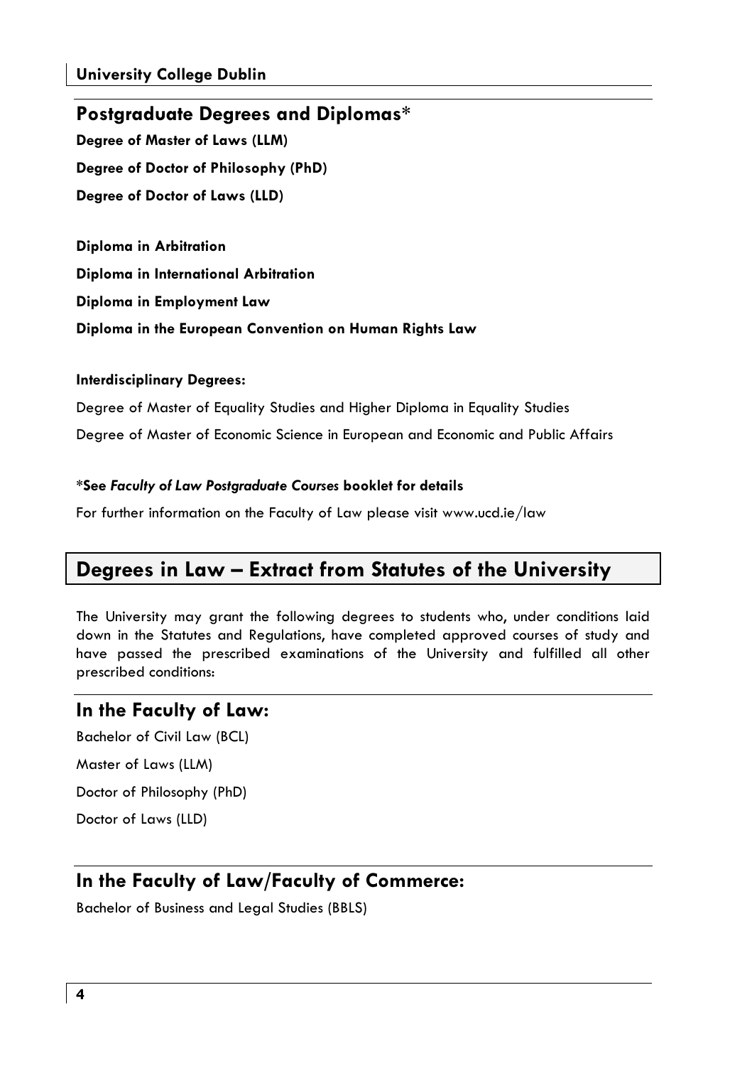## Postgraduate Degrees and Diplomas*

**Degree of Master of Laws (LLM)**

**Degree of Doctor of Philosophy (PhD)**

**Degree of Doctor of Laws (LLD)**

**Diploma in Arbitration**

**Diploma in International Arbitration**

**Diploma in Employment Law**

**Diploma in the European Convention on Human Rights Law**

**Interdisciplinary Degrees:**

Degree of Master of Equality Studies and Higher Diploma in Equality Studies

Degree of Master of Economic Science in European and Economic and Public Affairs

**\*See *Faculty of Law Postgraduate Courses* booklet for details**

For further information on the Faculty of Law please visit www.ucd.ie/law

# Degrees in Law – Extract from Statutes of the University

The University may grant the following degrees to students who, under conditions laid down in the Statutes and Regulations, have completed approved courses of study and have passed the prescribed examinations of the University and fulfilled all other prescribed conditions:

## In the Faculty of Law:

Bachelor of Civil Law (BCL)

Master of Laws (LLM)

Doctor of Philosophy (PhD)

Doctor of Laws (LLD)

## In the Faculty of Law/Faculty of Commerce:

Bachelor of Business and Legal Studies (BBLS)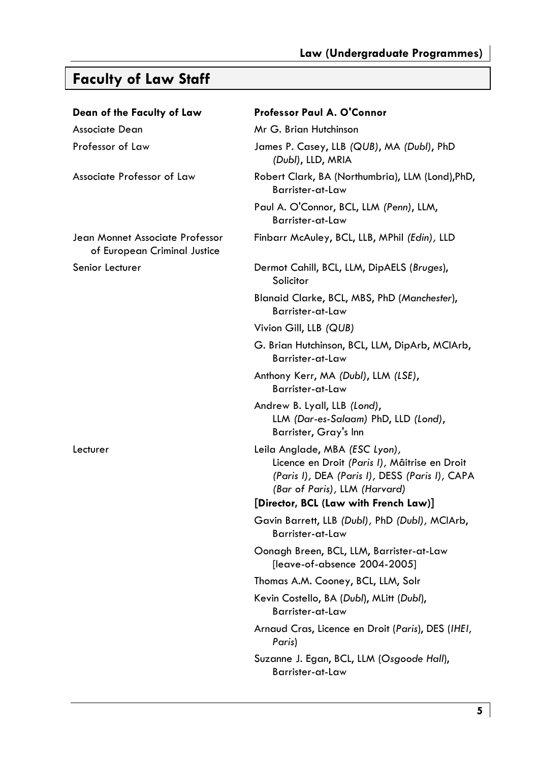## Faculty of Law Staff

| | |
|---|---|
| **Dean of the Faculty of Law** | **Professor Paul A. O'Connor** |
| Associate Dean | Mr G. Brian Hutchinson |
| Professor of Law | James P. Casey, LLB *(QUB)*, MA *(Dubl)*, PhD *(Dubl)*, LLD, MRIA |
| Associate Professor of Law | Robert Clark, BA (Northumbria), LLM (Lond),PhD, Barrister-at-Law |
| | Paul A. O'Connor, BCL, LLM *(Penn)*, LLM, Barrister-at-Law |
| Jean Monnet Associate Professor of European Criminal Justice | Finbarr McAuley, BCL, LLB, MPhil *(Edin),* LLD |
| Senior Lecturer | Dermot Cahill, BCL, LLM, DipAELS (*Bruges*), Solicitor |
| | Blanaid Clarke, BCL, MBS, PhD (*Manchester*), Barrister-at-Law |
| | Vivion Gill, LLB *(QUB)* |
| | G. Brian Hutchinson, BCL, LLM, DipArb, MCIArb, Barrister-at-Law |
| | Anthony Kerr, MA *(Dubl)*, LLM *(LSE)*, Barrister-at-Law |
| | Andrew B. Lyall, LLB *(Lond)*, LLM *(Dar-es-Salaam)* PhD, LLD *(Lond)*, Barrister, Gray's Inn |
| Lecturer | Leila Anglade, MBA *(ESC Lyon),* Licence en Droit *(Paris I),* Mâitrise en Droit *(Paris I),* DEA *(Paris I),* DESS *(Paris I),* CAPA *(Bar of Paris),* LLM *(Harvard)* **[Director, BCL (Law with French Law)]** |
| | Gavin Barrett, LLB *(Dubl),* PhD *(Dubl),* MCIArb, Barrister-at-Law |
| | Oonagh Breen, BCL, LLM, Barrister-at-Law [leave-of-absence 2004-2005] |
| | Thomas A.M. Cooney, BCL, LLM, Solr |
| | Kevin Costello, BA (*Dubl*), MLitt (*Dubl*), Barrister-at-Law |
| | Arnaud Cras, Licence en Droit (*Paris*), DES (*IHEI, Paris*) |
| | Suzanne J. Egan, BCL, LLM (*Osgoode Hall*), Barrister-at-Law |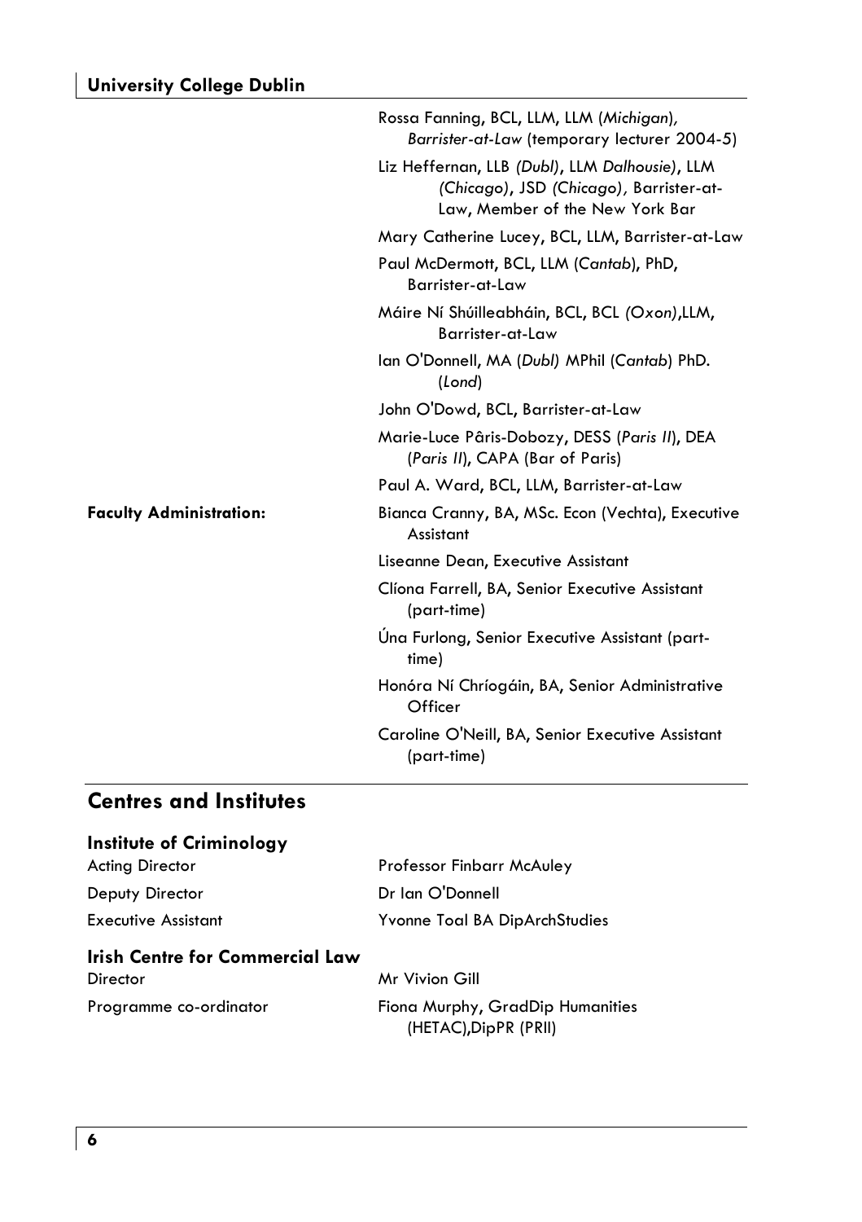Rossa Fanning, BCL, LLM, LLM (*Michigan*), *Barrister-at-Law* (temporary lecturer 2004-5)

Liz Heffernan, LLB *(Dubl)*, LLM *Dalhousie)*, LLM *(Chicago)*, JSD *(Chicago)*, Barrister-at-Law, Member of the New York Bar

Mary Catherine Lucey, BCL, LLM, Barrister-at-Law

Paul McDermott, BCL, LLM (*Cantab*), PhD, Barrister-at-Law

Máire Ní Shúilleabháin, BCL, BCL *(Oxon)*,LLM, Barrister-at-Law

Ian O'Donnell, MA (*Dubl)* MPhil (*Cantab*) PhD. (*Lond*)

John O'Dowd, BCL, Barrister-at-Law

Marie-Luce Pâris-Dobozy, DESS (*Paris II*), DEA (*Paris II*), CAPA (Bar of Paris)

Paul A. Ward, BCL, LLM, Barrister-at-Law

**Faculty Administration:**

Bianca Cranny, BA, MSc. Econ (Vechta), Executive Assistant

Liseanne Dean, Executive Assistant

Clíona Farrell, BA, Senior Executive Assistant (part-time)

Úna Furlong, Senior Executive Assistant (part-time)

Honóra Ní Chríogáin, BA, Senior Administrative Officer

Caroline O'Neill, BA, Senior Executive Assistant (part-time)

## Centres and Institutes

### Institute of Criminology

| | |
|---|---|
| Acting Director | Professor Finbarr McAuley |
| Deputy Director | Dr Ian O'Donnell |
| Executive Assistant | Yvonne Toal BA DipArchStudies |

### Irish Centre for Commercial Law

| | |
|---|---|
| Director | Mr Vivion Gill |
| Programme co-ordinator | Fiona Murphy, GradDip Humanities (HETAC),DipPR (PRII) |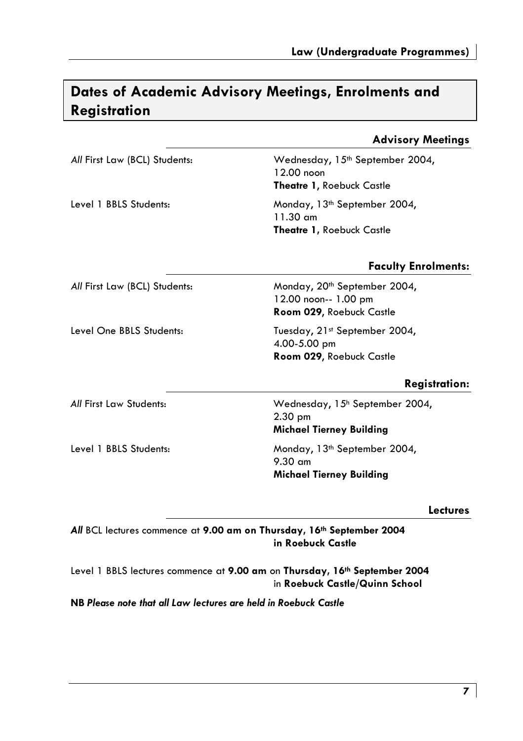# Dates of Academic Advisory Meetings, Enrolments and Registration

### Advisory Meetings

| | |
|---|---|
| *All* First Law (BCL) Students: | Wednesday, 15th September 2004, 12.00 noon **Theatre 1,** Roebuck Castle |
| Level 1 BBLS Students: | Monday, 13th September 2004, 11.30 am **Theatre 1,** Roebuck Castle |

### Faculty Enrolments:

| | |
|---|---|
| *All* First Law (BCL) Students: | Monday, 20th September 2004, 12.00 noon-- 1.00 pm **Room 029,** Roebuck Castle |
| Level One BBLS Students: | Tuesday, 21st September 2004, 4.00-5.00 pm **Room 029,** Roebuck Castle |

### Registration:

| | |
|---|---|
| *All* First Law Students: | Wednesday, 15h September 2004, 2.30 pm **Michael Tierney Building** |
| Level 1 BBLS Students: | Monday, 13th September 2004, 9.30 am **Michael Tierney Building** |

### Lectures

***All*** BCL lectures commence at **9.00 am on Thursday, 16th September 2004 in Roebuck Castle**

Level 1 BBLS lectures commence at **9.00 am** on **Thursday, 16th September 2004** in **Roebuck Castle/Quinn School**

**NB** ***Please note that all Law lectures are held in Roebuck Castle***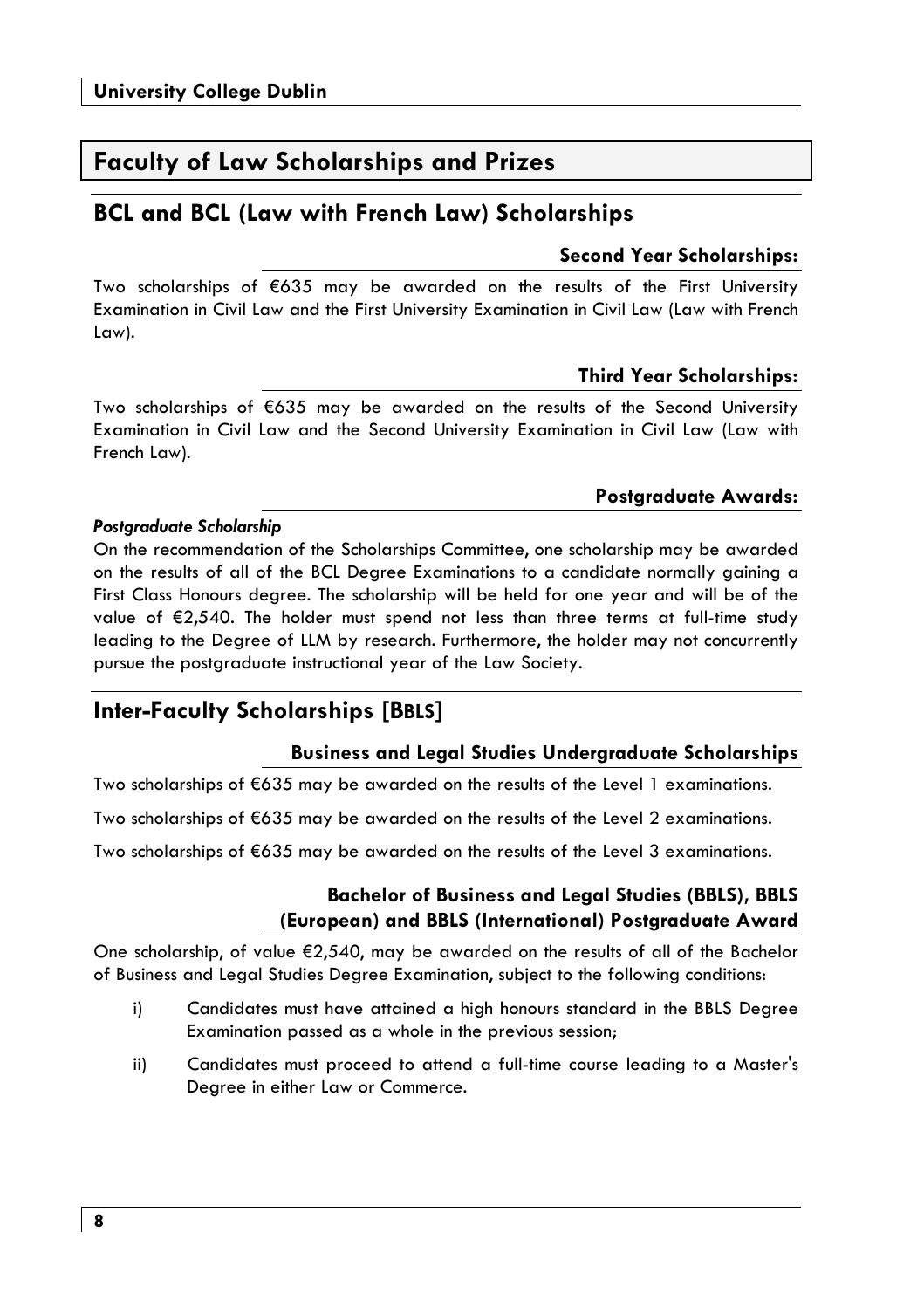# Faculty of Law Scholarships and Prizes

## BCL and BCL (Law with French Law) Scholarships

### Second Year Scholarships:

Two scholarships of €635 may be awarded on the results of the First University Examination in Civil Law and the First University Examination in Civil Law (Law with French Law).

### Third Year Scholarships:

Two scholarships of €635 may be awarded on the results of the Second University Examination in Civil Law and the Second University Examination in Civil Law (Law with French Law).

### Postgraduate Awards:

***Postgraduate Scholarship***

On the recommendation of the Scholarships Committee, one scholarship may be awarded on the results of all of the BCL Degree Examinations to a candidate normally gaining a First Class Honours degree. The scholarship will be held for one year and will be of the value of €2,540. The holder must spend not less than three terms at full-time study leading to the Degree of LLM by research. Furthermore, the holder may not concurrently pursue the postgraduate instructional year of the Law Society.

## Inter-Faculty Scholarships [BBLS]

### Business and Legal Studies Undergraduate Scholarships

Two scholarships of €635 may be awarded on the results of the Level 1 examinations.

Two scholarships of €635 may be awarded on the results of the Level 2 examinations.

Two scholarships of €635 may be awarded on the results of the Level 3 examinations.

### Bachelor of Business and Legal Studies (BBLS), BBLS (European) and BBLS (International) Postgraduate Award

One scholarship, of value €2,540, may be awarded on the results of all of the Bachelor of Business and Legal Studies Degree Examination, subject to the following conditions:

i) Candidates must have attained a high honours standard in the BBLS Degree Examination passed as a whole in the previous session;

ii) Candidates must proceed to attend a full-time course leading to a Master's Degree in either Law or Commerce.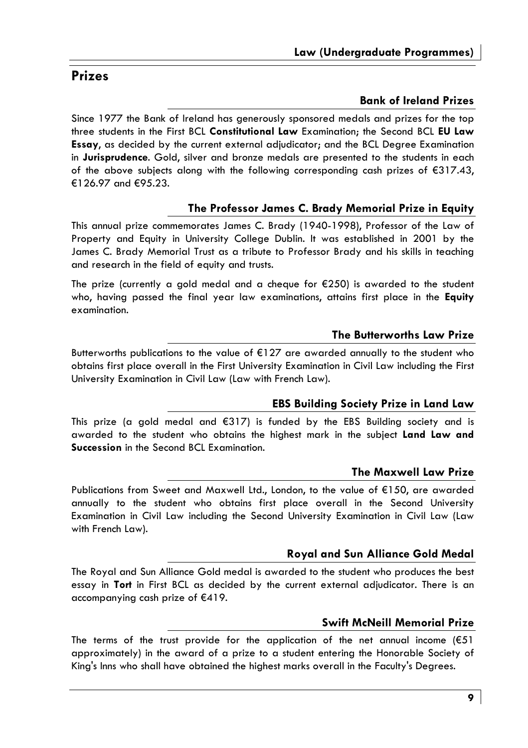## Prizes

### Bank of Ireland Prizes

Since 1977 the Bank of Ireland has generously sponsored medals and prizes for the top three students in the First BCL **Constitutional Law** Examination; the Second BCL **EU Law Essay**, as decided by the current external adjudicator; and the BCL Degree Examination in **Jurisprudence**. Gold, silver and bronze medals are presented to the students in each of the above subjects along with the following corresponding cash prizes of €317.43, €126.97 and €95.23.

### The Professor James C. Brady Memorial Prize in Equity

This annual prize commemorates James C. Brady (1940-1998), Professor of the Law of Property and Equity in University College Dublin. It was established in 2001 by the James C. Brady Memorial Trust as a tribute to Professor Brady and his skills in teaching and research in the field of equity and trusts.

The prize (currently a gold medal and a cheque for €250) is awarded to the student who, having passed the final year law examinations, attains first place in the **Equity** examination.

### The Butterworths Law Prize

Butterworths publications to the value of €127 are awarded annually to the student who obtains first place overall in the First University Examination in Civil Law including the First University Examination in Civil Law (Law with French Law).

### EBS Building Society Prize in Land Law

This prize (a gold medal and €317) is funded by the EBS Building society and is awarded to the student who obtains the highest mark in the subject **Land Law and Succession** in the Second BCL Examination.

### The Maxwell Law Prize

Publications from Sweet and Maxwell Ltd., London, to the value of €150, are awarded annually to the student who obtains first place overall in the Second University Examination in Civil Law including the Second University Examination in Civil Law (Law with French Law).

### Royal and Sun Alliance Gold Medal

The Royal and Sun Alliance Gold medal is awarded to the student who produces the best essay in **Tort** in First BCL as decided by the current external adjudicator. There is an accompanying cash prize of €419.

### Swift McNeill Memorial Prize

The terms of the trust provide for the application of the net annual income (€51 approximately) in the award of a prize to a student entering the Honorable Society of King's Inns who shall have obtained the highest marks overall in the Faculty's Degrees.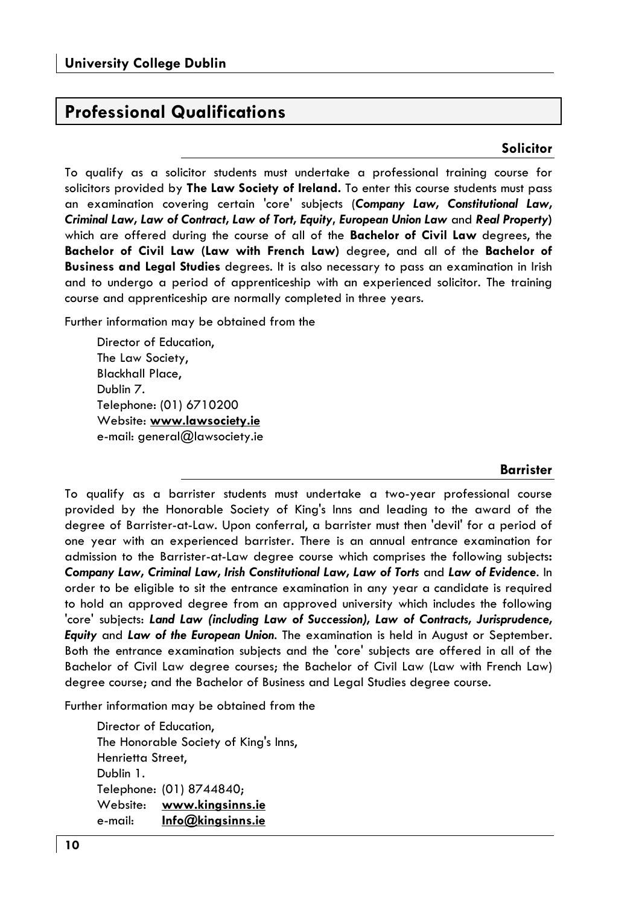## Professional Qualifications

### Solicitor

To qualify as a solicitor students must undertake a professional training course for solicitors provided by **The Law Society of Ireland.** To enter this course students must pass an examination covering certain 'core' subjects (***Company Law, Constitutional Law, Criminal Law, Law of Contract, Law of Tort, Equity, European Union Law*** and ***Real Property***) which are offered during the course of all of the **Bachelor of Civil Law** degrees, the **Bachelor of Civil Law (Law with French Law)** degree, and all of the **Bachelor of Business and Legal Studies** degrees. It is also necessary to pass an examination in Irish and to undergo a period of apprenticeship with an experienced solicitor. The training course and apprenticeship are normally completed in three years.

Further information may be obtained from the

Director of Education,
The Law Society,
Blackhall Place,
Dublin 7.
Telephone: (01) 6710200
Website: **www.lawsociety.ie**
e-mail: general@lawsociety.ie

### Barrister

To qualify as a barrister students must undertake a two-year professional course provided by the Honorable Society of King's Inns and leading to the award of the degree of Barrister-at-Law. Upon conferral, a barrister must then 'devil' for a period of one year with an experienced barrister. There is an annual entrance examination for admission to the Barrister-at-Law degree course which comprises the following subjects: ***Company Law, Criminal Law, Irish Constitutional Law, Law of Torts*** and ***Law of Evidence***. In order to be eligible to sit the entrance examination in any year a candidate is required to hold an approved degree from an approved university which includes the following 'core' subjects: ***Land Law (including Law of Succession), Law of Contracts, Jurisprudence, Equity*** and ***Law of the European Union***. The examination is held in August or September. Both the entrance examination subjects and the 'core' subjects are offered in all of the Bachelor of Civil Law degree courses; the Bachelor of Civil Law (Law with French Law) degree course; and the Bachelor of Business and Legal Studies degree course.

Further information may be obtained from the

Director of Education,
The Honorable Society of King's Inns,
Henrietta Street,
Dublin 1.
Telephone: (01) 8744840;
Website: **www.kingsinns.ie**
e-mail: **Info@kingsinns.ie**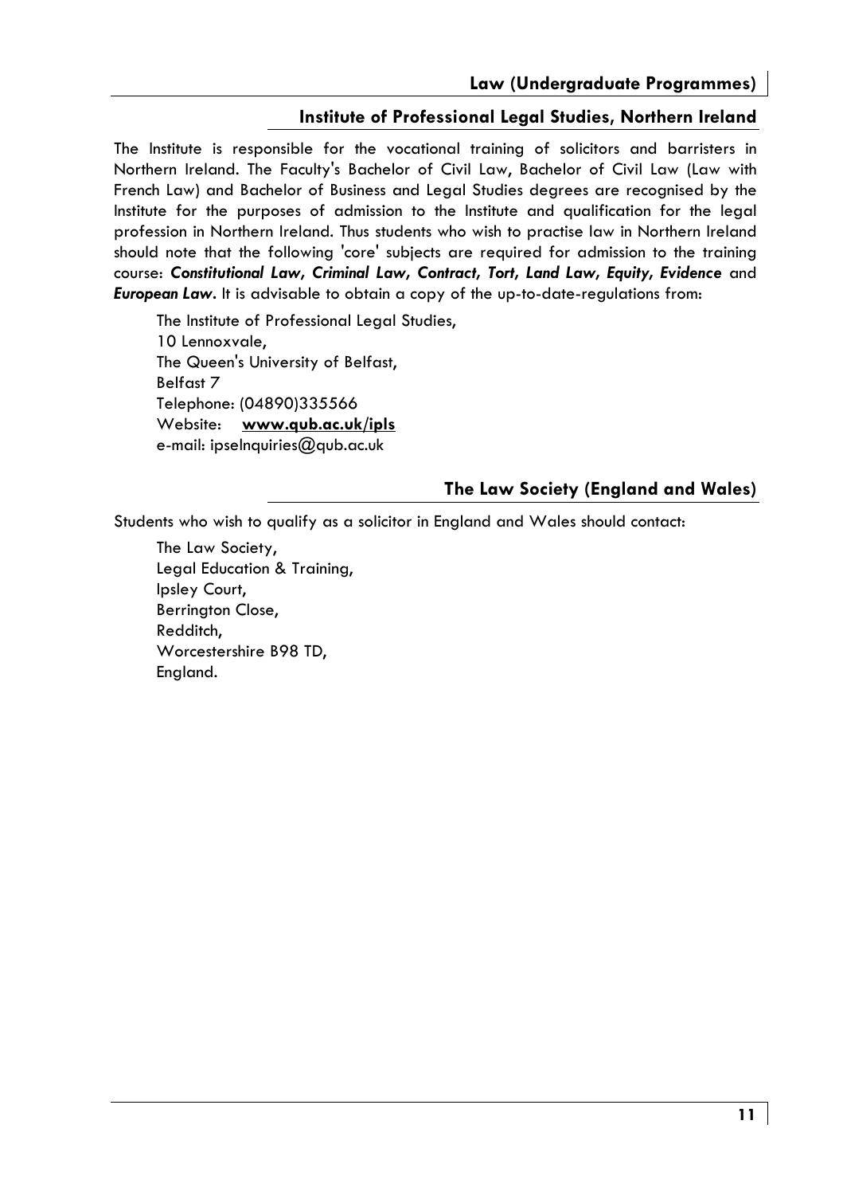## Institute of Professional Legal Studies, Northern Ireland

The Institute is responsible for the vocational training of solicitors and barristers in Northern Ireland. The Faculty's Bachelor of Civil Law, Bachelor of Civil Law (Law with French Law) and Bachelor of Business and Legal Studies degrees are recognised by the Institute for the purposes of admission to the Institute and qualification for the legal profession in Northern Ireland. Thus students who wish to practise law in Northern Ireland should note that the following 'core' subjects are required for admission to the training course: ***Constitutional Law, Criminal Law, Contract, Tort, Land Law, Equity, Evidence*** and ***European Law***. It is advisable to obtain a copy of the up-to-date-regulations from:

The Institute of Professional Legal Studies,
10 Lennoxvale,
The Queen's University of Belfast,
Belfast 7
Telephone: (04890)335566
Website: **www.qub.ac.uk/ipls**
e-mail: ipselnquiries@qub.ac.uk

## The Law Society (England and Wales)

Students who wish to qualify as a solicitor in England and Wales should contact:

The Law Society,
Legal Education & Training,
Ipsley Court,
Berrington Close,
Redditch,
Worcestershire B98 TD,
England.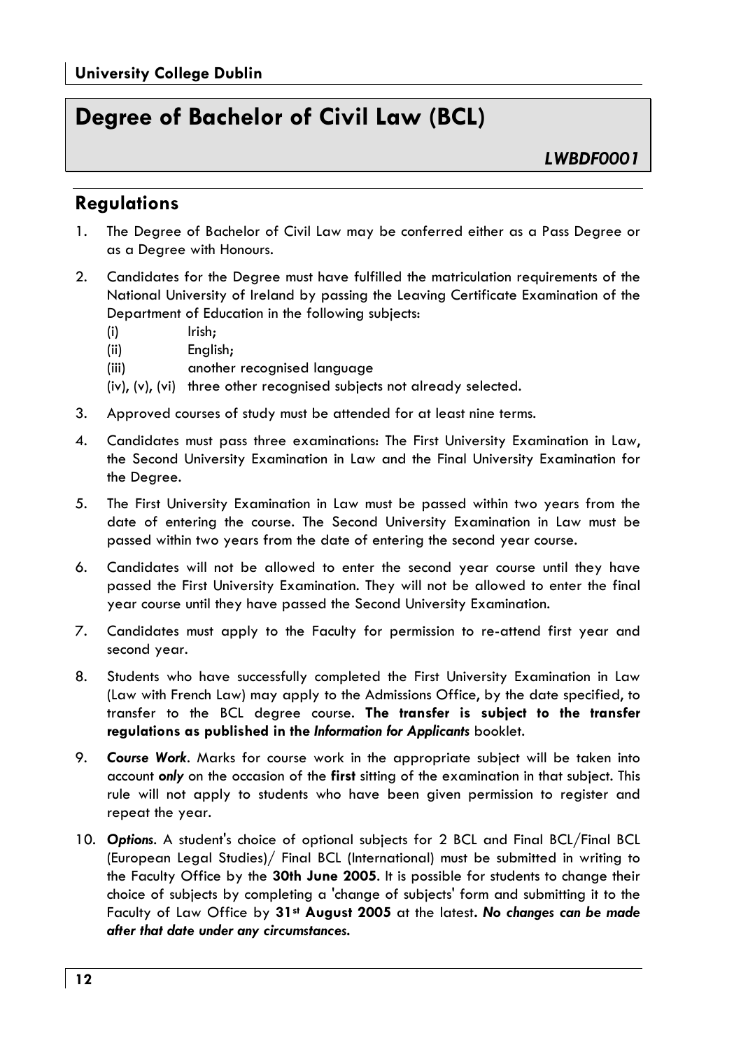# Degree of Bachelor of Civil Law (BCL)

*LWBDF0001*

## Regulations

1. The Degree of Bachelor of Civil Law may be conferred either as a Pass Degree or as a Degree with Honours.

2. Candidates for the Degree must have fulfilled the matriculation requirements of the National University of Ireland by passing the Leaving Certificate Examination of the Department of Education in the following subjects:
   - (i) Irish;
   - (ii) English;
   - (iii) another recognised language
   - (iv), (v), (vi) three other recognised subjects not already selected.

3. Approved courses of study must be attended for at least nine terms.

4. Candidates must pass three examinations: The First University Examination in Law, the Second University Examination in Law and the Final University Examination for the Degree.

5. The First University Examination in Law must be passed within two years from the date of entering the course. The Second University Examination in Law must be passed within two years from the date of entering the second year course.

6. Candidates will not be allowed to enter the second year course until they have passed the First University Examination. They will not be allowed to enter the final year course until they have passed the Second University Examination.

7. Candidates must apply to the Faculty for permission to re-attend first year and second year.

8. Students who have successfully completed the First University Examination in Law (Law with French Law) may apply to the Admissions Office, by the date specified, to transfer to the BCL degree course. **The transfer is subject to the transfer regulations as published in the *Information for Applicants*** booklet.

9. ***Course Work***. Marks for course work in the appropriate subject will be taken into account ***only*** on the occasion of the **first** sitting of the examination in that subject. This rule will not apply to students who have been given permission to register and repeat the year.

10. ***Options***. A student's choice of optional subjects for 2 BCL and Final BCL/Final BCL (European Legal Studies)/ Final BCL (International) must be submitted in writing to the Faculty Office by the **30th June 2005**. It is possible for students to change their choice of subjects by completing a 'change of subjects' form and submitting it to the Faculty of Law Office by **31st August 2005** at the latest**. *No changes can be made after that date under any circumstances.***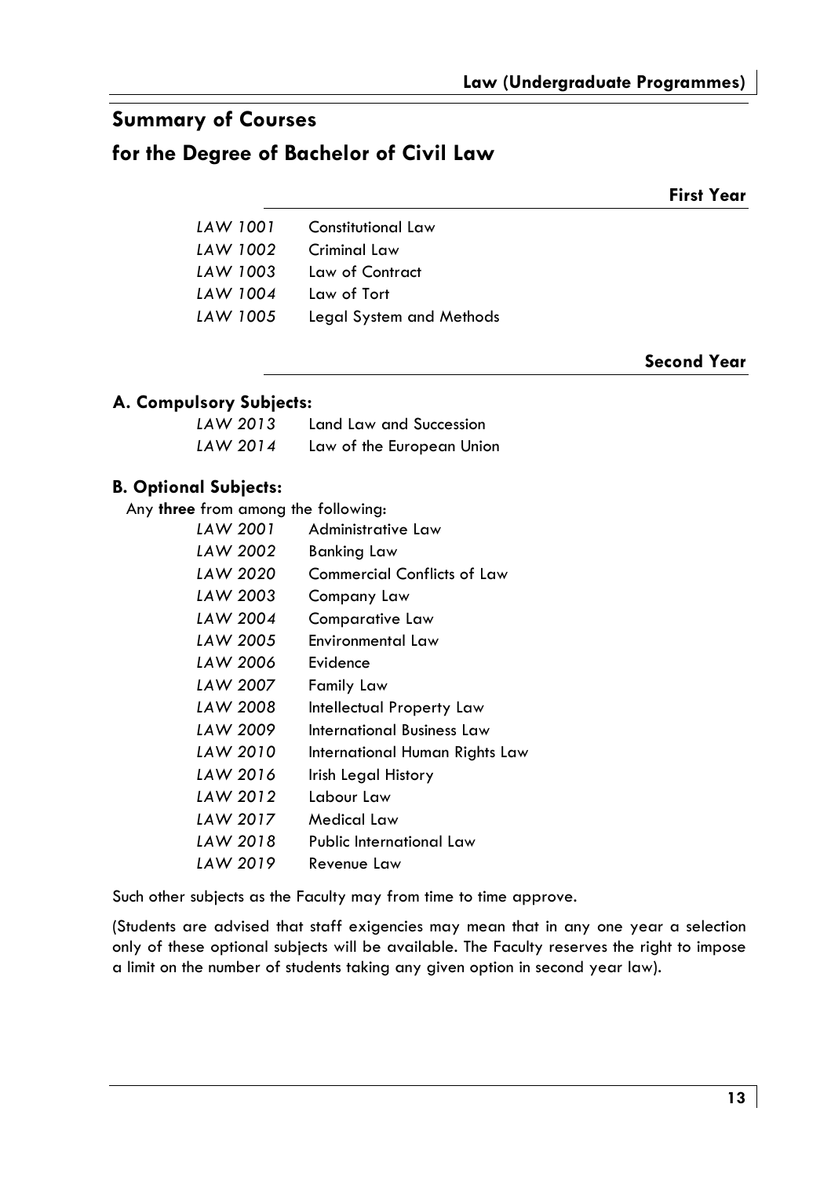## Summary of Courses

## for the Degree of Bachelor of Civil Law

### First Year

| | |
|---|---|
| *LAW 1001* | Constitutional Law |
| *LAW 1002* | Criminal Law |
| *LAW 1003* | Law of Contract |
| *LAW 1004* | Law of Tort |
| *LAW 1005* | Legal System and Methods |

### Second Year

#### A. Compulsory Subjects:

| | |
|---|---|
| *LAW 2013* | Land Law and Succession |
| *LAW 2014* | Law of the European Union |

#### B. Optional Subjects:

Any **three** from among the following:

| | |
|---|---|
| *LAW 2001* | Administrative Law |
| *LAW 2002* | Banking Law |
| *LAW 2020* | Commercial Conflicts of Law |
| *LAW 2003* | Company Law |
| *LAW 2004* | Comparative Law |
| *LAW 2005* | Environmental Law |
| *LAW 2006* | Evidence |
| *LAW 2007* | Family Law |
| *LAW 2008* | Intellectual Property Law |
| *LAW 2009* | International Business Law |
| *LAW 2010* | International Human Rights Law |
| *LAW 2016* | Irish Legal History |
| *LAW 2012* | Labour Law |
| *LAW 2017* | Medical Law |
| *LAW 2018* | Public International Law |
| *LAW 2019* | Revenue Law |

Such other subjects as the Faculty may from time to time approve.

(Students are advised that staff exigencies may mean that in any one year a selection only of these optional subjects will be available. The Faculty reserves the right to impose a limit on the number of students taking any given option in second year law).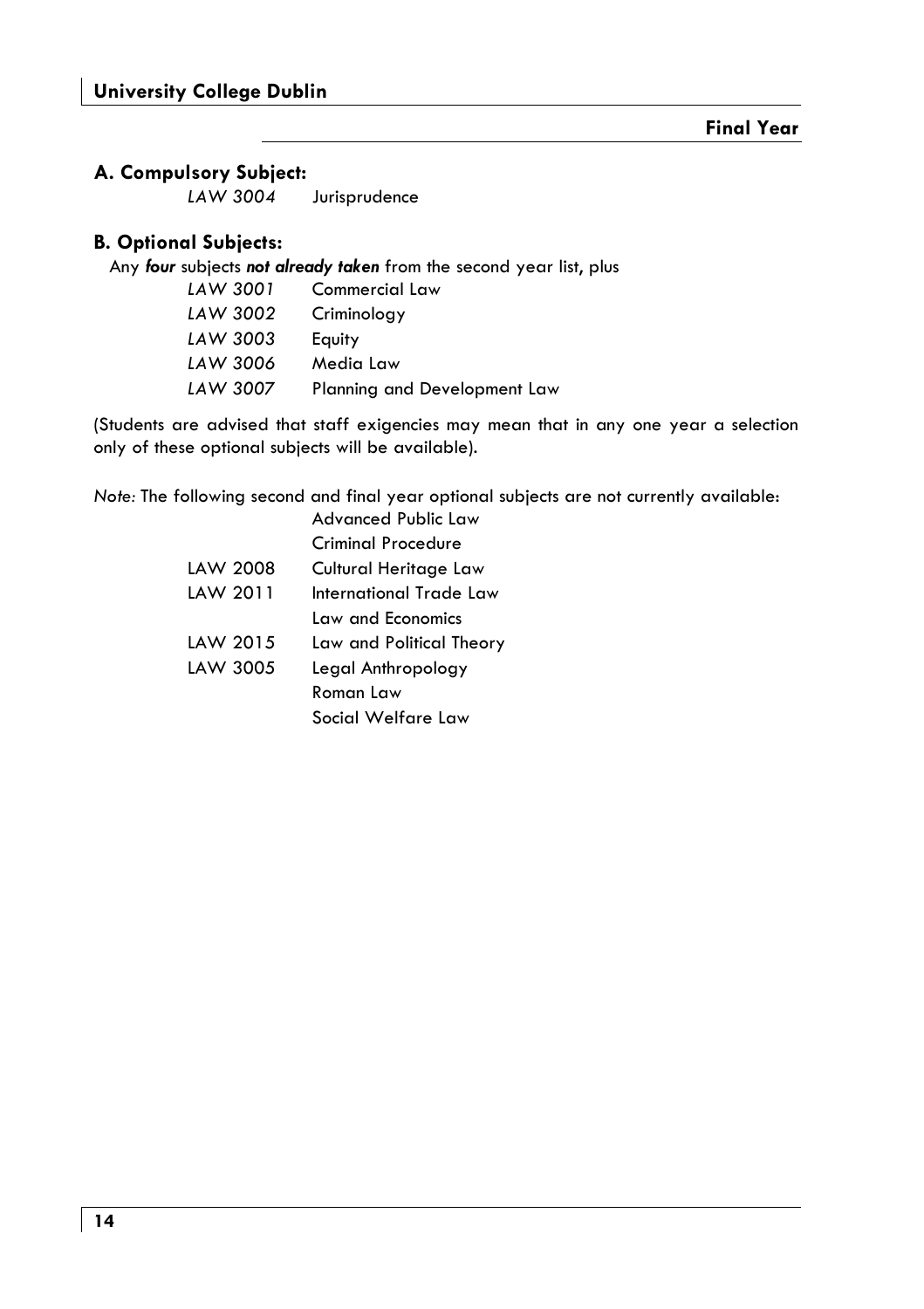## Final Year

### A. Compulsory Subject:

| | |
|---|---|
| *LAW 3004* | Jurisprudence |

### B. Optional Subjects:

Any ***four*** subjects ***not already taken*** from the second year list, plus

| | |
|---|---|
| *LAW 3001* | Commercial Law |
| *LAW 3002* | Criminology |
| *LAW 3003* | Equity |
| *LAW 3006* | Media Law |
| *LAW 3007* | Planning and Development Law |

(Students are advised that staff exigencies may mean that in any one year a selection only of these optional subjects will be available).

*Note:* The following second and final year optional subjects are not currently available:

| | |
|---|---|
| | Advanced Public Law |
| | Criminal Procedure |
| LAW 2008 | Cultural Heritage Law |
| LAW 2011 | International Trade Law |
| | Law and Economics |
| LAW 2015 | Law and Political Theory |
| LAW 3005 | Legal Anthropology |
| | Roman Law |
| | Social Welfare Law |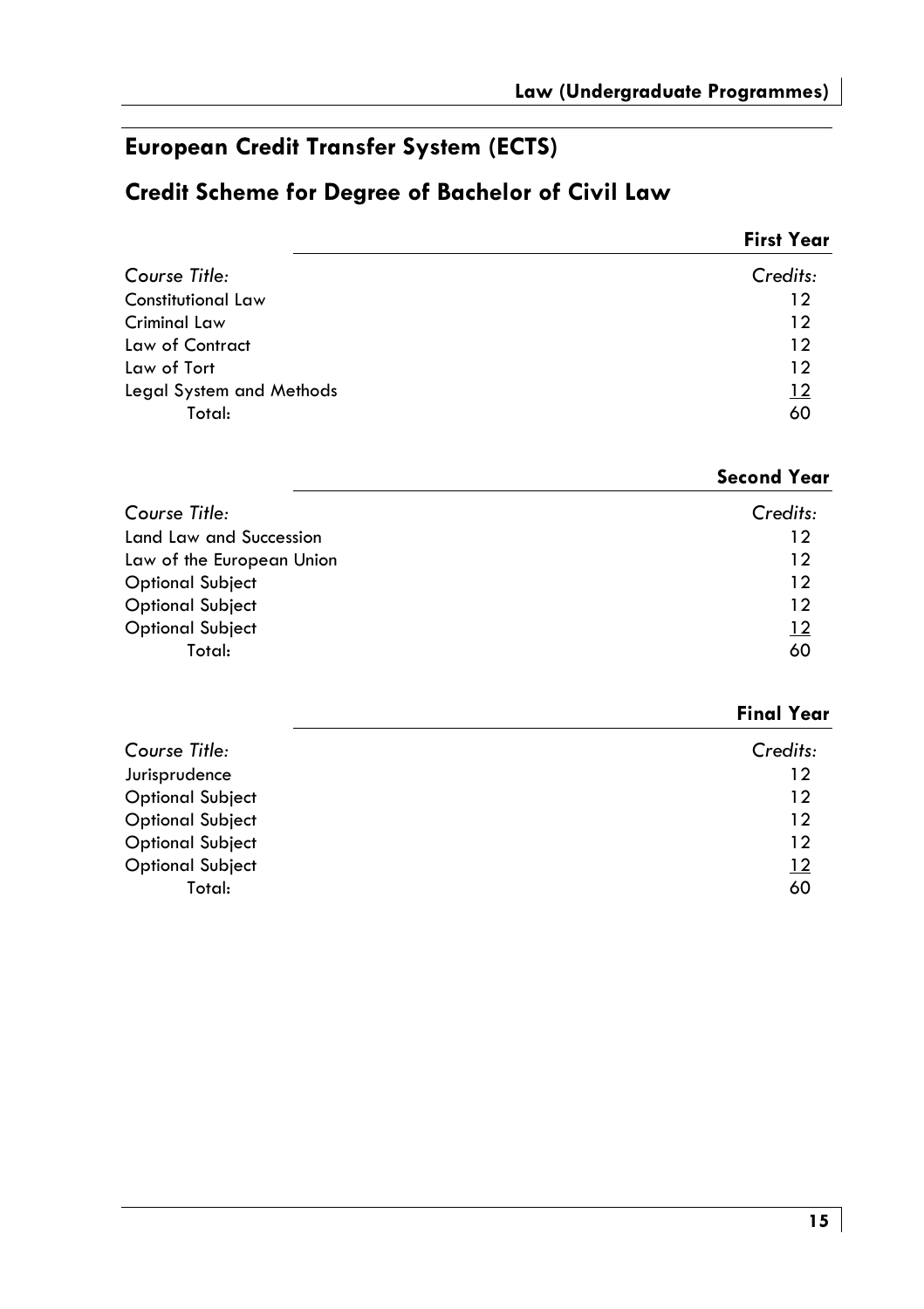## European Credit Transfer System (ECTS)

## Credit Scheme for Degree of Bachelor of Civil Law

### First Year

| *Course Title:* | *Credits:* |
|---|---|
| Constitutional Law | 12 |
| Criminal Law | 12 |
| Law of Contract | 12 |
| Law of Tort | 12 |
| Legal System and Methods | 12 |
| Total: | 60 |

### Second Year

| *Course Title:* | *Credits:* |
|---|---|
| Land Law and Succession | 12 |
| Law of the European Union | 12 |
| Optional Subject | 12 |
| Optional Subject | 12 |
| Optional Subject | 12 |
| Total: | 60 |

### Final Year

| *Course Title:* | *Credits:* |
|---|---|
| Jurisprudence | 12 |
| Optional Subject | 12 |
| Optional Subject | 12 |
| Optional Subject | 12 |
| Optional Subject | 12 |
| Total: | 60 |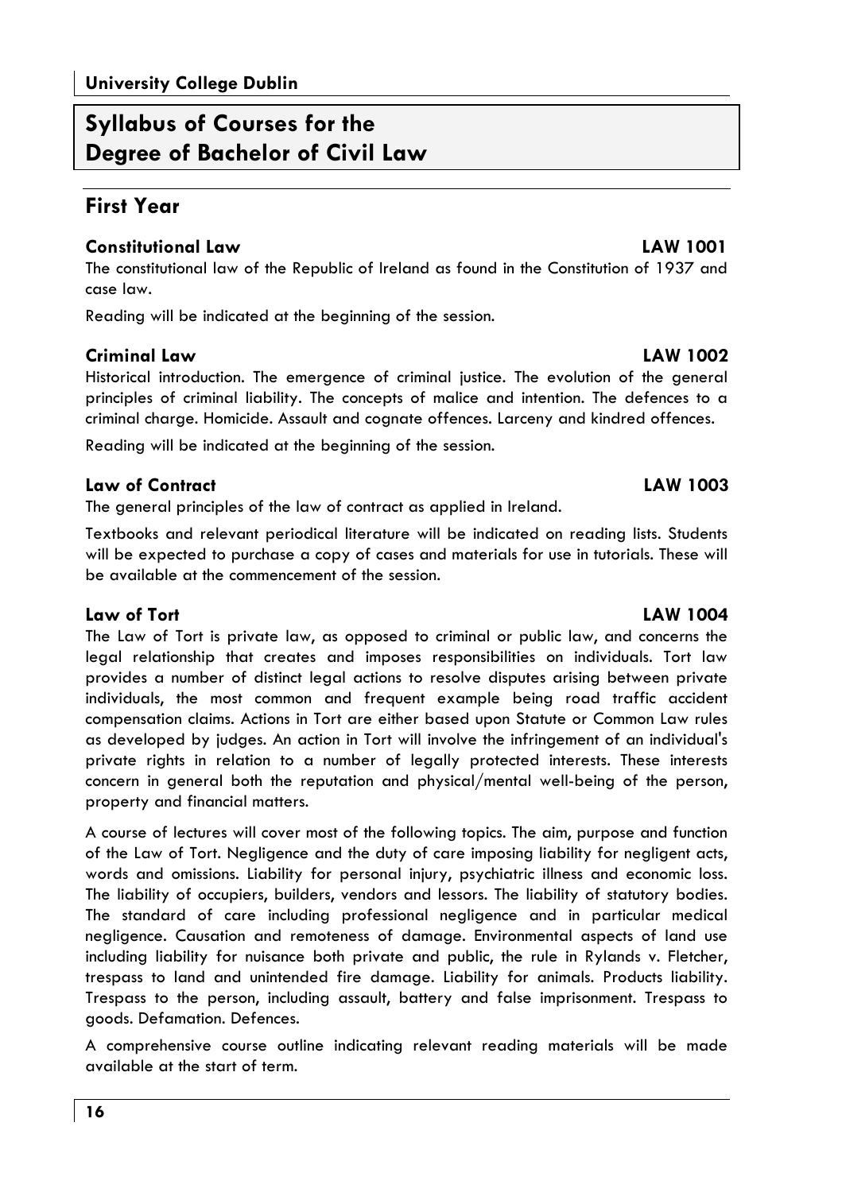**University College Dublin**

# Syllabus of Courses for the Degree of Bachelor of Civil Law

## First Year

### Constitutional Law — LAW 1001

The constitutional law of the Republic of Ireland as found in the Constitution of 1937 and case law.

Reading will be indicated at the beginning of the session.

### Criminal Law — LAW 1002

Historical introduction. The emergence of criminal justice. The evolution of the general principles of criminal liability. The concepts of malice and intention. The defences to a criminal charge. Homicide. Assault and cognate offences. Larceny and kindred offences.

Reading will be indicated at the beginning of the session.

### Law of Contract — LAW 1003

The general principles of the law of contract as applied in Ireland.

Textbooks and relevant periodical literature will be indicated on reading lists. Students will be expected to purchase a copy of cases and materials for use in tutorials. These will be available at the commencement of the session.

### Law of Tort — LAW 1004

The Law of Tort is private law, as opposed to criminal or public law, and concerns the legal relationship that creates and imposes responsibilities on individuals. Tort law provides a number of distinct legal actions to resolve disputes arising between private individuals, the most common and frequent example being road traffic accident compensation claims. Actions in Tort are either based upon Statute or Common Law rules as developed by judges. An action in Tort will involve the infringement of an individual's private rights in relation to a number of legally protected interests. These interests concern in general both the reputation and physical/mental well-being of the person, property and financial matters.

A course of lectures will cover most of the following topics. The aim, purpose and function of the Law of Tort. Negligence and the duty of care imposing liability for negligent acts, words and omissions. Liability for personal injury, psychiatric illness and economic loss. The liability of occupiers, builders, vendors and lessors. The liability of statutory bodies. The standard of care including professional negligence and in particular medical negligence. Causation and remoteness of damage. Environmental aspects of land use including liability for nuisance both private and public, the rule in Rylands v. Fletcher, trespass to land and unintended fire damage. Liability for animals. Products liability. Trespass to the person, including assault, battery and false imprisonment. Trespass to goods. Defamation. Defences.

A comprehensive course outline indicating relevant reading materials will be made available at the start of term.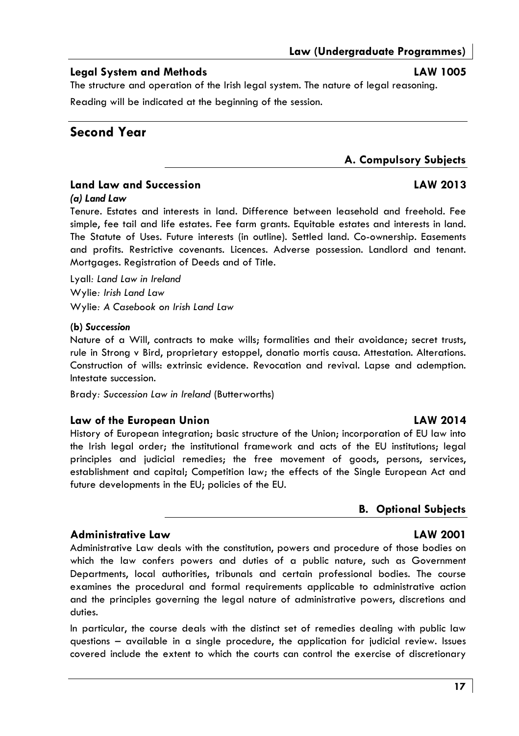### Legal System and Methods LAW 1005

The structure and operation of the Irish legal system. The nature of legal reasoning.

Reading will be indicated at the beginning of the session.

## Second Year

### A. Compulsory Subjects

### Land Law and Succession LAW 2013

***(a) Land Law***

Tenure. Estates and interests in land. Difference between leasehold and freehold. Fee simple, fee tail and life estates. Fee farm grants. Equitable estates and interests in land. The Statute of Uses. Future interests (in outline). Settled land. Co-ownership. Easements and profits. Restrictive covenants. Licences. Adverse possession. Landlord and tenant. Mortgages. Registration of Deeds and of Title.

Lyall*: Land Law in Ireland*
Wylie*: Irish Land Law*
Wylie*: A Casebook on Irish Land Law*

**(b) *Succession***

Nature of a Will, contracts to make wills; formalities and their avoidance; secret trusts, rule in Strong v Bird, proprietary estoppel, donatio mortis causa. Attestation. Alterations. Construction of wills: extrinsic evidence. Revocation and revival. Lapse and ademption. Intestate succession.

Brady*: Succession Law in Ireland* (Butterworths)

### Law of the European Union LAW 2014

History of European integration; basic structure of the Union; incorporation of EU law into the Irish legal order; the institutional framework and acts of the EU institutions; legal principles and judicial remedies; the free movement of goods, persons, services, establishment and capital; Competition law; the effects of the Single European Act and future developments in the EU; policies of the EU.

### B. Optional Subjects

### Administrative Law LAW 2001

Administrative Law deals with the constitution, powers and procedure of those bodies on which the law confers powers and duties of a public nature, such as Government Departments, local authorities, tribunals and certain professional bodies. The course examines the procedural and formal requirements applicable to administrative action and the principles governing the legal nature of administrative powers, discretions and duties.

In particular, the course deals with the distinct set of remedies dealing with public law questions – available in a single procedure, the application for judicial review. Issues covered include the extent to which the courts can control the exercise of discretionary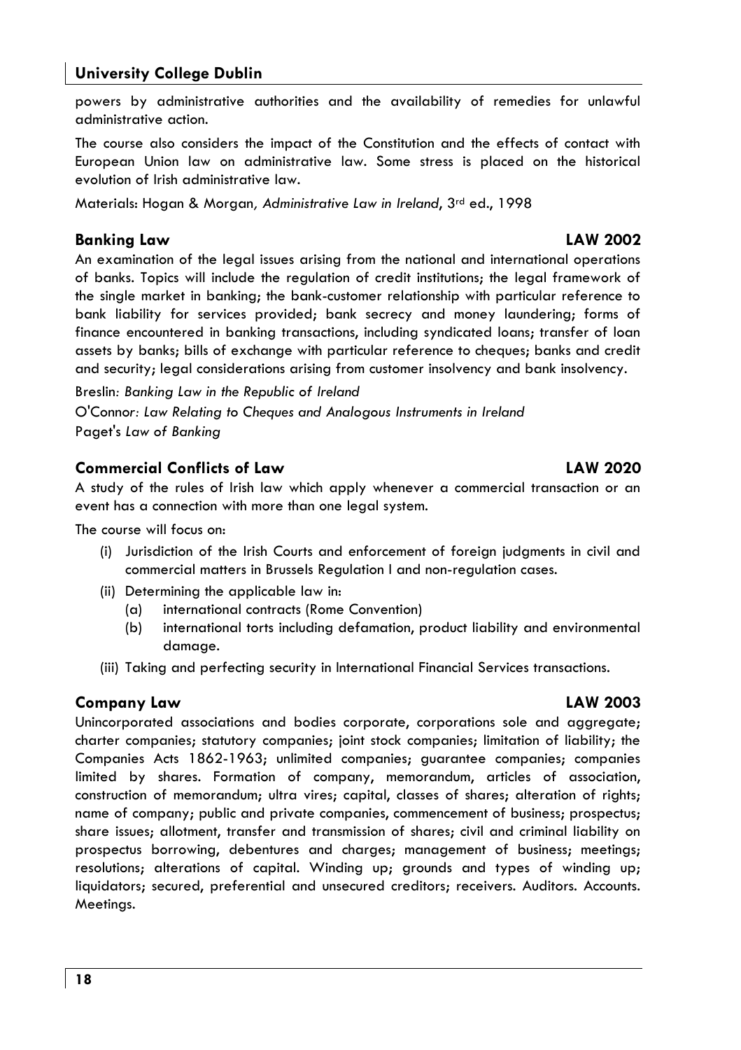powers by administrative authorities and the availability of remedies for unlawful administrative action.

The course also considers the impact of the Constitution and the effects of contact with European Union law on administrative law. Some stress is placed on the historical evolution of Irish administrative law.

Materials: Hogan & Morgan*, Administrative Law in Ireland*, 3rd ed., 1998

### Banking Law — LAW 2002

An examination of the legal issues arising from the national and international operations of banks. Topics will include the regulation of credit institutions; the legal framework of the single market in banking; the bank-customer relationship with particular reference to bank liability for services provided; bank secrecy and money laundering; forms of finance encountered in banking transactions, including syndicated loans; transfer of loan assets by banks; bills of exchange with particular reference to cheques; banks and credit and security; legal considerations arising from customer insolvency and bank insolvency.

Breslin*: Banking Law in the Republic of Ireland*

O'Connor*: Law Relating to Cheques and Analogous Instruments in Ireland*

Paget's *Law of Banking*

### Commercial Conflicts of Law — LAW 2020

A study of the rules of Irish law which apply whenever a commercial transaction or an event has a connection with more than one legal system.

The course will focus on:

(i) Jurisdiction of the Irish Courts and enforcement of foreign judgments in civil and commercial matters in Brussels Regulation I and non-regulation cases.

(ii) Determining the applicable law in:
   - (a) international contracts (Rome Convention)
   - (b) international torts including defamation, product liability and environmental damage.

(iii) Taking and perfecting security in International Financial Services transactions.

### Company Law — LAW 2003

Unincorporated associations and bodies corporate, corporations sole and aggregate; charter companies; statutory companies; joint stock companies; limitation of liability; the Companies Acts 1862-1963; unlimited companies; guarantee companies; companies limited by shares. Formation of company, memorandum, articles of association, construction of memorandum; ultra vires; capital, classes of shares; alteration of rights; name of company; public and private companies, commencement of business; prospectus; share issues; allotment, transfer and transmission of shares; civil and criminal liability on prospectus borrowing, debentures and charges; management of business; meetings; resolutions; alterations of capital. Winding up; grounds and types of winding up; liquidators; secured, preferential and unsecured creditors; receivers. Auditors. Accounts. Meetings.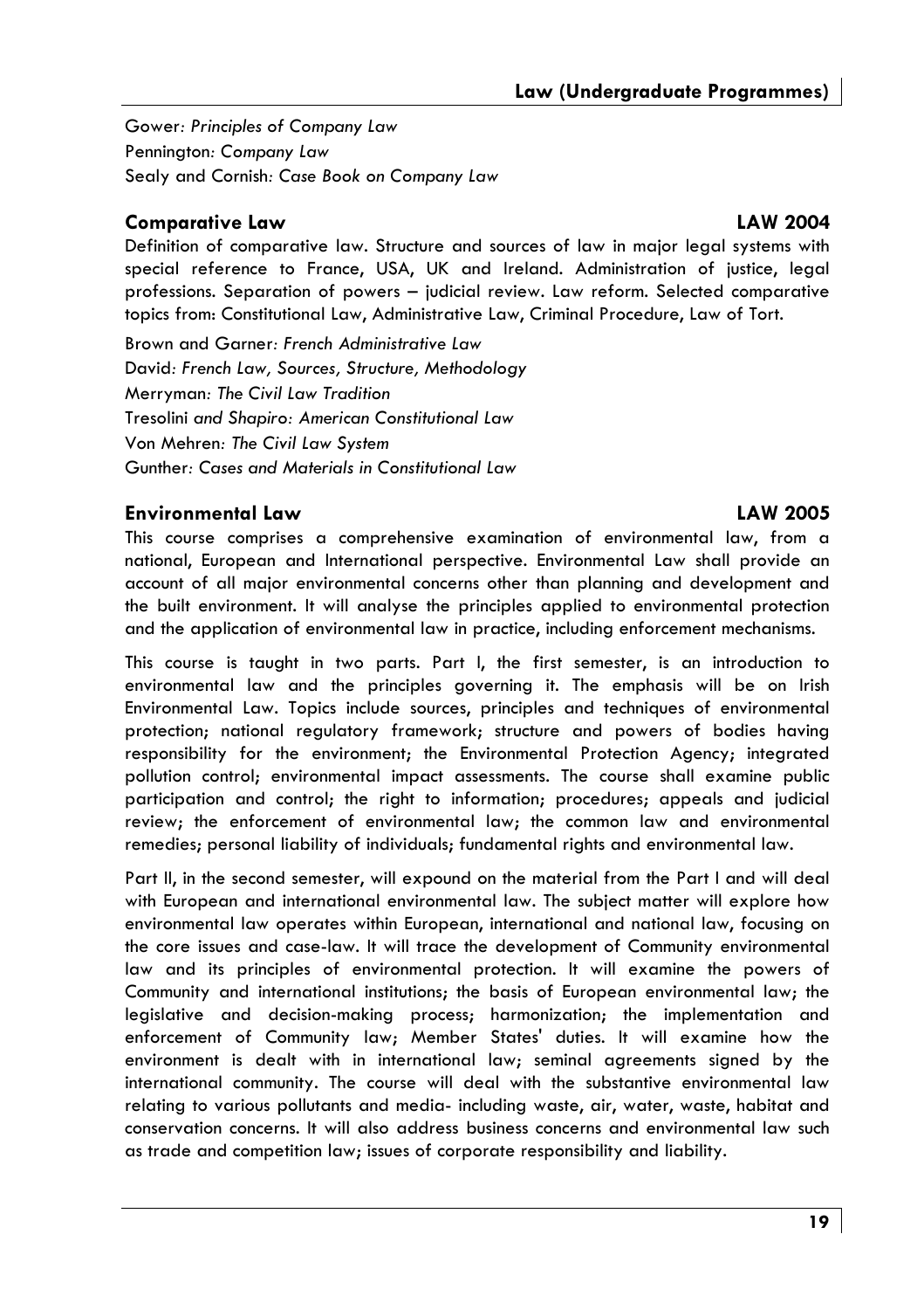Gower: *Principles of Company Law*
Pennington: *Company Law*
Sealy and Cornish: *Case Book on Company Law*

### Comparative Law — LAW 2004

Definition of comparative law. Structure and sources of law in major legal systems with special reference to France, USA, UK and Ireland. Administration of justice, legal professions. Separation of powers – judicial review. Law reform. Selected comparative topics from: Constitutional Law, Administrative Law, Criminal Procedure, Law of Tort.

Brown and Garner: *French Administrative Law*
David: *French Law, Sources, Structure, Methodology*
Merryman: *The Civil Law Tradition*
Tresolini *and Shapiro: American Constitutional Law*
Von Mehren: *The Civil Law System*
Gunther: *Cases and Materials in Constitutional Law*

### Environmental Law — LAW 2005

This course comprises a comprehensive examination of environmental law, from a national, European and International perspective. Environmental Law shall provide an account of all major environmental concerns other than planning and development and the built environment. It will analyse the principles applied to environmental protection and the application of environmental law in practice, including enforcement mechanisms.

This course is taught in two parts. Part I, the first semester, is an introduction to environmental law and the principles governing it. The emphasis will be on Irish Environmental Law. Topics include sources, principles and techniques of environmental protection; national regulatory framework; structure and powers of bodies having responsibility for the environment; the Environmental Protection Agency; integrated pollution control; environmental impact assessments. The course shall examine public participation and control; the right to information; procedures; appeals and judicial review; the enforcement of environmental law; the common law and environmental remedies; personal liability of individuals; fundamental rights and environmental law.

Part II, in the second semester, will expound on the material from the Part I and will deal with European and international environmental law. The subject matter will explore how environmental law operates within European, international and national law, focusing on the core issues and case-law. It will trace the development of Community environmental law and its principles of environmental protection. It will examine the powers of Community and international institutions; the basis of European environmental law; the legislative and decision-making process; harmonization; the implementation and enforcement of Community law; Member States' duties. It will examine how the environment is dealt with in international law; seminal agreements signed by the international community. The course will deal with the substantive environmental law relating to various pollutants and media- including waste, air, water, waste, habitat and conservation concerns. It will also address business concerns and environmental law such as trade and competition law; issues of corporate responsibility and liability.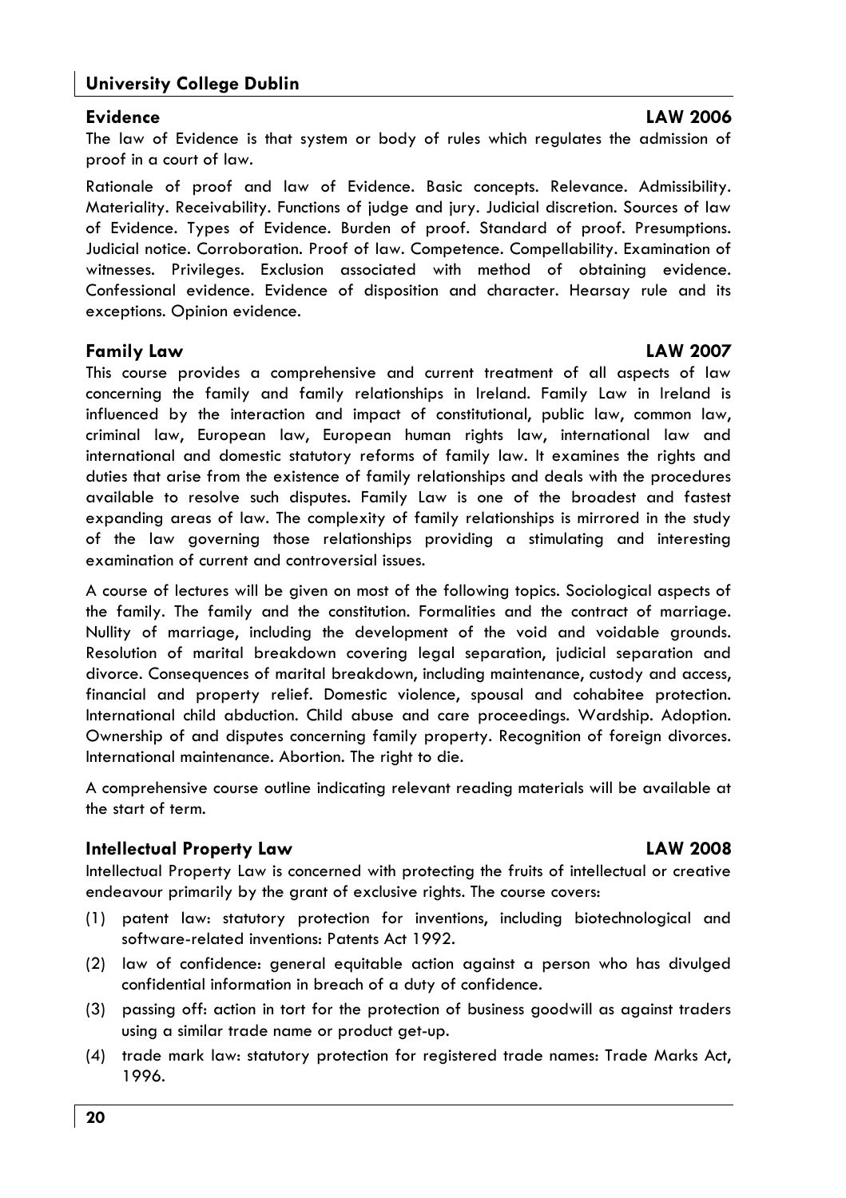## Evidence — LAW 2006

The law of Evidence is that system or body of rules which regulates the admission of proof in a court of law.

Rationale of proof and law of Evidence. Basic concepts. Relevance. Admissibility. Materiality. Receivability. Functions of judge and jury. Judicial discretion. Sources of law of Evidence. Types of Evidence. Burden of proof. Standard of proof. Presumptions. Judicial notice. Corroboration. Proof of law. Competence. Compellability. Examination of witnesses. Privileges. Exclusion associated with method of obtaining evidence. Confessional evidence. Evidence of disposition and character. Hearsay rule and its exceptions. Opinion evidence.

## Family Law — LAW 2007

This course provides a comprehensive and current treatment of all aspects of law concerning the family and family relationships in Ireland. Family Law in Ireland is influenced by the interaction and impact of constitutional, public law, common law, criminal law, European law, European human rights law, international law and international and domestic statutory reforms of family law. It examines the rights and duties that arise from the existence of family relationships and deals with the procedures available to resolve such disputes. Family Law is one of the broadest and fastest expanding areas of law. The complexity of family relationships is mirrored in the study of the law governing those relationships providing a stimulating and interesting examination of current and controversial issues.

A course of lectures will be given on most of the following topics. Sociological aspects of the family. The family and the constitution. Formalities and the contract of marriage. Nullity of marriage, including the development of the void and voidable grounds. Resolution of marital breakdown covering legal separation, judicial separation and divorce. Consequences of marital breakdown, including maintenance, custody and access, financial and property relief. Domestic violence, spousal and cohabitee protection. International child abduction. Child abuse and care proceedings. Wardship. Adoption. Ownership of and disputes concerning family property. Recognition of foreign divorces. International maintenance. Abortion. The right to die.

A comprehensive course outline indicating relevant reading materials will be available at the start of term.

## Intellectual Property Law — LAW 2008

Intellectual Property Law is concerned with protecting the fruits of intellectual or creative endeavour primarily by the grant of exclusive rights. The course covers:

(1) patent law: statutory protection for inventions, including biotechnological and software-related inventions: Patents Act 1992.

(2) law of confidence: general equitable action against a person who has divulged confidential information in breach of a duty of confidence.

(3) passing off: action in tort for the protection of business goodwill as against traders using a similar trade name or product get-up.

(4) trade mark law: statutory protection for registered trade names: Trade Marks Act, 1996.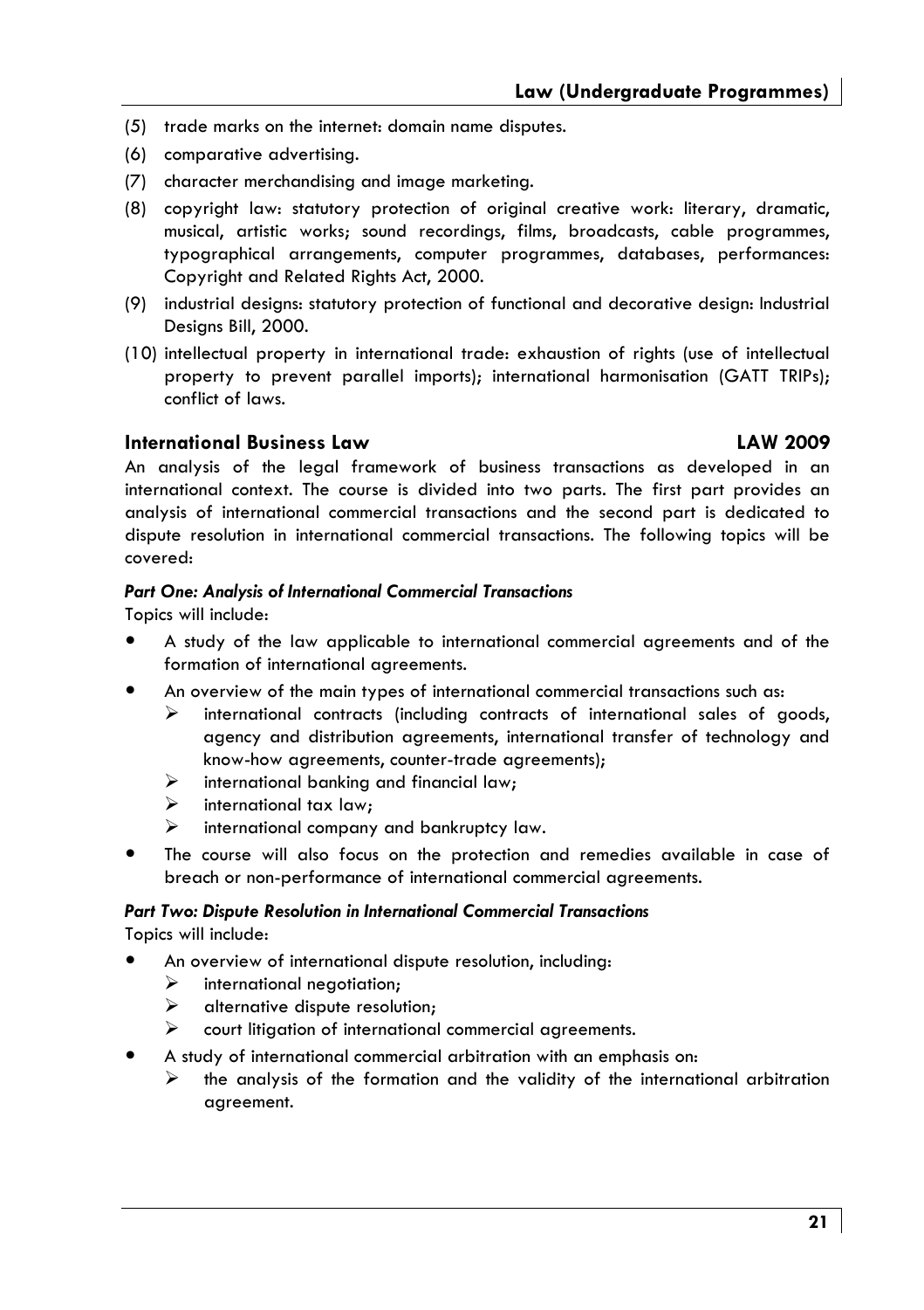(5) trade marks on the internet: domain name disputes.

(6) comparative advertising.

(7) character merchandising and image marketing.

(8) copyright law: statutory protection of original creative work: literary, dramatic, musical, artistic works; sound recordings, films, broadcasts, cable programmes, typographical arrangements, computer programmes, databases, performances: Copyright and Related Rights Act, 2000.

(9) industrial designs: statutory protection of functional and decorative design: Industrial Designs Bill, 2000.

(10) intellectual property in international trade: exhaustion of rights (use of intellectual property to prevent parallel imports); international harmonisation (GATT TRIPs); conflict of laws.

## International Business Law — LAW 2009

An analysis of the legal framework of business transactions as developed in an international context. The course is divided into two parts. The first part provides an analysis of international commercial transactions and the second part is dedicated to dispute resolution in international commercial transactions. The following topics will be covered:

***Part One: Analysis of International Commercial Transactions***

Topics will include:

- A study of the law applicable to international commercial agreements and of the formation of international agreements.
- An overview of the main types of international commercial transactions such as:
  - international contracts (including contracts of international sales of goods, agency and distribution agreements, international transfer of technology and know-how agreements, counter-trade agreements);
  - international banking and financial law;
  - international tax law;
  - international company and bankruptcy law.
- The course will also focus on the protection and remedies available in case of breach or non-performance of international commercial agreements.

***Part Two: Dispute Resolution in International Commercial Transactions***

Topics will include:

- An overview of international dispute resolution, including:
  - international negotiation;
  - alternative dispute resolution;
  - court litigation of international commercial agreements.
- A study of international commercial arbitration with an emphasis on:
  - the analysis of the formation and the validity of the international arbitration agreement.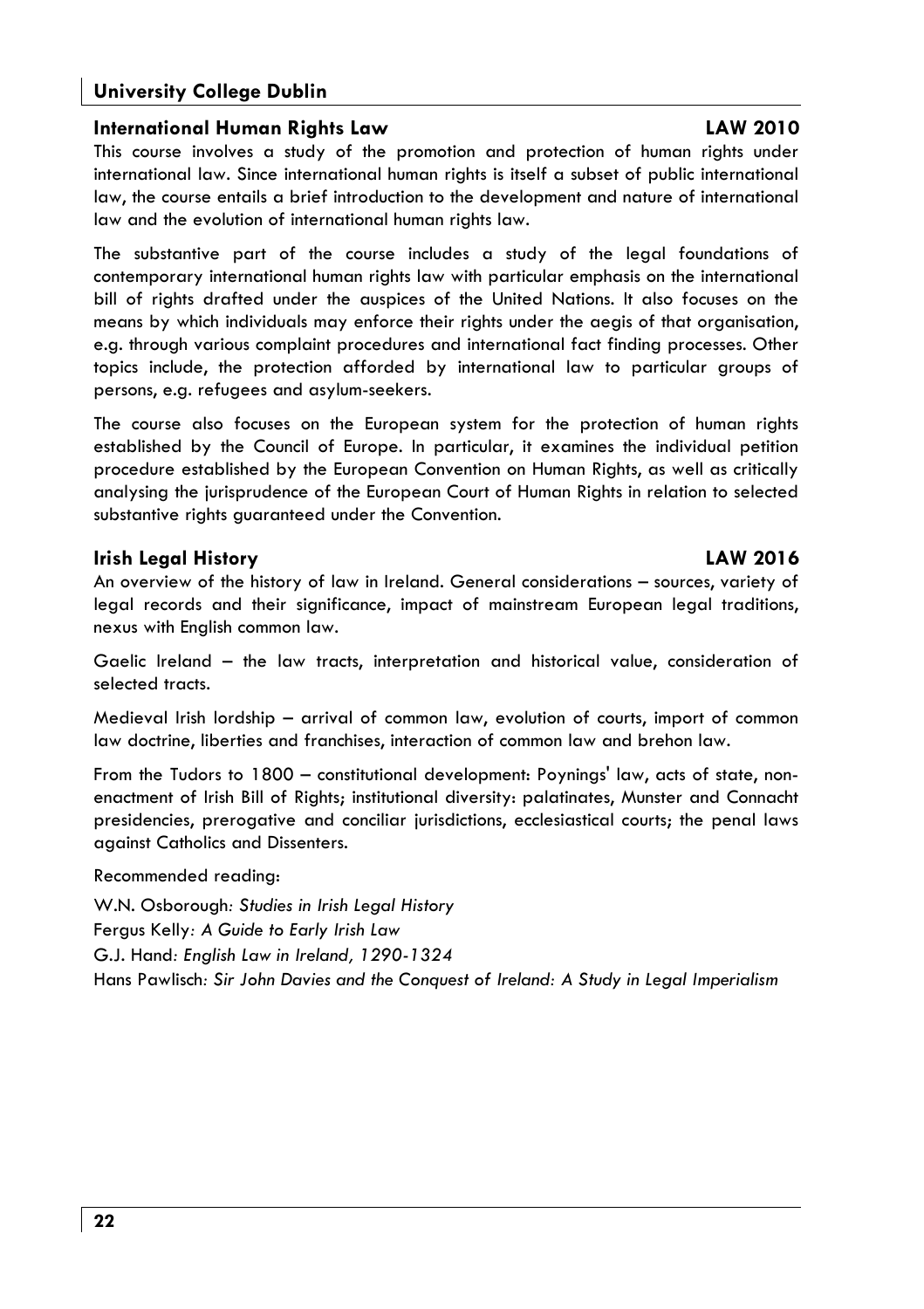## University College Dublin

### International Human Rights Law — LAW 2010

This course involves a study of the promotion and protection of human rights under international law. Since international human rights is itself a subset of public international law, the course entails a brief introduction to the development and nature of international law and the evolution of international human rights law.

The substantive part of the course includes a study of the legal foundations of contemporary international human rights law with particular emphasis on the international bill of rights drafted under the auspices of the United Nations. It also focuses on the means by which individuals may enforce their rights under the aegis of that organisation, e.g. through various complaint procedures and international fact finding processes. Other topics include, the protection afforded by international law to particular groups of persons, e.g. refugees and asylum-seekers.

The course also focuses on the European system for the protection of human rights established by the Council of Europe. In particular, it examines the individual petition procedure established by the European Convention on Human Rights, as well as critically analysing the jurisprudence of the European Court of Human Rights in relation to selected substantive rights guaranteed under the Convention.

### Irish Legal History — LAW 2016

An overview of the history of law in Ireland. General considerations – sources, variety of legal records and their significance, impact of mainstream European legal traditions, nexus with English common law.

Gaelic Ireland – the law tracts, interpretation and historical value, consideration of selected tracts.

Medieval Irish lordship – arrival of common law, evolution of courts, import of common law doctrine, liberties and franchises, interaction of common law and brehon law.

From the Tudors to 1800 – constitutional development: Poynings' law, acts of state, non-enactment of Irish Bill of Rights; institutional diversity: palatinates, Munster and Connacht presidencies, prerogative and conciliar jurisdictions, ecclesiastical courts; the penal laws against Catholics and Dissenters.

Recommended reading:

W.N. Osborough: *Studies in Irish Legal History*
Fergus Kelly: *A Guide to Early Irish Law*
G.J. Hand: *English Law in Ireland, 1290-1324*
Hans Pawlisch: *Sir John Davies and the Conquest of Ireland: A Study in Legal Imperialism*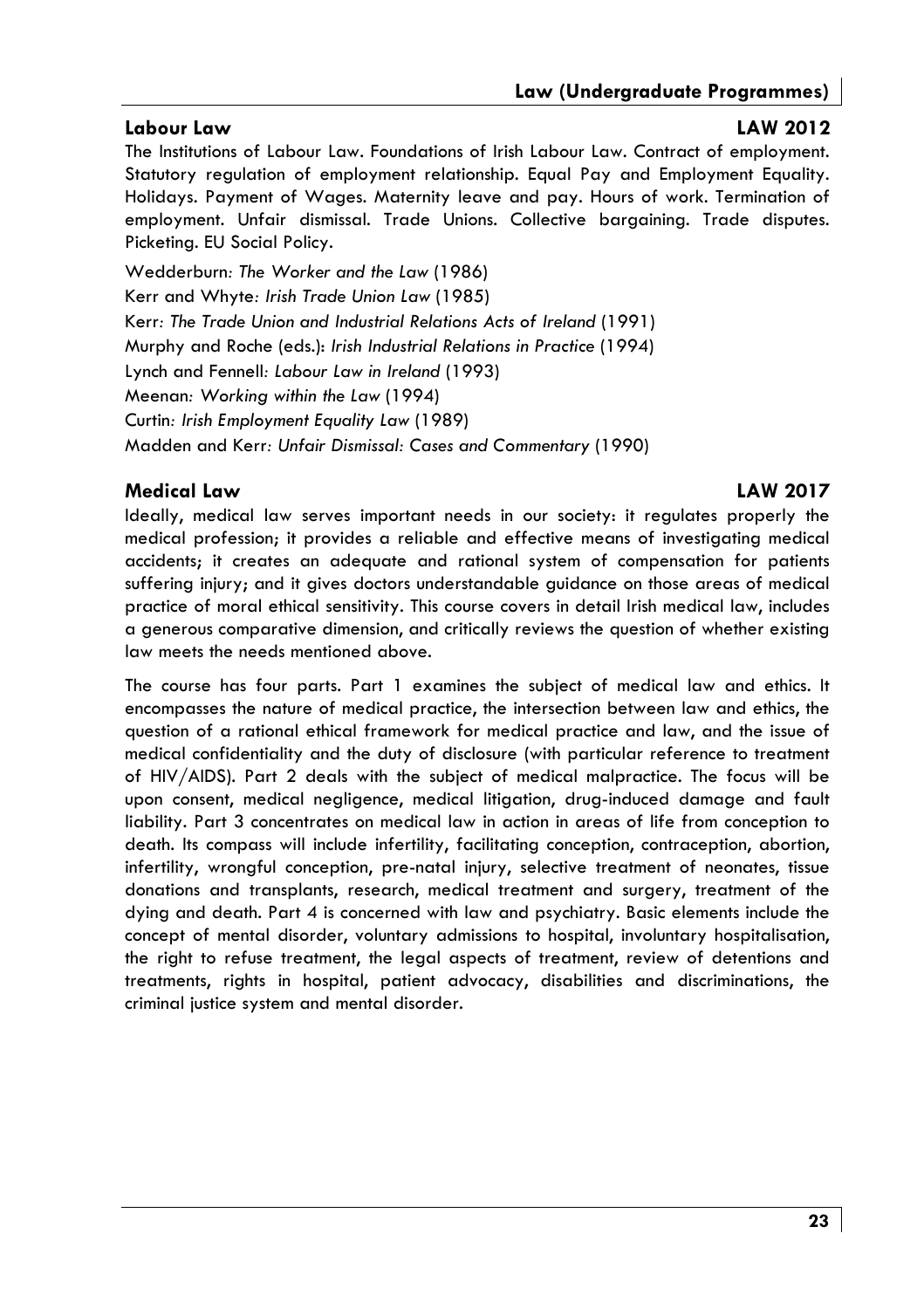## Labour Law LAW 2012

The Institutions of Labour Law. Foundations of Irish Labour Law. Contract of employment. Statutory regulation of employment relationship. Equal Pay and Employment Equality. Holidays. Payment of Wages. Maternity leave and pay. Hours of work. Termination of employment. Unfair dismissal. Trade Unions. Collective bargaining. Trade disputes. Picketing. EU Social Policy.

Wedderburn: *The Worker and the Law* (1986)
Kerr and Whyte: *Irish Trade Union Law* (1985)
Kerr: *The Trade Union and Industrial Relations Acts of Ireland* (1991)
Murphy and Roche (eds.): *Irish Industrial Relations in Practice* (1994)
Lynch and Fennell: *Labour Law in Ireland* (1993)
Meenan: *Working within the Law* (1994)
Curtin: *Irish Employment Equality Law* (1989)
Madden and Kerr: *Unfair Dismissal: Cases and Commentary* (1990)

## Medical Law LAW 2017

Ideally, medical law serves important needs in our society: it regulates properly the medical profession; it provides a reliable and effective means of investigating medical accidents; it creates an adequate and rational system of compensation for patients suffering injury; and it gives doctors understandable guidance on those areas of medical practice of moral ethical sensitivity. This course covers in detail Irish medical law, includes a generous comparative dimension, and critically reviews the question of whether existing law meets the needs mentioned above.

The course has four parts. Part 1 examines the subject of medical law and ethics. It encompasses the nature of medical practice, the intersection between law and ethics, the question of a rational ethical framework for medical practice and law, and the issue of medical confidentiality and the duty of disclosure (with particular reference to treatment of HIV/AIDS). Part 2 deals with the subject of medical malpractice. The focus will be upon consent, medical negligence, medical litigation, drug-induced damage and fault liability. Part 3 concentrates on medical law in action in areas of life from conception to death. Its compass will include infertility, facilitating conception, contraception, abortion, infertility, wrongful conception, pre-natal injury, selective treatment of neonates, tissue donations and transplants, research, medical treatment and surgery, treatment of the dying and death. Part 4 is concerned with law and psychiatry. Basic elements include the concept of mental disorder, voluntary admissions to hospital, involuntary hospitalisation, the right to refuse treatment, the legal aspects of treatment, review of detentions and treatments, rights in hospital, patient advocacy, disabilities and discriminations, the criminal justice system and mental disorder.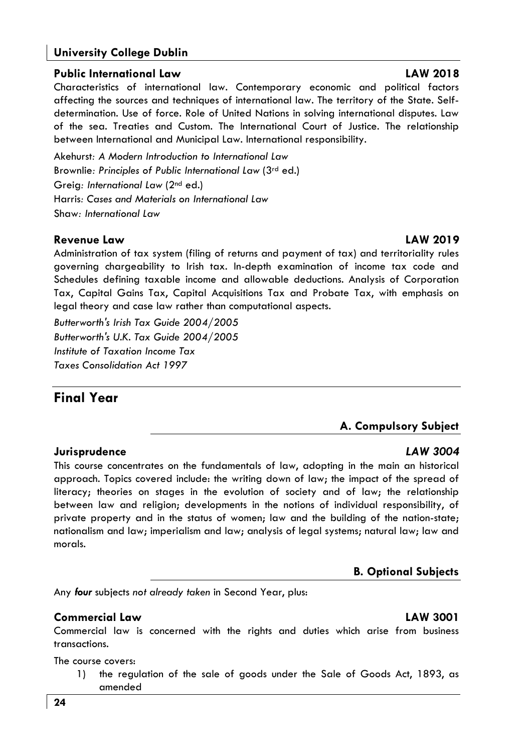### Public International Law — LAW 2018

Characteristics of international law. Contemporary economic and political factors affecting the sources and techniques of international law. The territory of the State. Self-determination. Use of force. Role of United Nations in solving international disputes. Law of the sea. Treaties and Custom. The International Court of Justice. The relationship between International and Municipal Law. International responsibility.

Akehurst: *A Modern Introduction to International Law*
Brownlie: *Principles of Public International Law* (3rd ed.)
Greig: *International Law* (2nd ed.)
Harris: *Cases and Materials on International Law*
Shaw: *International Law*

### Revenue Law — LAW 2019

Administration of tax system (filing of returns and payment of tax) and territoriality rules governing chargeability to Irish tax. In-depth examination of income tax code and Schedules defining taxable income and allowable deductions. Analysis of Corporation Tax, Capital Gains Tax, Capital Acquisitions Tax and Probate Tax, with emphasis on legal theory and case law rather than computational aspects.

*Butterworth's Irish Tax Guide 2004/2005*
*Butterworth's U.K. Tax Guide 2004/2005*
*Institute of Taxation Income Tax*
*Taxes Consolidation Act 1997*

## Final Year

### A. Compulsory Subject

### Jurisprudence — *LAW 3004*

This course concentrates on the fundamentals of law, adopting in the main an historical approach. Topics covered include: the writing down of law; the impact of the spread of literacy; theories on stages in the evolution of society and of law; the relationship between law and religion; developments in the notions of individual responsibility, of private property and in the status of women; law and the building of the nation-state; nationalism and law; imperialism and law; analysis of legal systems; natural law; law and morals.

### B. Optional Subjects

Any ***four*** subjects *not already taken* in Second Year, plus:

### Commercial Law — LAW 3001

Commercial law is concerned with the rights and duties which arise from business transactions.

The course covers:

1) the regulation of the sale of goods under the Sale of Goods Act, 1893, as amended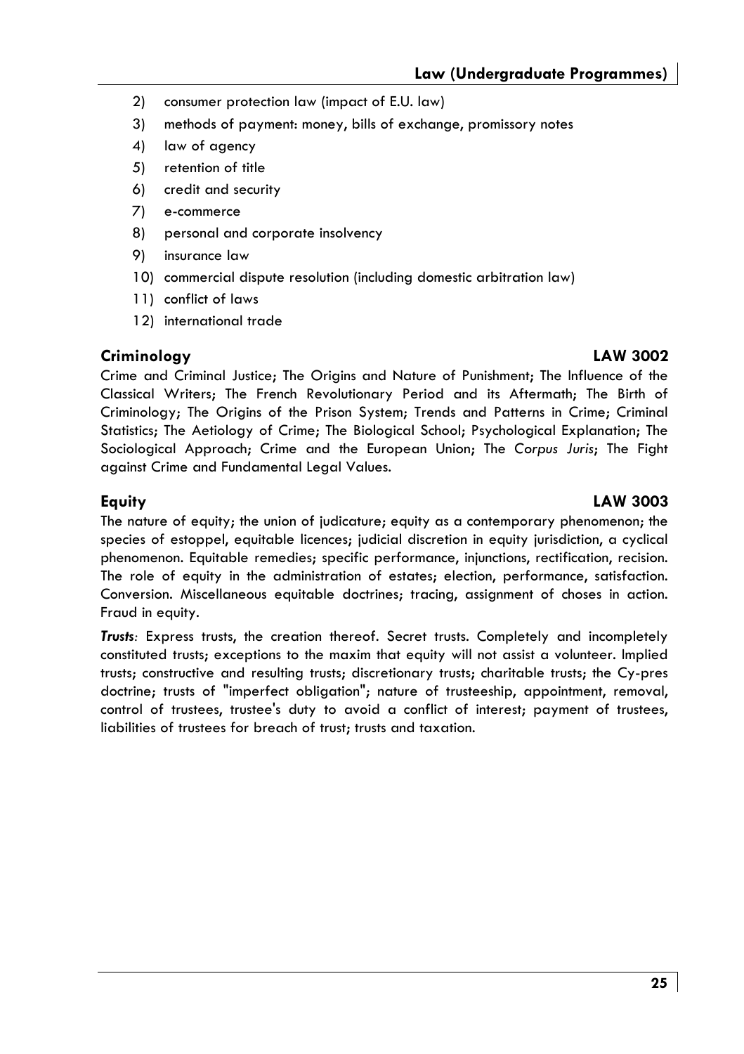2) consumer protection law (impact of E.U. law)
3) methods of payment: money, bills of exchange, promissory notes
4) law of agency
5) retention of title
6) credit and security
7) e-commerce
8) personal and corporate insolvency
9) insurance law
10) commercial dispute resolution (including domestic arbitration law)
11) conflict of laws
12) international trade

### Criminology — LAW 3002

Crime and Criminal Justice; The Origins and Nature of Punishment; The Influence of the Classical Writers; The French Revolutionary Period and its Aftermath; The Birth of Criminology; The Origins of the Prison System; Trends and Patterns in Crime; Criminal Statistics; The Aetiology of Crime; The Biological School; Psychological Explanation; The Sociological Approach; Crime and the European Union; The C*orpus Juris*; The Fight against Crime and Fundamental Legal Values.

### Equity — LAW 3003

The nature of equity; the union of judicature; equity as a contemporary phenomenon; the species of estoppel, equitable licences; judicial discretion in equity jurisdiction, a cyclical phenomenon. Equitable remedies; specific performance, injunctions, rectification, recision. The role of equity in the administration of estates; election, performance, satisfaction. Conversion. Miscellaneous equitable doctrines; tracing, assignment of choses in action. Fraud in equity.

***Trusts**:* Express trusts, the creation thereof. Secret trusts. Completely and incompletely constituted trusts; exceptions to the maxim that equity will not assist a volunteer. Implied trusts; constructive and resulting trusts; discretionary trusts; charitable trusts; the Cy-pres doctrine; trusts of "imperfect obligation"; nature of trusteeship, appointment, removal, control of trustees, trustee's duty to avoid a conflict of interest; payment of trustees, liabilities of trustees for breach of trust; trusts and taxation.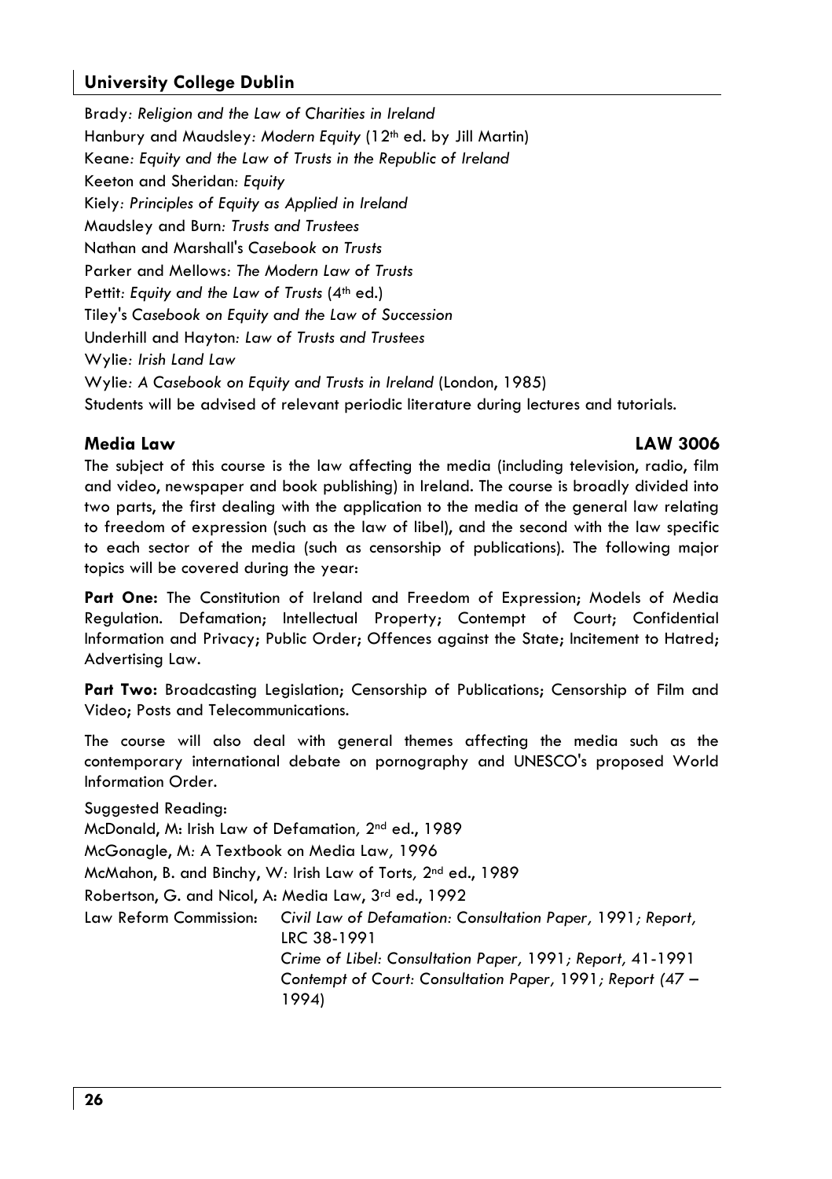Brady*: Religion and the Law of Charities in Ireland*
Hanbury and Maudsley*: Modern Equity* (12th ed. by Jill Martin)
Keane*: Equity and the Law of Trusts in the Republic of Ireland*
Keeton and Sheridan*: Equity*
Kiely*: Principles of Equity as Applied in Ireland*
Maudsley and Burn*: Trusts and Trustees*
Nathan and Marshall's *Casebook on Trusts*
Parker and Mellows*: The Modern Law of Trusts*
Pettit*: Equity and the Law of Trusts* (4th ed.)
Tiley's *Casebook on Equity and the Law of Succession*
Underhill and Hayton*: Law of Trusts and Trustees*
Wylie*: Irish Land Law*
Wylie*: A Casebook on Equity and Trusts in Ireland* (London, 1985)
Students will be advised of relevant periodic literature during lectures and tutorials.

### Media Law — LAW 3006

The subject of this course is the law affecting the media (including television, radio, film and video, newspaper and book publishing) in Ireland. The course is broadly divided into two parts, the first dealing with the application to the media of the general law relating to freedom of expression (such as the law of libel), and the second with the law specific to each sector of the media (such as censorship of publications). The following major topics will be covered during the year:

**Part One:** The Constitution of Ireland and Freedom of Expression; Models of Media Regulation. Defamation; Intellectual Property; Contempt of Court; Confidential Information and Privacy; Public Order; Offences against the State; Incitement to Hatred; Advertising Law.

**Part Two:** Broadcasting Legislation; Censorship of Publications; Censorship of Film and Video; Posts and Telecommunications.

The course will also deal with general themes affecting the media such as the contemporary international debate on pornography and UNESCO's proposed World Information Order.

Suggested Reading:
McDonald, M: Irish Law of Defamation*,* 2nd ed., 1989
McGonagle, M*:* A Textbook on Media Law*,* 1996
McMahon, B. and Binchy, W*:* Irish Law of Torts*,* 2nd ed., 1989
Robertson, G. and Nicol, A: Media Law, 3rd ed., 1992
Law Reform Commission: *Civil Law of Defamation: Consultation Paper,* 1991*; Report,* LRC 38-1991
*Crime of Libel: Consultation Paper,* 1991*; Report,* 41-1991
*Contempt of Court: Consultation Paper,* 1991*; Report* (47 – 1994)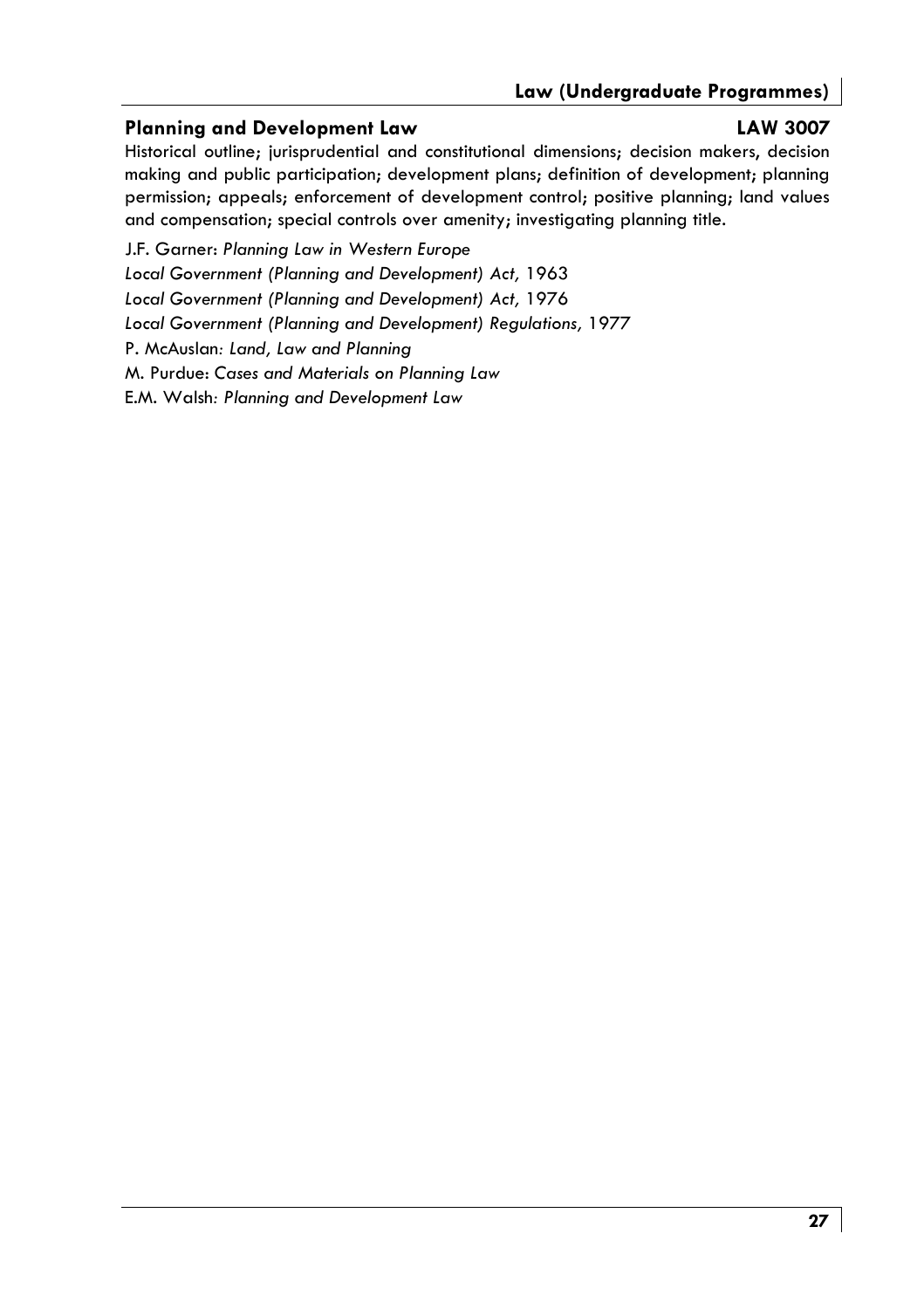## Planning and Development Law — LAW 3007

Historical outline; jurisprudential and constitutional dimensions; decision makers, decision making and public participation; development plans; definition of development; planning permission; appeals; enforcement of development control; positive planning; land values and compensation; special controls over amenity; investigating planning title.

J.F. Garner: *Planning Law in Western Europe*

*Local Government (Planning and Development) Act,* 1963

*Local Government (Planning and Development) Act,* 1976

*Local Government (Planning and Development) Regulations,* 1977

P. McAuslan*: Land, Law and Planning*

M. Purdue: *Cases and Materials on Planning Law*

E.M. Walsh*: Planning and Development Law*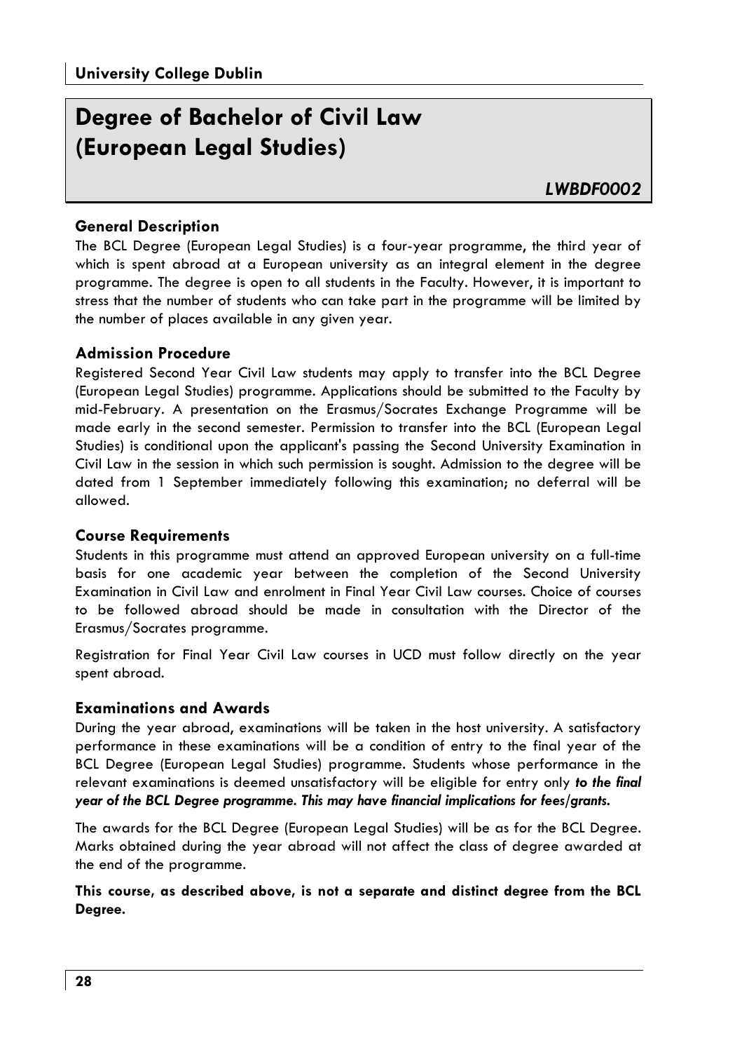# Degree of Bachelor of Civil Law (European Legal Studies)

***LWBDF0002***

### General Description

The BCL Degree (European Legal Studies) is a four-year programme, the third year of which is spent abroad at a European university as an integral element in the degree programme. The degree is open to all students in the Faculty. However, it is important to stress that the number of students who can take part in the programme will be limited by the number of places available in any given year.

### Admission Procedure

Registered Second Year Civil Law students may apply to transfer into the BCL Degree (European Legal Studies) programme. Applications should be submitted to the Faculty by mid-February. A presentation on the Erasmus/Socrates Exchange Programme will be made early in the second semester. Permission to transfer into the BCL (European Legal Studies) is conditional upon the applicant's passing the Second University Examination in Civil Law in the session in which such permission is sought. Admission to the degree will be dated from 1 September immediately following this examination; no deferral will be allowed.

### Course Requirements

Students in this programme must attend an approved European university on a full-time basis for one academic year between the completion of the Second University Examination in Civil Law and enrolment in Final Year Civil Law courses. Choice of courses to be followed abroad should be made in consultation with the Director of the Erasmus/Socrates programme.

Registration for Final Year Civil Law courses in UCD must follow directly on the year spent abroad.

### Examinations and Awards

During the year abroad, examinations will be taken in the host university. A satisfactory performance in these examinations will be a condition of entry to the final year of the BCL Degree (European Legal Studies) programme. Students whose performance in the relevant examinations is deemed unsatisfactory will be eligible for entry only ***to the final year of the BCL Degree programme. This may have financial implications for fees/grants.***

The awards for the BCL Degree (European Legal Studies) will be as for the BCL Degree. Marks obtained during the year abroad will not affect the class of degree awarded at the end of the programme.

**This course, as described above, is not a separate and distinct degree from the BCL Degree.**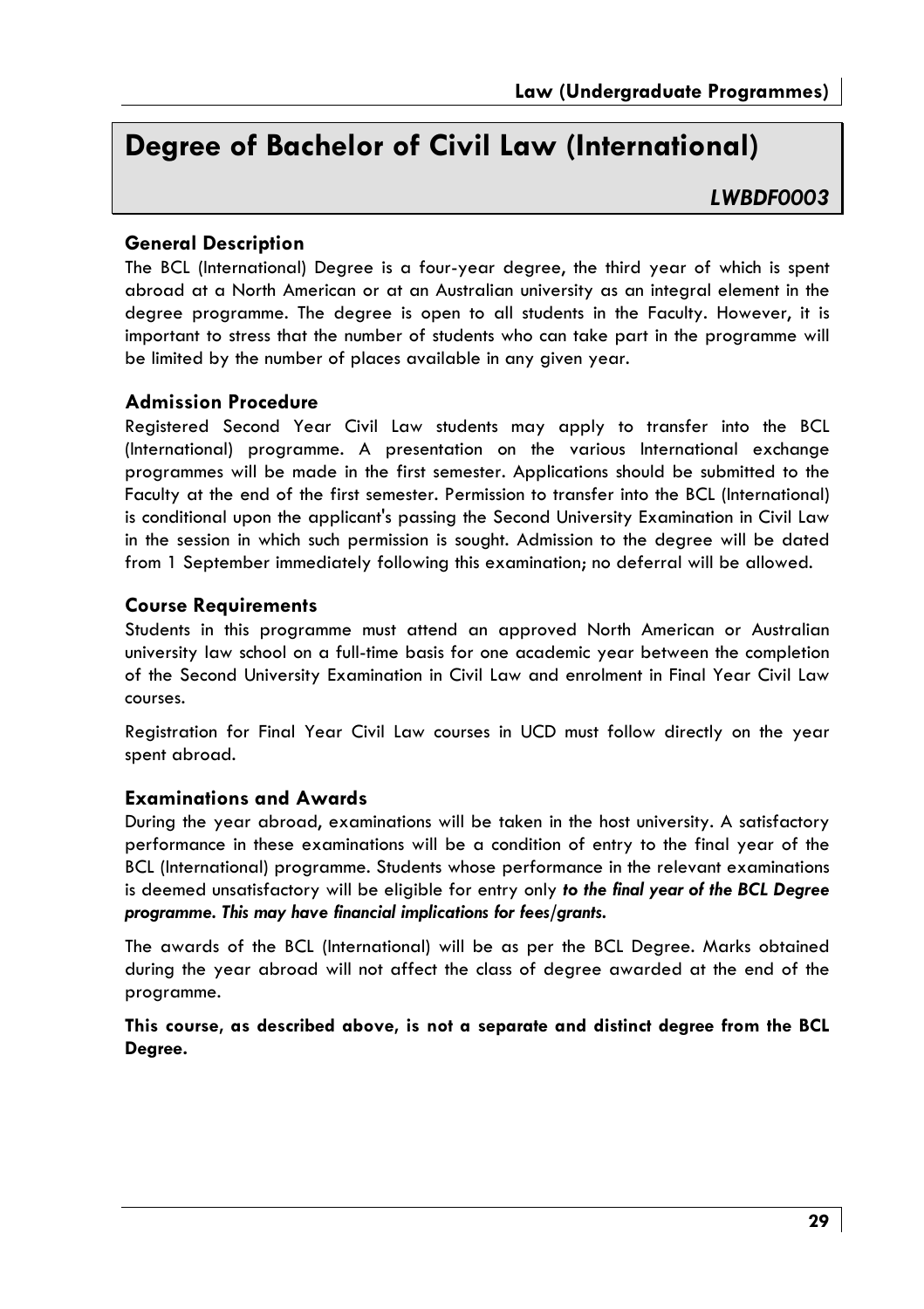# Degree of Bachelor of Civil Law (International)

*LWBDF0003*

### General Description

The BCL (International) Degree is a four-year degree, the third year of which is spent abroad at a North American or at an Australian university as an integral element in the degree programme. The degree is open to all students in the Faculty. However, it is important to stress that the number of students who can take part in the programme will be limited by the number of places available in any given year.

### Admission Procedure

Registered Second Year Civil Law students may apply to transfer into the BCL (International) programme. A presentation on the various International exchange programmes will be made in the first semester. Applications should be submitted to the Faculty at the end of the first semester. Permission to transfer into the BCL (International) is conditional upon the applicant's passing the Second University Examination in Civil Law in the session in which such permission is sought. Admission to the degree will be dated from 1 September immediately following this examination; no deferral will be allowed.

### Course Requirements

Students in this programme must attend an approved North American or Australian university law school on a full-time basis for one academic year between the completion of the Second University Examination in Civil Law and enrolment in Final Year Civil Law courses.

Registration for Final Year Civil Law courses in UCD must follow directly on the year spent abroad.

### Examinations and Awards

During the year abroad, examinations will be taken in the host university. A satisfactory performance in these examinations will be a condition of entry to the final year of the BCL (International) programme. Students whose performance in the relevant examinations is deemed unsatisfactory will be eligible for entry only ***to the final year of the BCL Degree programme. This may have financial implications for fees/grants.***

The awards of the BCL (International) will be as per the BCL Degree. Marks obtained during the year abroad will not affect the class of degree awarded at the end of the programme.

**This course, as described above, is not a separate and distinct degree from the BCL Degree.**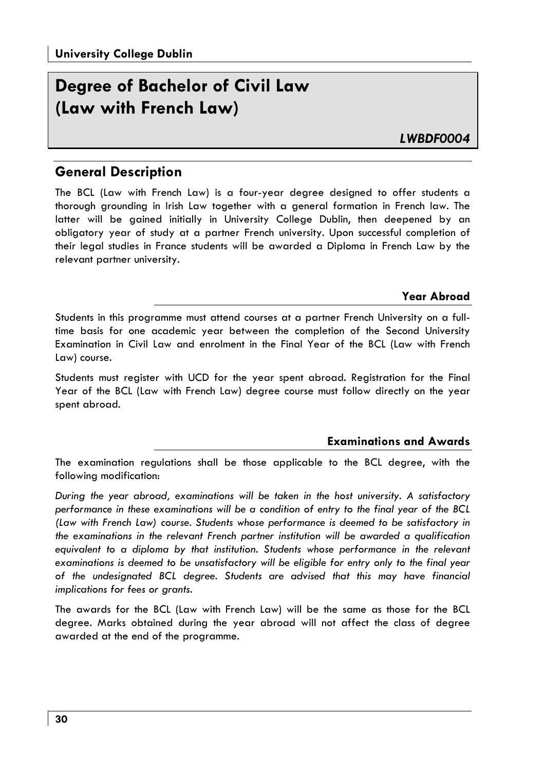**University College Dublin**

# Degree of Bachelor of Civil Law (Law with French Law)

***LWBDF0004***

## General Description

The BCL (Law with French Law) is a four-year degree designed to offer students a thorough grounding in Irish Law together with a general formation in French law. The latter will be gained initially in University College Dublin, then deepened by an obligatory year of study at a partner French university. Upon successful completion of their legal studies in France students will be awarded a Diploma in French Law by the relevant partner university.

### Year Abroad

Students in this programme must attend courses at a partner French University on a full-time basis for one academic year between the completion of the Second University Examination in Civil Law and enrolment in the Final Year of the BCL (Law with French Law) course.

Students must register with UCD for the year spent abroad. Registration for the Final Year of the BCL (Law with French Law) degree course must follow directly on the year spent abroad.

### Examinations and Awards

The examination regulations shall be those applicable to the BCL degree, with the following modification:

*During the year abroad, examinations will be taken in the host university. A satisfactory performance in these examinations will be a condition of entry to the final year of the BCL (Law with French Law) course. Students whose performance is deemed to be satisfactory in the examinations in the relevant French partner institution will be awarded a qualification equivalent to a diploma by that institution. Students whose performance in the relevant examinations is deemed to be unsatisfactory will be eligible for entry only to the final year of the undesignated BCL degree. Students are advised that this may have financial implications for fees or grants.*

The awards for the BCL (Law with French Law) will be the same as those for the BCL degree. Marks obtained during the year abroad will not affect the class of degree awarded at the end of the programme.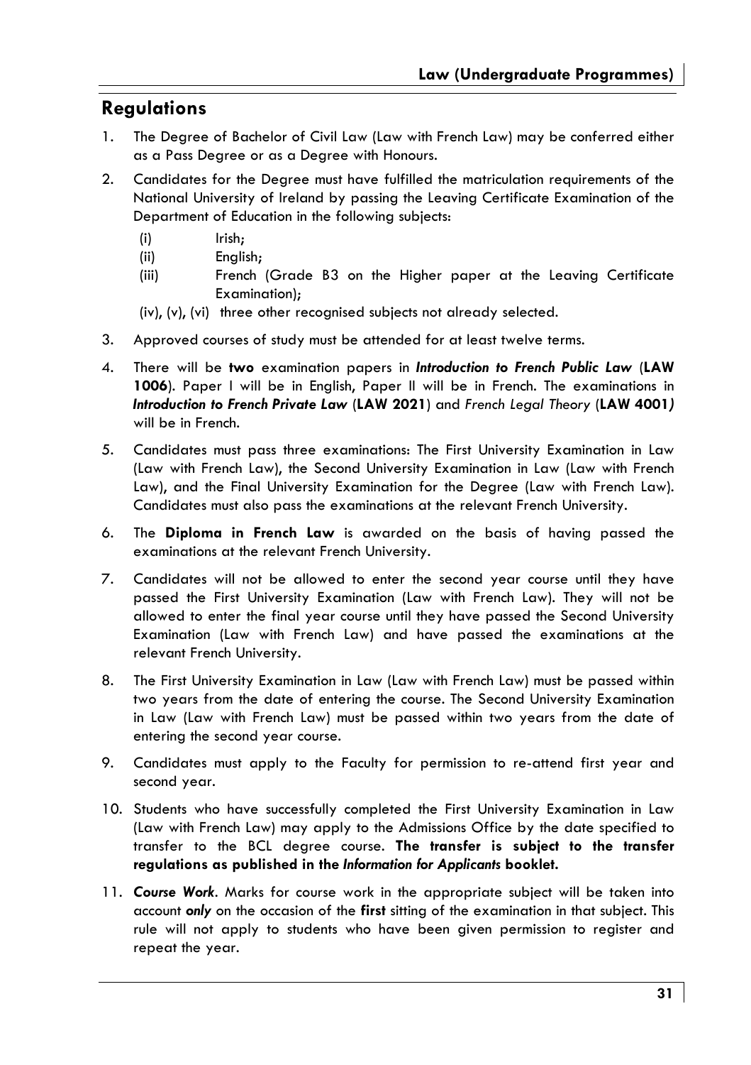## Regulations

1. The Degree of Bachelor of Civil Law (Law with French Law) may be conferred either as a Pass Degree or as a Degree with Honours.

2. Candidates for the Degree must have fulfilled the matriculation requirements of the National University of Ireland by passing the Leaving Certificate Examination of the Department of Education in the following subjects:
   - (i) Irish;
   - (ii) English;
   - (iii) French (Grade B3 on the Higher paper at the Leaving Certificate Examination);
   - (iv), (v), (vi) three other recognised subjects not already selected.

3. Approved courses of study must be attended for at least twelve terms.

4. There will be **two** examination papers in ***Introduction to French Public Law*** (**LAW 1006**). Paper I will be in English, Paper II will be in French. The examinations in ***Introduction to French Private Law*** (**LAW 2021**) and *French Legal Theory* (**LAW 4001***)* will be in French.

5. Candidates must pass three examinations: The First University Examination in Law (Law with French Law), the Second University Examination in Law (Law with French Law), and the Final University Examination for the Degree (Law with French Law). Candidates must also pass the examinations at the relevant French University.

6. The **Diploma in French Law** is awarded on the basis of having passed the examinations at the relevant French University.

7. Candidates will not be allowed to enter the second year course until they have passed the First University Examination (Law with French Law). They will not be allowed to enter the final year course until they have passed the Second University Examination (Law with French Law) and have passed the examinations at the relevant French University.

8. The First University Examination in Law (Law with French Law) must be passed within two years from the date of entering the course. The Second University Examination in Law (Law with French Law) must be passed within two years from the date of entering the second year course.

9. Candidates must apply to the Faculty for permission to re-attend first year and second year.

10. Students who have successfully completed the First University Examination in Law (Law with French Law) may apply to the Admissions Office by the date specified to transfer to the BCL degree course. **The transfer is subject to the transfer regulations as published in the *Information for Applicants* booklet.**

11. ***Course Work***. Marks for course work in the appropriate subject will be taken into account ***only*** on the occasion of the **first** sitting of the examination in that subject. This rule will not apply to students who have been given permission to register and repeat the year.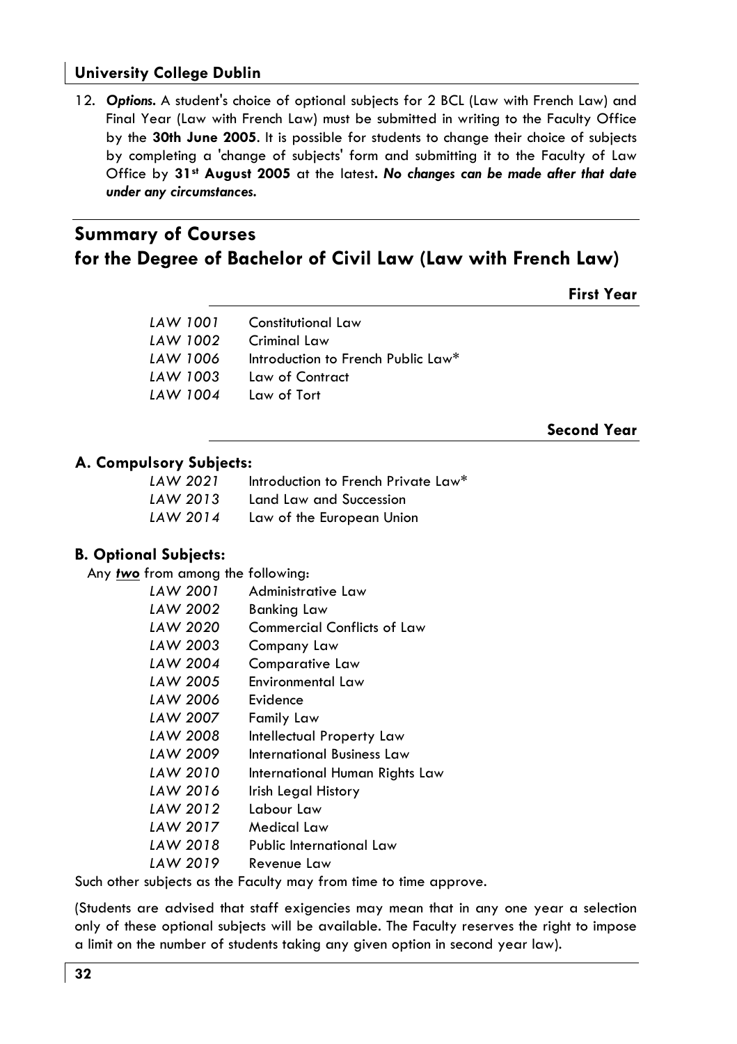12. ***Options.*** A student's choice of optional subjects for 2 BCL (Law with French Law) and Final Year (Law with French Law) must be submitted in writing to the Faculty Office by the **30th June 2005**. It is possible for students to change their choice of subjects by completing a 'change of subjects' form and submitting it to the Faculty of Law Office by **31st August 2005** at the latest**.** ***No changes can be made after that date under any circumstances.***

## Summary of Courses for the Degree of Bachelor of Civil Law (Law with French Law)

### First Year

| | |
|---|---|
| *LAW 1001* | Constitutional Law |
| *LAW 1002* | Criminal Law |
| *LAW 1006* | Introduction to French Public Law* |
| *LAW 1003* | Law of Contract |
| *LAW 1004* | Law of Tort |

### Second Year

**A. Compulsory Subjects:**

| | |
|---|---|
| *LAW 2021* | Introduction to French Private Law* |
| *LAW 2013* | Land Law and Succession |
| *LAW 2014* | Law of the European Union |

**B. Optional Subjects:**

Any ***two*** from among the following:

| | |
|---|---|
| *LAW 2001* | Administrative Law |
| *LAW 2002* | Banking Law |
| *LAW 2020* | Commercial Conflicts of Law |
| *LAW 2003* | Company Law |
| *LAW 2004* | Comparative Law |
| *LAW 2005* | Environmental Law |
| *LAW 2006* | Evidence |
| *LAW 2007* | Family Law |
| *LAW 2008* | Intellectual Property Law |
| *LAW 2009* | International Business Law |
| *LAW 2010* | International Human Rights Law |
| *LAW 2016* | Irish Legal History |
| *LAW 2012* | Labour Law |
| *LAW 2017* | Medical Law |
| *LAW 2018* | Public International Law |
| *LAW 2019* | Revenue Law |

Such other subjects as the Faculty may from time to time approve.

(Students are advised that staff exigencies may mean that in any one year a selection only of these optional subjects will be available. The Faculty reserves the right to impose a limit on the number of students taking any given option in second year law).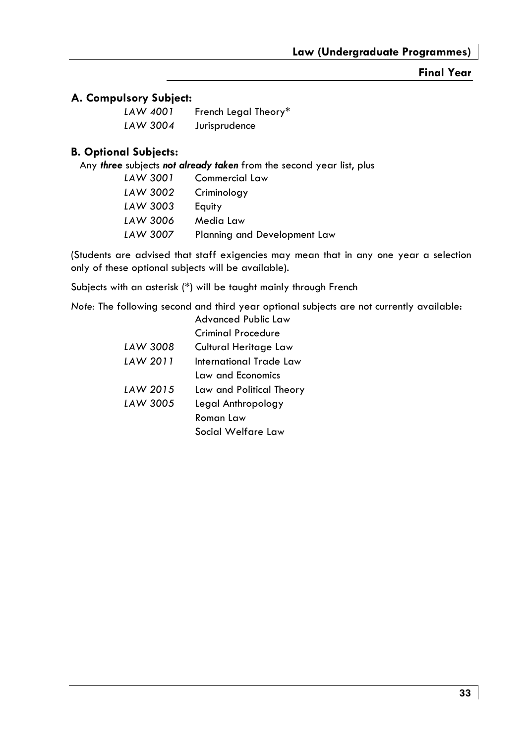## Final Year

### A. Compulsory Subject:

| | |
|---|---|
| *LAW 4001* | French Legal Theory* |
| *LAW 3004* | Jurisprudence |

### B. Optional Subjects:

Any ***three*** subjects ***not already taken*** from the second year list, plus

| | |
|---|---|
| *LAW 3001* | Commercial Law |
| *LAW 3002* | Criminology |
| *LAW 3003* | Equity |
| *LAW 3006* | Media Law |
| *LAW 3007* | Planning and Development Law |

(Students are advised that staff exigencies may mean that in any one year a selection only of these optional subjects will be available).

Subjects with an asterisk (*) will be taught mainly through French

*Note:* The following second and third year optional subjects are not currently available:

| | |
|---|---|
| | Advanced Public Law |
| | Criminal Procedure |
| *LAW 3008* | Cultural Heritage Law |
| *LAW 2011* | International Trade Law |
| | Law and Economics |
| *LAW 2015* | Law and Political Theory |
| *LAW 3005* | Legal Anthropology |
| | Roman Law |
| | Social Welfare Law |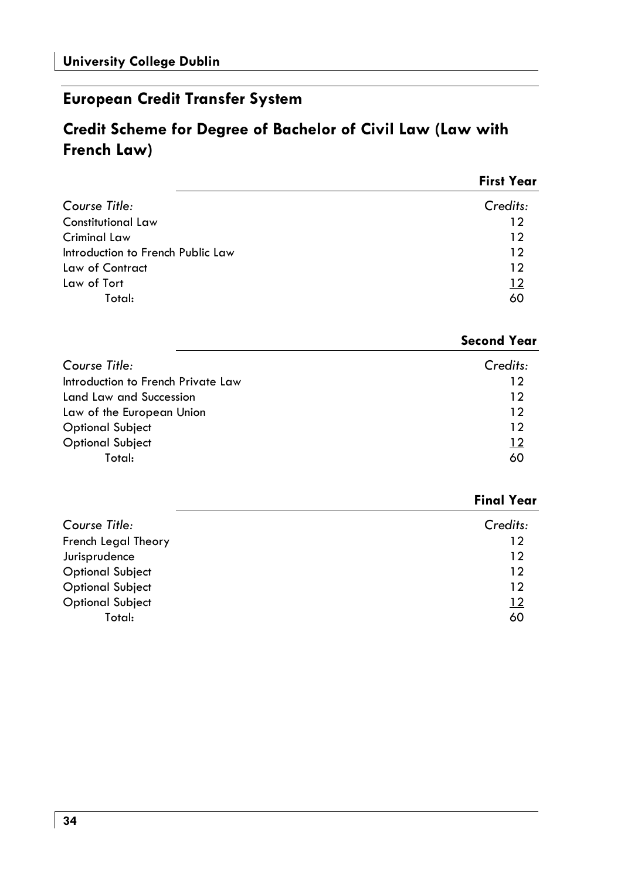## European Credit Transfer System

## Credit Scheme for Degree of Bachelor of Civil Law (Law with French Law)

### First Year

| *Course Title:* | *Credits:* |
|---|---|
| Constitutional Law | 12 |
| Criminal Law | 12 |
| Introduction to French Public Law | 12 |
| Law of Contract | 12 |
| Law of Tort | 12 |
| Total: | 60 |

### Second Year

| *Course Title:* | *Credits:* |
|---|---|
| Introduction to French Private Law | 12 |
| Land Law and Succession | 12 |
| Law of the European Union | 12 |
| Optional Subject | 12 |
| Optional Subject | 12 |
| Total: | 60 |

### Final Year

| *Course Title:* | *Credits:* |
|---|---|
| French Legal Theory | 12 |
| Jurisprudence | 12 |
| Optional Subject | 12 |
| Optional Subject | 12 |
| Optional Subject | 12 |
| Total: | 60 |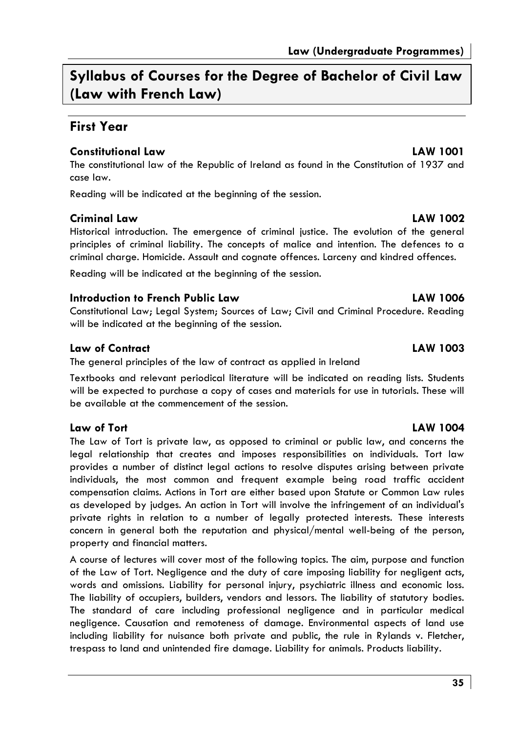# Syllabus of Courses for the Degree of Bachelor of Civil Law (Law with French Law)

## First Year

### Constitutional Law — LAW 1001

The constitutional law of the Republic of Ireland as found in the Constitution of 1937 and case law.

Reading will be indicated at the beginning of the session.

### Criminal Law — LAW 1002

Historical introduction. The emergence of criminal justice. The evolution of the general principles of criminal liability. The concepts of malice and intention. The defences to a criminal charge. Homicide. Assault and cognate offences. Larceny and kindred offences.

Reading will be indicated at the beginning of the session.

### Introduction to French Public Law — LAW 1006

Constitutional Law; Legal System; Sources of Law; Civil and Criminal Procedure. Reading will be indicated at the beginning of the session.

### Law of Contract — LAW 1003

The general principles of the law of contract as applied in Ireland

Textbooks and relevant periodical literature will be indicated on reading lists. Students will be expected to purchase a copy of cases and materials for use in tutorials. These will be available at the commencement of the session.

### Law of Tort — LAW 1004

The Law of Tort is private law, as opposed to criminal or public law, and concerns the legal relationship that creates and imposes responsibilities on individuals. Tort law provides a number of distinct legal actions to resolve disputes arising between private individuals, the most common and frequent example being road traffic accident compensation claims. Actions in Tort are either based upon Statute or Common Law rules as developed by judges. An action in Tort will involve the infringement of an individual's private rights in relation to a number of legally protected interests. These interests concern in general both the reputation and physical/mental well-being of the person, property and financial matters.

A course of lectures will cover most of the following topics. The aim, purpose and function of the Law of Tort. Negligence and the duty of care imposing liability for negligent acts, words and omissions. Liability for personal injury, psychiatric illness and economic loss. The liability of occupiers, builders, vendors and lessors. The liability of statutory bodies. The standard of care including professional negligence and in particular medical negligence. Causation and remoteness of damage. Environmental aspects of land use including liability for nuisance both private and public, the rule in Rylands v. Fletcher, trespass to land and unintended fire damage. Liability for animals. Products liability.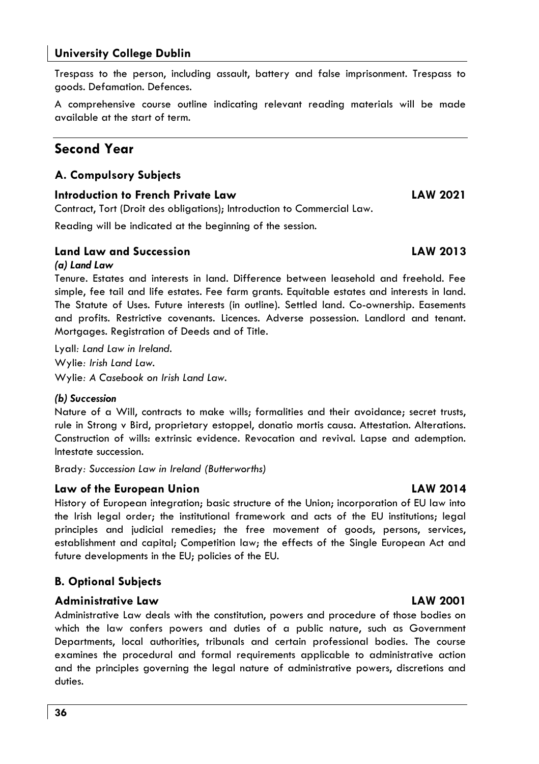Trespass to the person, including assault, battery and false imprisonment. Trespass to goods. Defamation. Defences.

A comprehensive course outline indicating relevant reading materials will be made available at the start of term.

## Second Year

### A. Compulsory Subjects

#### Introduction to French Private Law — LAW 2021

Contract, Tort (Droit des obligations); Introduction to Commercial Law.

Reading will be indicated at the beginning of the session.

#### Land Law and Succession — LAW 2013

***(a) Land Law***

Tenure. Estates and interests in land. Difference between leasehold and freehold. Fee simple, fee tail and life estates. Fee farm grants. Equitable estates and interests in land. The Statute of Uses. Future interests (in outline). Settled land. Co-ownership. Easements and profits. Restrictive covenants. Licences. Adverse possession. Landlord and tenant. Mortgages. Registration of Deeds and of Title.

Lyall*: Land Law in Ireland.*

Wylie*: Irish Land Law.*

Wylie*: A Casebook on Irish Land Law.*

***(b) Succession***

Nature of a Will, contracts to make wills; formalities and their avoidance; secret trusts, rule in Strong v Bird, proprietary estoppel, donatio mortis causa. Attestation. Alterations. Construction of wills: extrinsic evidence. Revocation and revival. Lapse and ademption. Intestate succession.

Brady*: Succession Law in Ireland (Butterworths)*

#### Law of the European Union — LAW 2014

History of European integration; basic structure of the Union; incorporation of EU law into the Irish legal order; the institutional framework and acts of the EU institutions; legal principles and judicial remedies; the free movement of goods, persons, services, establishment and capital; Competition law; the effects of the Single European Act and future developments in the EU; policies of the EU.

### B. Optional Subjects

#### Administrative Law — LAW 2001

Administrative Law deals with the constitution, powers and procedure of those bodies on which the law confers powers and duties of a public nature, such as Government Departments, local authorities, tribunals and certain professional bodies. The course examines the procedural and formal requirements applicable to administrative action and the principles governing the legal nature of administrative powers, discretions and duties.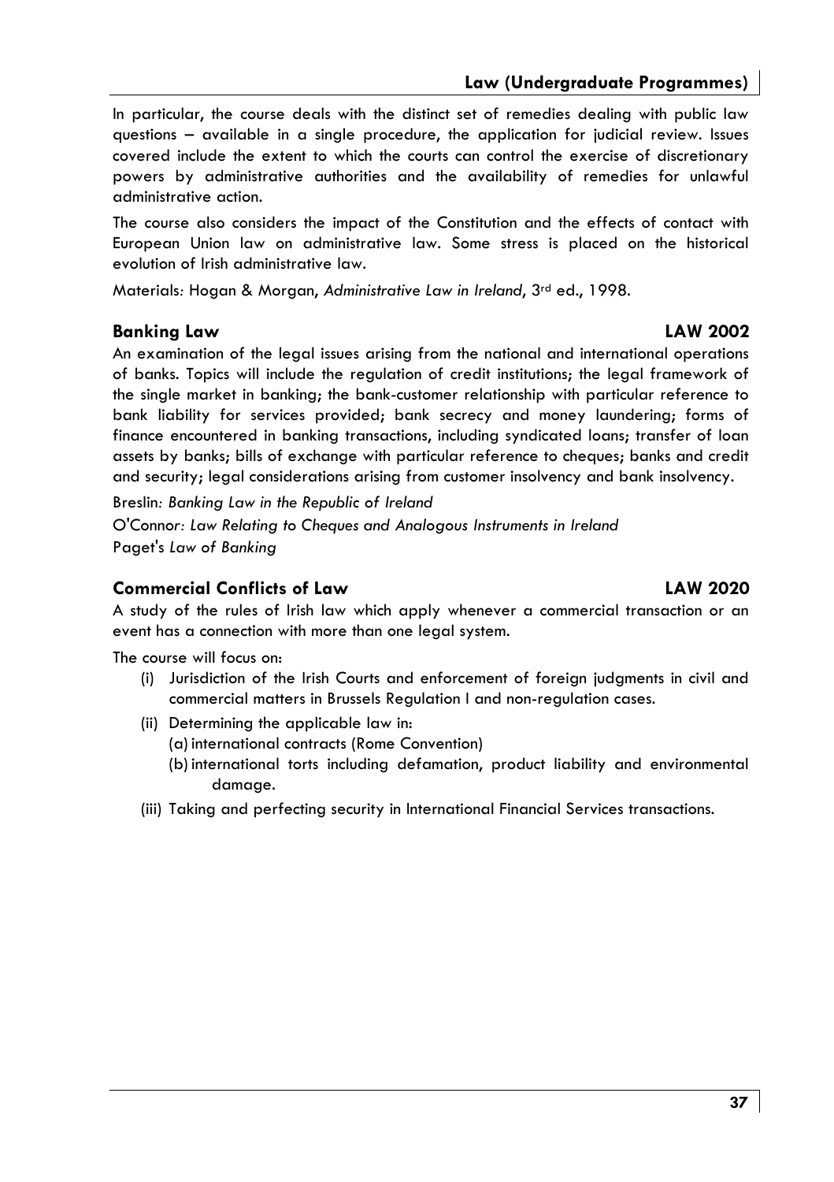In particular, the course deals with the distinct set of remedies dealing with public law questions – available in a single procedure, the application for judicial review. Issues covered include the extent to which the courts can control the exercise of discretionary powers by administrative authorities and the availability of remedies for unlawful administrative action.

The course also considers the impact of the Constitution and the effects of contact with European Union law on administrative law. Some stress is placed on the historical evolution of Irish administrative law.

Materials: Hogan & Morgan, *Administrative Law in Ireland*, 3rd ed., 1998.

### Banking Law — LAW 2002

An examination of the legal issues arising from the national and international operations of banks. Topics will include the regulation of credit institutions; the legal framework of the single market in banking; the bank-customer relationship with particular reference to bank liability for services provided; bank secrecy and money laundering; forms of finance encountered in banking transactions, including syndicated loans; transfer of loan assets by banks; bills of exchange with particular reference to cheques; banks and credit and security; legal considerations arising from customer insolvency and bank insolvency.

Breslin: *Banking Law in the Republic of Ireland*
O'Connor: *Law Relating to Cheques and Analogous Instruments in Ireland*
Paget's *Law of Banking*

### Commercial Conflicts of Law — LAW 2020

A study of the rules of Irish law which apply whenever a commercial transaction or an event has a connection with more than one legal system.

The course will focus on:

- (i) Jurisdiction of the Irish Courts and enforcement of foreign judgments in civil and commercial matters in Brussels Regulation I and non-regulation cases.
- (ii) Determining the applicable law in:
  - (a) international contracts (Rome Convention)
  - (b) international torts including defamation, product liability and environmental damage.
- (iii) Taking and perfecting security in International Financial Services transactions.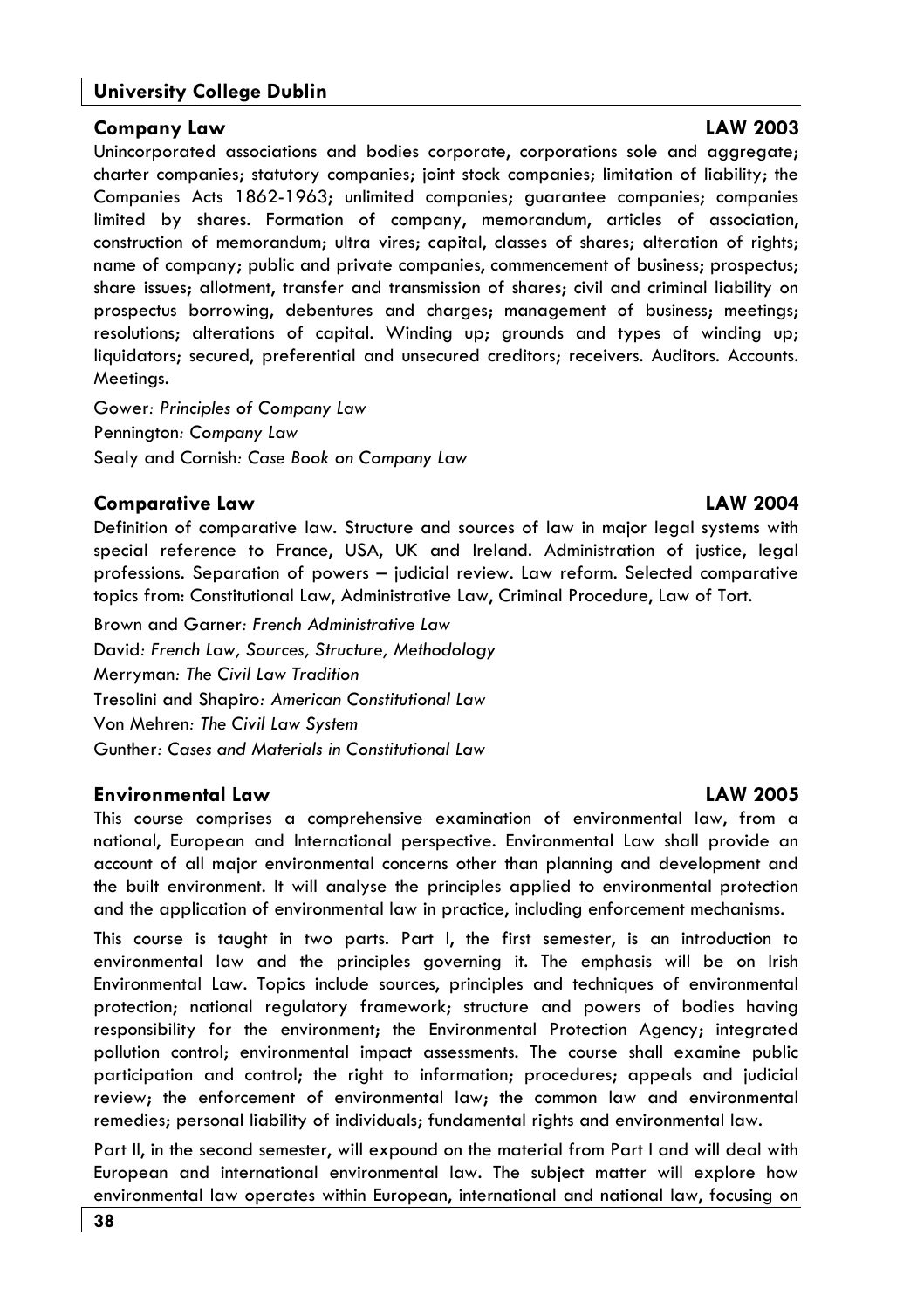## University College Dublin

### Company Law — LAW 2003

Unincorporated associations and bodies corporate, corporations sole and aggregate; charter companies; statutory companies; joint stock companies; limitation of liability; the Companies Acts 1862-1963; unlimited companies; guarantee companies; companies limited by shares. Formation of company, memorandum, articles of association, construction of memorandum; ultra vires; capital, classes of shares; alteration of rights; name of company; public and private companies, commencement of business; prospectus; share issues; allotment, transfer and transmission of shares; civil and criminal liability on prospectus borrowing, debentures and charges; management of business; meetings; resolutions; alterations of capital. Winding up; grounds and types of winding up; liquidators; secured, preferential and unsecured creditors; receivers. Auditors. Accounts. Meetings.

Gower*: Principles of Company Law*
Pennington*: Company Law*
Sealy and Cornish*: Case Book on Company Law*

### Comparative Law — LAW 2004

Definition of comparative law. Structure and sources of law in major legal systems with special reference to France, USA, UK and Ireland. Administration of justice, legal professions. Separation of powers – judicial review. Law reform. Selected comparative topics from: Constitutional Law, Administrative Law, Criminal Procedure, Law of Tort.

Brown and Garner*: French Administrative Law*
David*: French Law, Sources, Structure, Methodology*
Merryman*: The Civil Law Tradition*
Tresolini and Shapiro*: American Constitutional Law*
Von Mehren*: The Civil Law System*
Gunther*: Cases and Materials in Constitutional Law*

### Environmental Law — LAW 2005

This course comprises a comprehensive examination of environmental law, from a national, European and International perspective. Environmental Law shall provide an account of all major environmental concerns other than planning and development and the built environment. It will analyse the principles applied to environmental protection and the application of environmental law in practice, including enforcement mechanisms.

This course is taught in two parts. Part I, the first semester, is an introduction to environmental law and the principles governing it. The emphasis will be on Irish Environmental Law. Topics include sources, principles and techniques of environmental protection; national regulatory framework; structure and powers of bodies having responsibility for the environment; the Environmental Protection Agency; integrated pollution control; environmental impact assessments. The course shall examine public participation and control; the right to information; procedures; appeals and judicial review; the enforcement of environmental law; the common law and environmental remedies; personal liability of individuals; fundamental rights and environmental law.

Part II, in the second semester, will expound on the material from Part I and will deal with European and international environmental law. The subject matter will explore how environmental law operates within European, international and national law, focusing on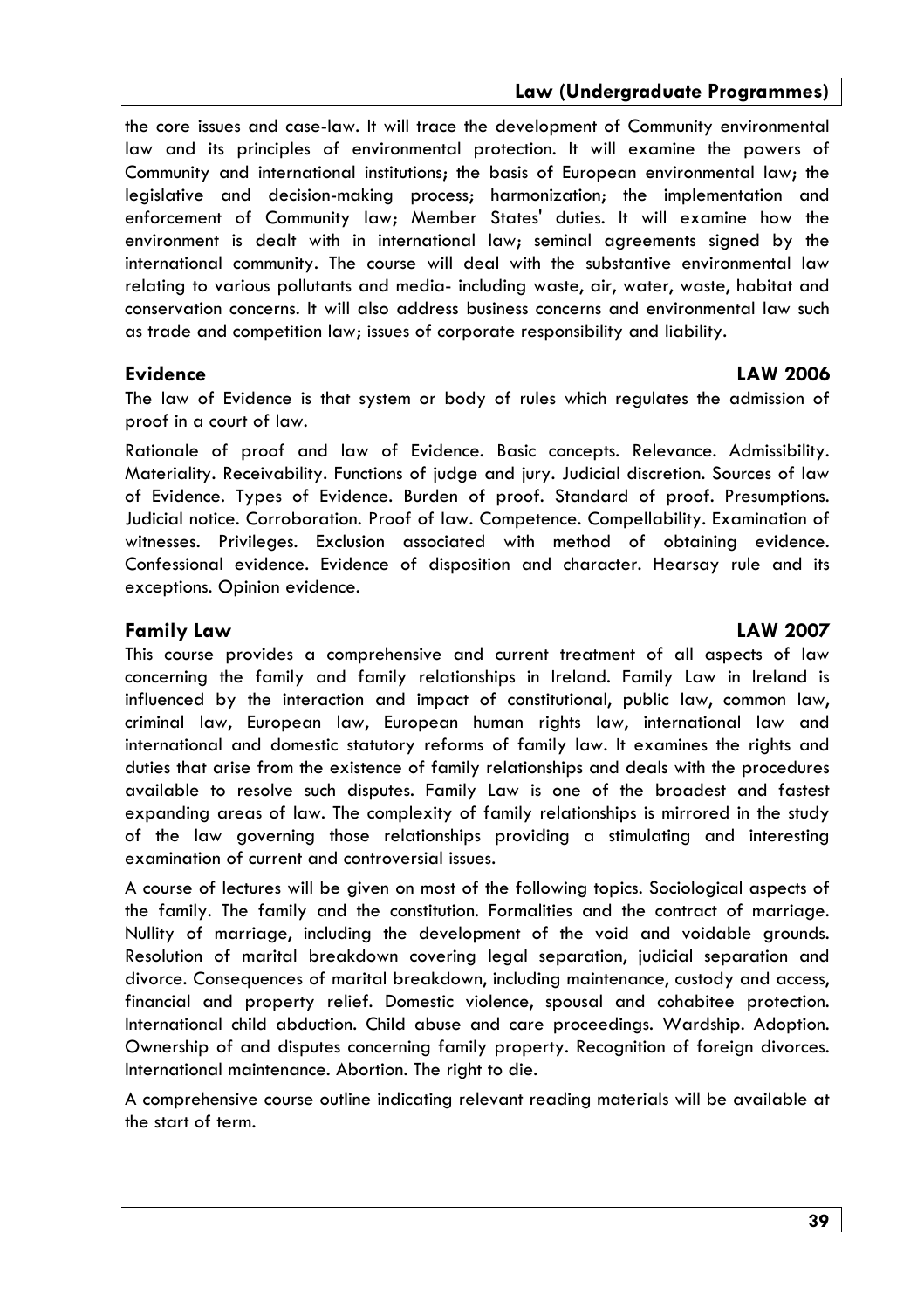the core issues and case-law. It will trace the development of Community environmental law and its principles of environmental protection. It will examine the powers of Community and international institutions; the basis of European environmental law; the legislative and decision-making process; harmonization; the implementation and enforcement of Community law; Member States' duties. It will examine how the environment is dealt with in international law; seminal agreements signed by the international community. The course will deal with the substantive environmental law relating to various pollutants and media- including waste, air, water, waste, habitat and conservation concerns. It will also address business concerns and environmental law such as trade and competition law; issues of corporate responsibility and liability.

### Evidence — LAW 2006

The law of Evidence is that system or body of rules which regulates the admission of proof in a court of law.

Rationale of proof and law of Evidence. Basic concepts. Relevance. Admissibility. Materiality. Receivability. Functions of judge and jury. Judicial discretion. Sources of law of Evidence. Types of Evidence. Burden of proof. Standard of proof. Presumptions. Judicial notice. Corroboration. Proof of law. Competence. Compellability. Examination of witnesses. Privileges. Exclusion associated with method of obtaining evidence. Confessional evidence. Evidence of disposition and character. Hearsay rule and its exceptions. Opinion evidence.

### Family Law — LAW 2007

This course provides a comprehensive and current treatment of all aspects of law concerning the family and family relationships in Ireland. Family Law in Ireland is influenced by the interaction and impact of constitutional, public law, common law, criminal law, European law, European human rights law, international law and international and domestic statutory reforms of family law. It examines the rights and duties that arise from the existence of family relationships and deals with the procedures available to resolve such disputes. Family Law is one of the broadest and fastest expanding areas of law. The complexity of family relationships is mirrored in the study of the law governing those relationships providing a stimulating and interesting examination of current and controversial issues.

A course of lectures will be given on most of the following topics. Sociological aspects of the family. The family and the constitution. Formalities and the contract of marriage. Nullity of marriage, including the development of the void and voidable grounds. Resolution of marital breakdown covering legal separation, judicial separation and divorce. Consequences of marital breakdown, including maintenance, custody and access, financial and property relief. Domestic violence, spousal and cohabitee protection. International child abduction. Child abuse and care proceedings. Wardship. Adoption. Ownership of and disputes concerning family property. Recognition of foreign divorces. International maintenance. Abortion. The right to die.

A comprehensive course outline indicating relevant reading materials will be available at the start of term.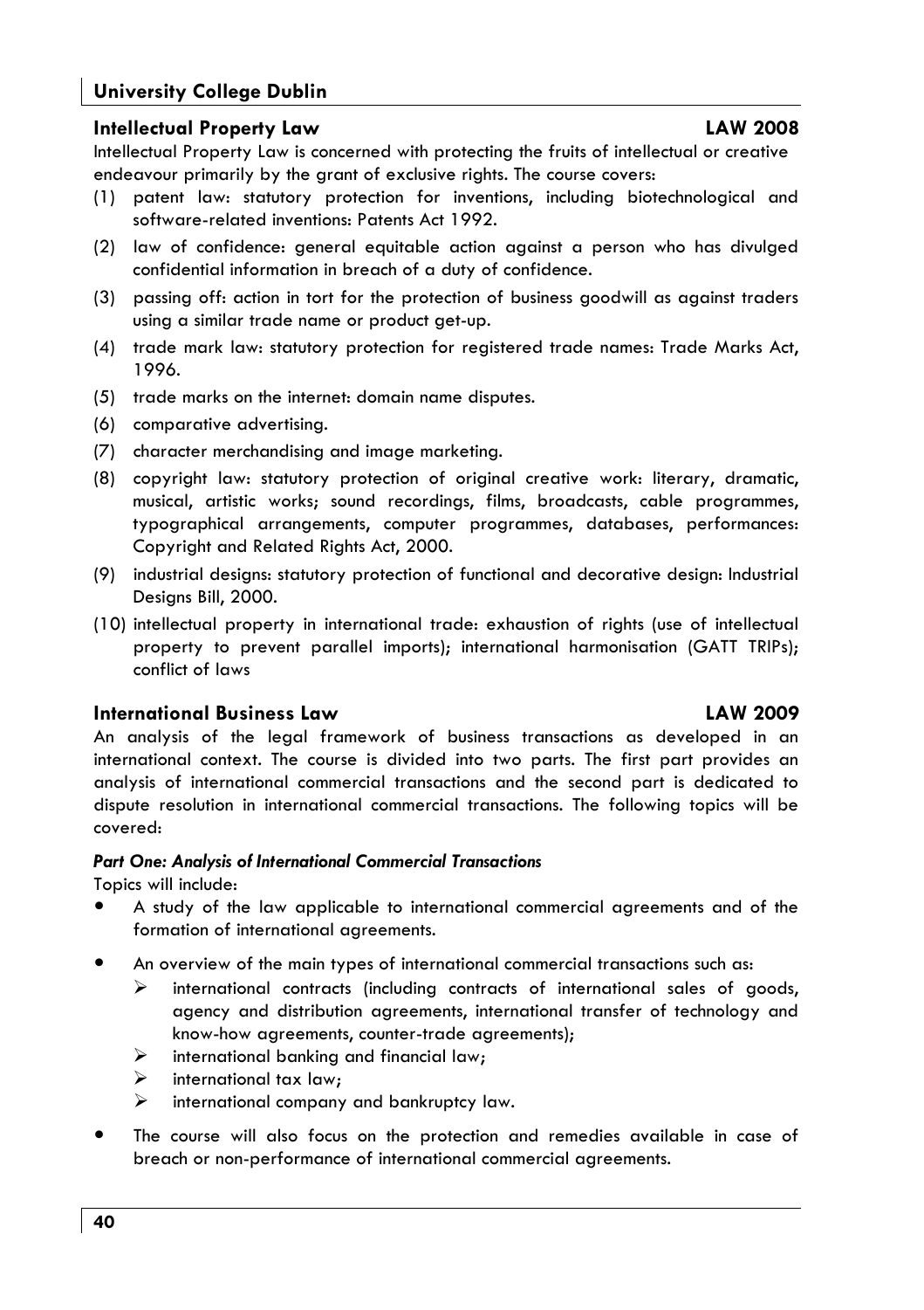## Intellectual Property Law — LAW 2008

Intellectual Property Law is concerned with protecting the fruits of intellectual or creative endeavour primarily by the grant of exclusive rights. The course covers:

(1) patent law: statutory protection for inventions, including biotechnological and software-related inventions: Patents Act 1992.

(2) law of confidence: general equitable action against a person who has divulged confidential information in breach of a duty of confidence.

(3) passing off: action in tort for the protection of business goodwill as against traders using a similar trade name or product get-up.

(4) trade mark law: statutory protection for registered trade names: Trade Marks Act, 1996.

(5) trade marks on the internet: domain name disputes.

(6) comparative advertising.

(7) character merchandising and image marketing.

(8) copyright law: statutory protection of original creative work: literary, dramatic, musical, artistic works; sound recordings, films, broadcasts, cable programmes, typographical arrangements, computer programmes, databases, performances: Copyright and Related Rights Act, 2000.

(9) industrial designs: statutory protection of functional and decorative design: Industrial Designs Bill, 2000.

(10) intellectual property in international trade: exhaustion of rights (use of intellectual property to prevent parallel imports); international harmonisation (GATT TRIPs); conflict of laws

## International Business Law — LAW 2009

An analysis of the legal framework of business transactions as developed in an international context. The course is divided into two parts. The first part provides an analysis of international commercial transactions and the second part is dedicated to dispute resolution in international commercial transactions. The following topics will be covered:

***Part One: Analysis of International Commercial Transactions***

Topics will include:

- A study of the law applicable to international commercial agreements and of the formation of international agreements.
- An overview of the main types of international commercial transactions such as:
  - international contracts (including contracts of international sales of goods, agency and distribution agreements, international transfer of technology and know-how agreements, counter-trade agreements);
  - international banking and financial law;
  - international tax law;
  - international company and bankruptcy law.
- The course will also focus on the protection and remedies available in case of breach or non-performance of international commercial agreements.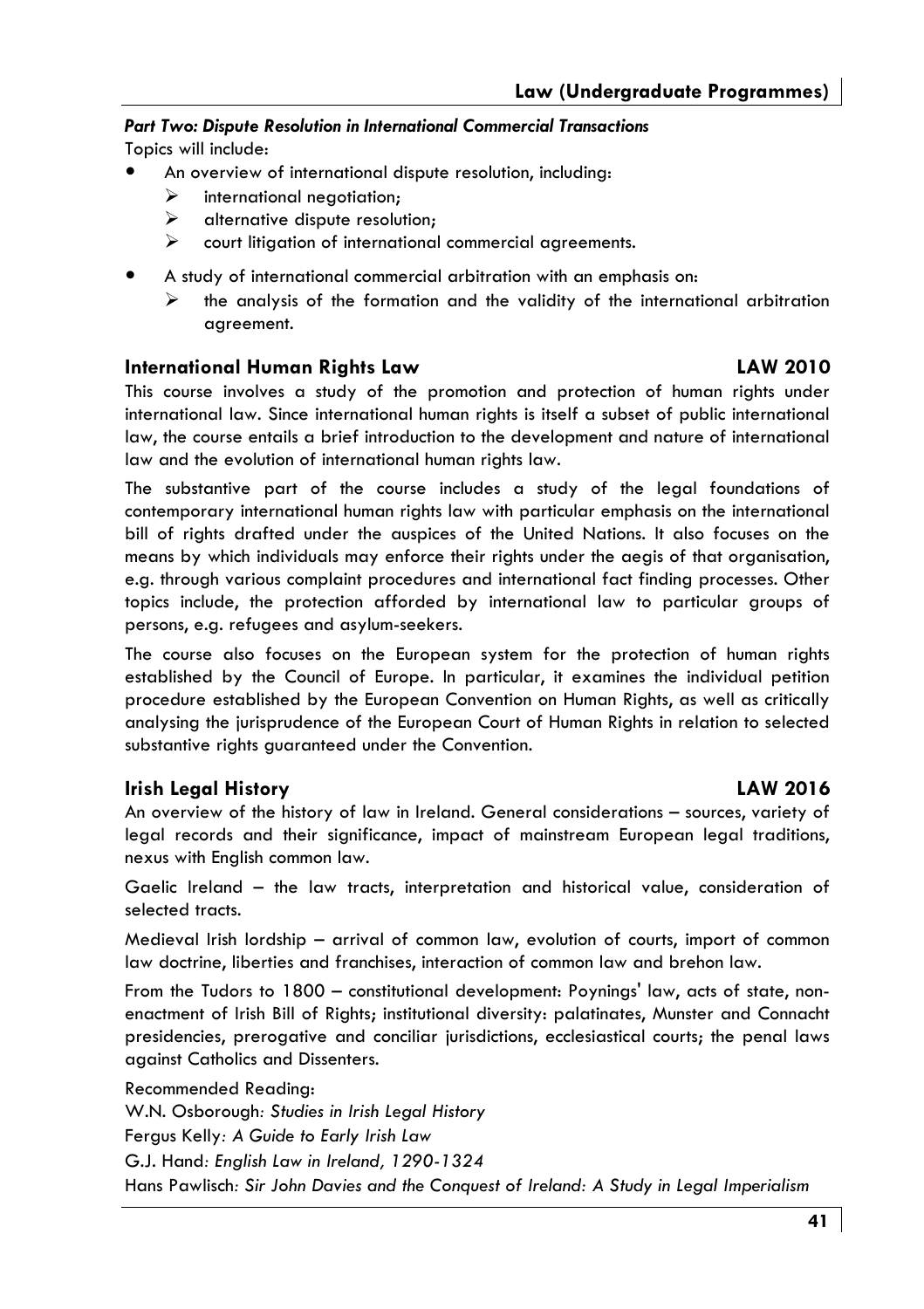***Part Two: Dispute Resolution in International Commercial Transactions***

Topics will include:

- An overview of international dispute resolution, including:
  - international negotiation;
  - alternative dispute resolution;
  - court litigation of international commercial agreements.
- A study of international commercial arbitration with an emphasis on:
  - the analysis of the formation and the validity of the international arbitration agreement.

### International Human Rights Law — LAW 2010

This course involves a study of the promotion and protection of human rights under international law. Since international human rights is itself a subset of public international law, the course entails a brief introduction to the development and nature of international law and the evolution of international human rights law.

The substantive part of the course includes a study of the legal foundations of contemporary international human rights law with particular emphasis on the international bill of rights drafted under the auspices of the United Nations. It also focuses on the means by which individuals may enforce their rights under the aegis of that organisation, e.g. through various complaint procedures and international fact finding processes. Other topics include, the protection afforded by international law to particular groups of persons, e.g. refugees and asylum-seekers.

The course also focuses on the European system for the protection of human rights established by the Council of Europe. In particular, it examines the individual petition procedure established by the European Convention on Human Rights, as well as critically analysing the jurisprudence of the European Court of Human Rights in relation to selected substantive rights guaranteed under the Convention.

### Irish Legal History — LAW 2016

An overview of the history of law in Ireland. General considerations – sources, variety of legal records and their significance, impact of mainstream European legal traditions, nexus with English common law.

Gaelic Ireland – the law tracts, interpretation and historical value, consideration of selected tracts.

Medieval Irish lordship – arrival of common law, evolution of courts, import of common law doctrine, liberties and franchises, interaction of common law and brehon law.

From the Tudors to 1800 – constitutional development: Poynings' law, acts of state, non-enactment of Irish Bill of Rights; institutional diversity: palatinates, Munster and Connacht presidencies, prerogative and conciliar jurisdictions, ecclesiastical courts; the penal laws against Catholics and Dissenters.

Recommended Reading:

W.N. Osborough: *Studies in Irish Legal History*

Fergus Kelly: *A Guide to Early Irish Law*

G.J. Hand: *English Law in Ireland, 1290-1324*

Hans Pawlisch: *Sir John Davies and the Conquest of Ireland: A Study in Legal Imperialism*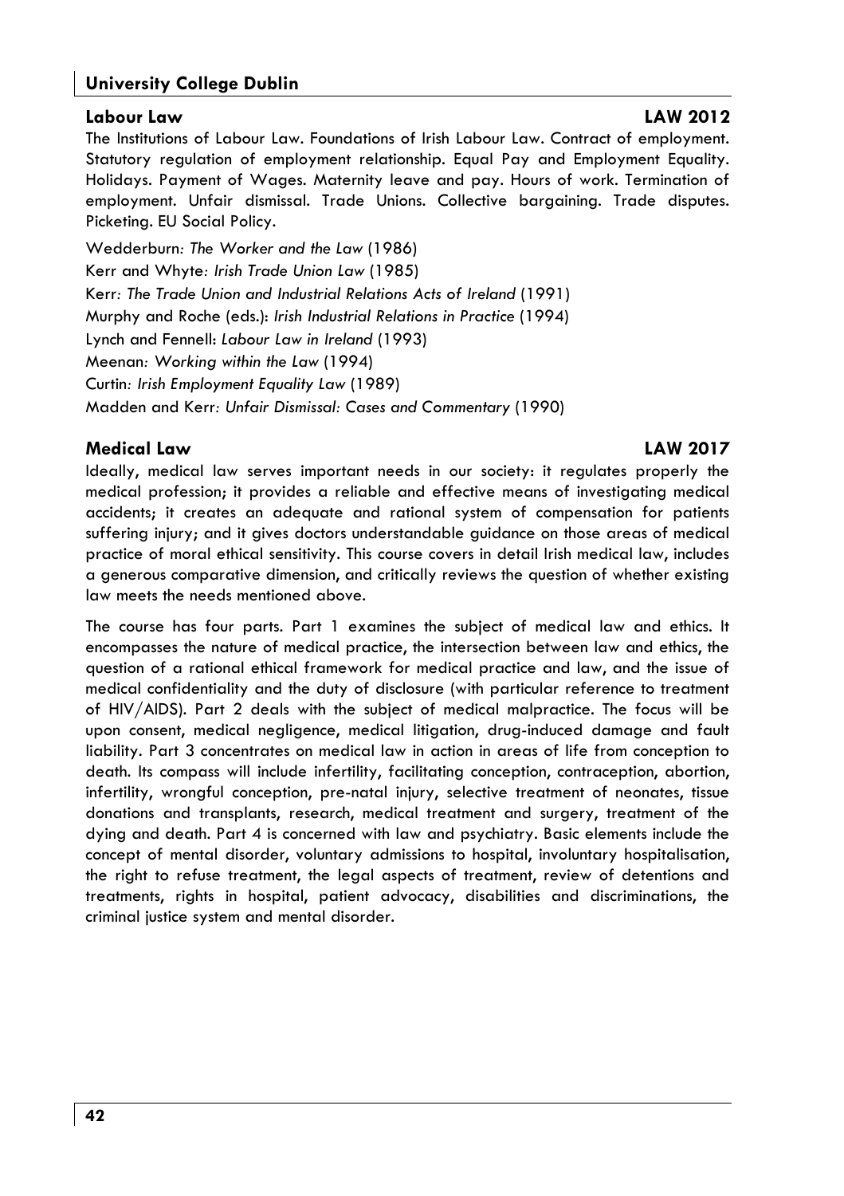## Labour Law — LAW 2012

The Institutions of Labour Law. Foundations of Irish Labour Law. Contract of employment. Statutory regulation of employment relationship. Equal Pay and Employment Equality. Holidays. Payment of Wages. Maternity leave and pay. Hours of work. Termination of employment. Unfair dismissal. Trade Unions. Collective bargaining. Trade disputes. Picketing. EU Social Policy.

Wedderburn: *The Worker and the Law* (1986)
Kerr and Whyte: *Irish Trade Union Law* (1985)
Kerr: *The Trade Union and Industrial Relations Acts of Ireland* (1991)
Murphy and Roche (eds.): *Irish Industrial Relations in Practice* (1994)
Lynch and Fennell: *Labour Law in Ireland* (1993)
Meenan: *Working within the Law* (1994)
Curtin: *Irish Employment Equality Law* (1989)
Madden and Kerr: *Unfair Dismissal: Cases and Commentary* (1990)

## Medical Law — LAW 2017

Ideally, medical law serves important needs in our society: it regulates properly the medical profession; it provides a reliable and effective means of investigating medical accidents; it creates an adequate and rational system of compensation for patients suffering injury; and it gives doctors understandable guidance on those areas of medical practice of moral ethical sensitivity. This course covers in detail Irish medical law, includes a generous comparative dimension, and critically reviews the question of whether existing law meets the needs mentioned above.

The course has four parts. Part 1 examines the subject of medical law and ethics. It encompasses the nature of medical practice, the intersection between law and ethics, the question of a rational ethical framework for medical practice and law, and the issue of medical confidentiality and the duty of disclosure (with particular reference to treatment of HIV/AIDS). Part 2 deals with the subject of medical malpractice. The focus will be upon consent, medical negligence, medical litigation, drug-induced damage and fault liability. Part 3 concentrates on medical law in action in areas of life from conception to death. Its compass will include infertility, facilitating conception, contraception, abortion, infertility, wrongful conception, pre-natal injury, selective treatment of neonates, tissue donations and transplants, research, medical treatment and surgery, treatment of the dying and death. Part 4 is concerned with law and psychiatry. Basic elements include the concept of mental disorder, voluntary admissions to hospital, involuntary hospitalisation, the right to refuse treatment, the legal aspects of treatment, review of detentions and treatments, rights in hospital, patient advocacy, disabilities and discriminations, the criminal justice system and mental disorder.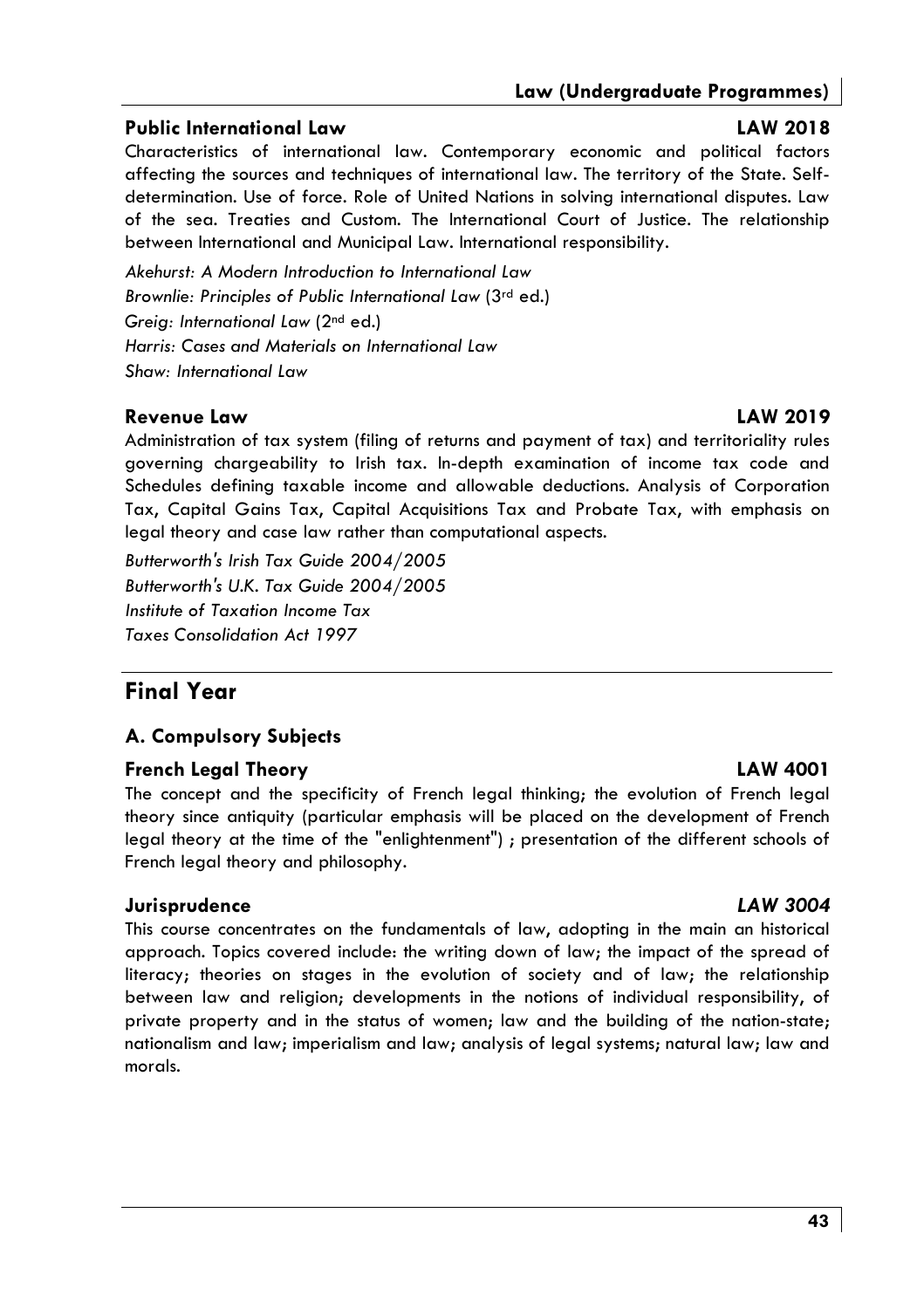### Public International Law LAW 2018

Characteristics of international law. Contemporary economic and political factors affecting the sources and techniques of international law. The territory of the State. Self-determination. Use of force. Role of United Nations in solving international disputes. Law of the sea. Treaties and Custom. The International Court of Justice. The relationship between International and Municipal Law. International responsibility.

*Akehurst: A Modern Introduction to International Law*
*Brownlie: Principles of Public International Law* (3rd ed.)
*Greig: International Law* (2nd ed.)
*Harris: Cases and Materials on International Law*
*Shaw: International Law*

### Revenue Law LAW 2019

Administration of tax system (filing of returns and payment of tax) and territoriality rules governing chargeability to Irish tax. In-depth examination of income tax code and Schedules defining taxable income and allowable deductions. Analysis of Corporation Tax, Capital Gains Tax, Capital Acquisitions Tax and Probate Tax, with emphasis on legal theory and case law rather than computational aspects.

*Butterworth's Irish Tax Guide 2004/2005*
*Butterworth's U.K. Tax Guide 2004/2005*
*Institute of Taxation Income Tax*
*Taxes Consolidation Act 1997*

## Final Year

### A. Compulsory Subjects

### French Legal Theory LAW 4001

The concept and the specificity of French legal thinking; the evolution of French legal theory since antiquity (particular emphasis will be placed on the development of French legal theory at the time of the "enlightenment") ; presentation of the different schools of French legal theory and philosophy.

### Jurisprudence *LAW 3004*

This course concentrates on the fundamentals of law, adopting in the main an historical approach. Topics covered include: the writing down of law; the impact of the spread of literacy; theories on stages in the evolution of society and of law; the relationship between law and religion; developments in the notions of individual responsibility, of private property and in the status of women; law and the building of the nation-state; nationalism and law; imperialism and law; analysis of legal systems; natural law; law and morals.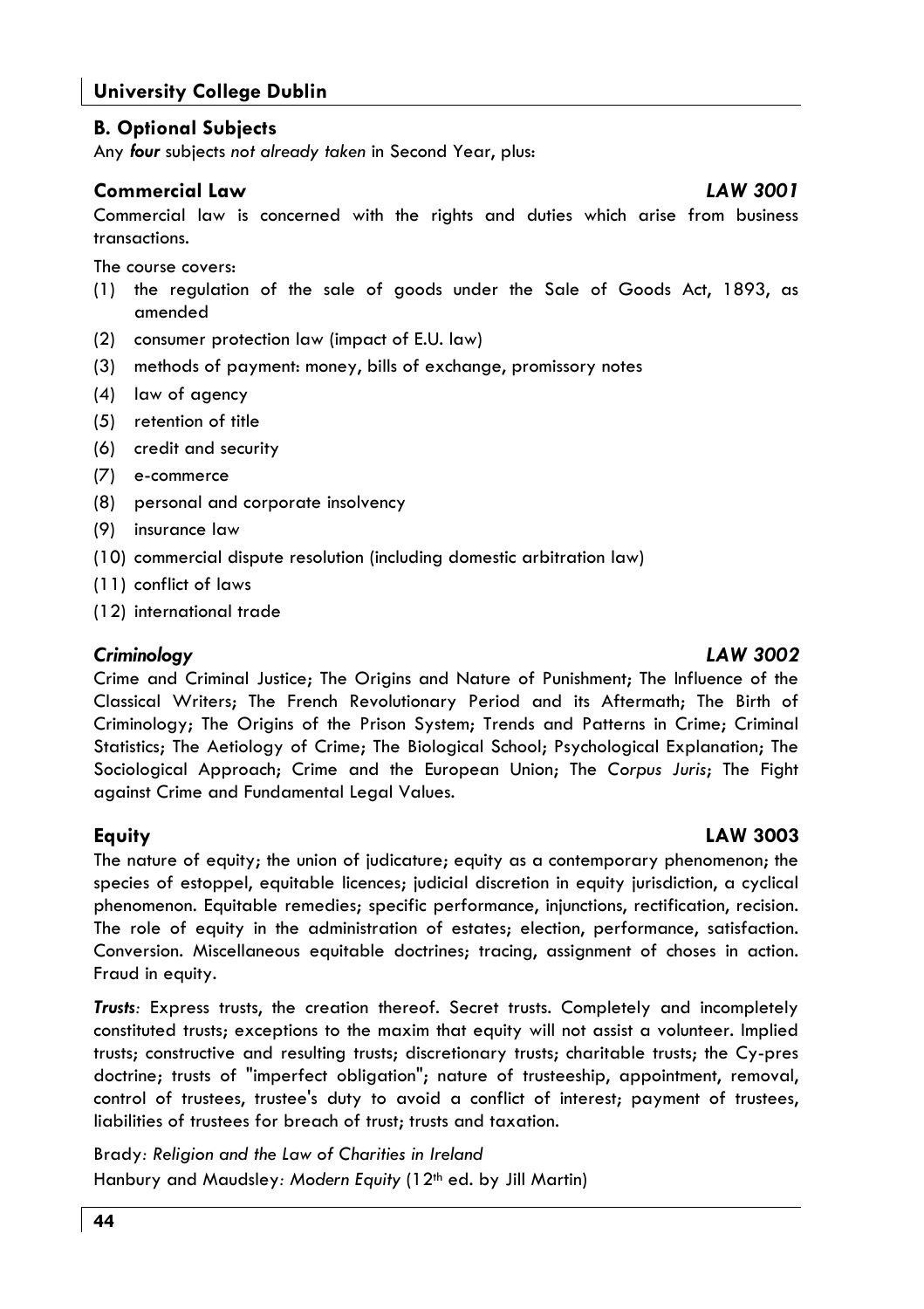## B. Optional Subjects

Any ***four*** subjects *not already taken* in Second Year, plus:

### Commercial Law *LAW 3001*

Commercial law is concerned with the rights and duties which arise from business transactions.

The course covers:

(1) the regulation of the sale of goods under the Sale of Goods Act, 1893, as amended
(2) consumer protection law (impact of E.U. law)
(3) methods of payment: money, bills of exchange, promissory notes
(4) law of agency
(5) retention of title
(6) credit and security
(7) e-commerce
(8) personal and corporate insolvency
(9) insurance law
(10) commercial dispute resolution (including domestic arbitration law)
(11) conflict of laws
(12) international trade

### *Criminology* *LAW 3002*

Crime and Criminal Justice; The Origins and Nature of Punishment; The Influence of the Classical Writers; The French Revolutionary Period and its Aftermath; The Birth of Criminology; The Origins of the Prison System; Trends and Patterns in Crime; Criminal Statistics; The Aetiology of Crime; The Biological School; Psychological Explanation; The Sociological Approach; Crime and the European Union; The *Corpus Juris*; The Fight against Crime and Fundamental Legal Values.

### Equity LAW 3003

The nature of equity; the union of judicature; equity as a contemporary phenomenon; the species of estoppel, equitable licences; judicial discretion in equity jurisdiction, a cyclical phenomenon. Equitable remedies; specific performance, injunctions, rectification, recision. The role of equity in the administration of estates; election, performance, satisfaction. Conversion. Miscellaneous equitable doctrines; tracing, assignment of choses in action. Fraud in equity.

***Trusts****:* Express trusts, the creation thereof. Secret trusts. Completely and incompletely constituted trusts; exceptions to the maxim that equity will not assist a volunteer. Implied trusts; constructive and resulting trusts; discretionary trusts; charitable trusts; the Cy-pres doctrine; trusts of "imperfect obligation"; nature of trusteeship, appointment, removal, control of trustees, trustee's duty to avoid a conflict of interest; payment of trustees, liabilities of trustees for breach of trust; trusts and taxation.

Brady*: Religion and the Law of Charities in Ireland*

Hanbury and Maudsley*: Modern Equity* (12th ed. by Jill Martin)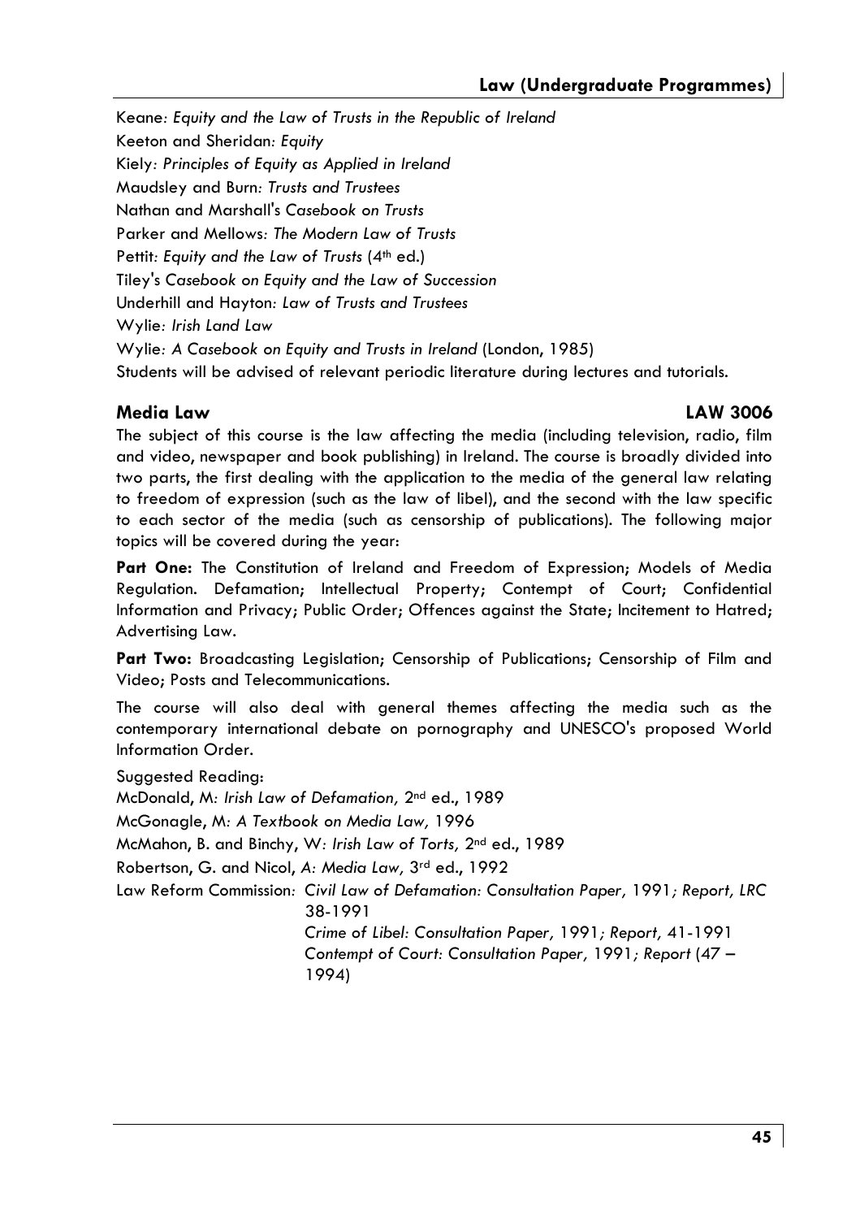Keane*: Equity and the Law of Trusts in the Republic of Ireland*

Keeton and Sheridan*: Equity*

Kiely*: Principles of Equity as Applied in Ireland*

Maudsley and Burn*: Trusts and Trustees*

Nathan and Marshall's *Casebook on Trusts*

Parker and Mellows*: The Modern Law of Trusts*

Pettit*: Equity and the Law of Trusts* (4th ed.)

Tiley's *Casebook on Equity and the Law of Succession*

Underhill and Hayton*: Law of Trusts and Trustees*

Wylie*: Irish Land Law*

Wylie*: A Casebook on Equity and Trusts in Ireland* (London, 1985)

Students will be advised of relevant periodic literature during lectures and tutorials.

## Media Law — LAW 3006

The subject of this course is the law affecting the media (including television, radio, film and video, newspaper and book publishing) in Ireland. The course is broadly divided into two parts, the first dealing with the application to the media of the general law relating to freedom of expression (such as the law of libel), and the second with the law specific to each sector of the media (such as censorship of publications). The following major topics will be covered during the year:

**Part One:** The Constitution of Ireland and Freedom of Expression; Models of Media Regulation. Defamation; Intellectual Property; Contempt of Court; Confidential Information and Privacy; Public Order; Offences against the State; Incitement to Hatred; Advertising Law.

**Part Two:** Broadcasting Legislation; Censorship of Publications; Censorship of Film and Video; Posts and Telecommunications.

The course will also deal with general themes affecting the media such as the contemporary international debate on pornography and UNESCO's proposed World Information Order.

Suggested Reading:

McDonald, M*: Irish Law of Defamation,* 2nd ed., 1989

McGonagle, M*: A Textbook on Media Law,* 1996

McMahon, B. and Binchy, W*: Irish Law of Torts,* 2nd ed., 1989

Robertson, G. and Nicol, *A: Media Law,* 3rd ed., 1992

Law Reform Commission*: Civil Law of Defamation: Consultation Paper,* 1991*; Report, LRC* 38-1991

*Crime of Libel: Consultation Paper,* 1991*; Report,* 41-1991

*Contempt of Court: Consultation Paper,* 1991*; Report* (47 – 1994)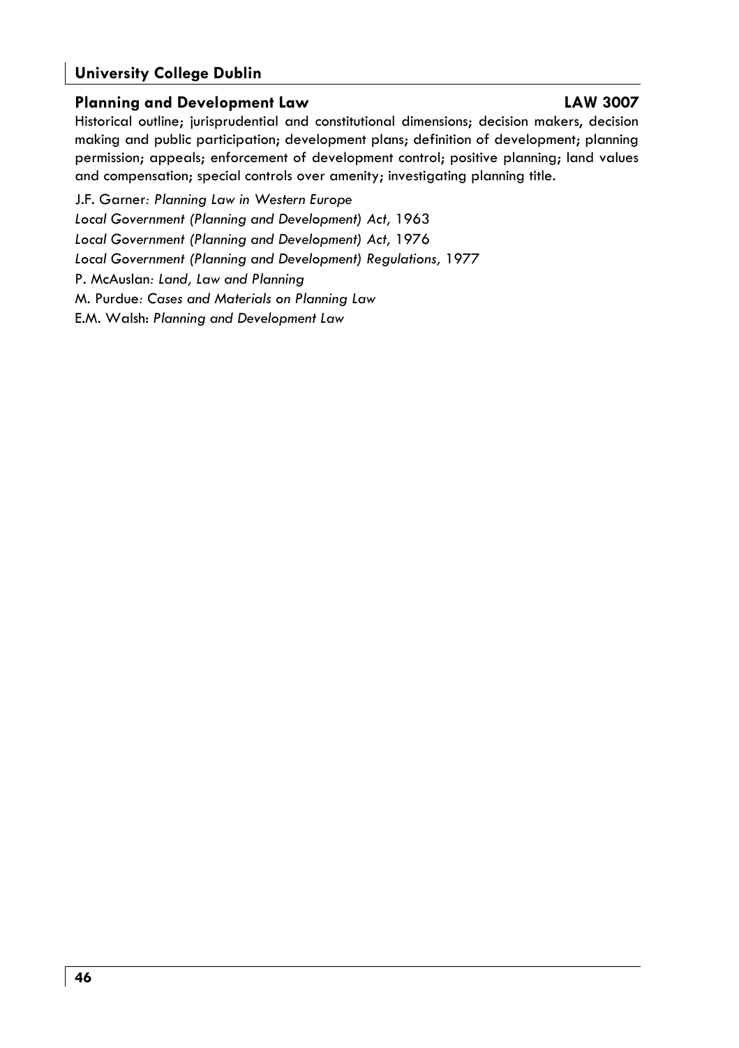## Planning and Development Law — LAW 3007

Historical outline; jurisprudential and constitutional dimensions; decision makers, decision making and public participation; development plans; definition of development; planning permission; appeals; enforcement of development control; positive planning; land values and compensation; special controls over amenity; investigating planning title.

J.F. Garner*: Planning Law in Western Europe*

*Local Government (Planning and Development) Act,* 1963

*Local Government (Planning and Development) Act,* 1976

*Local Government (Planning and Development) Regulations,* 1977

P. McAuslan*: Land, Law and Planning*

M. Purdue*: Cases and Materials on Planning Law*

E.M. Walsh: *Planning and Development Law*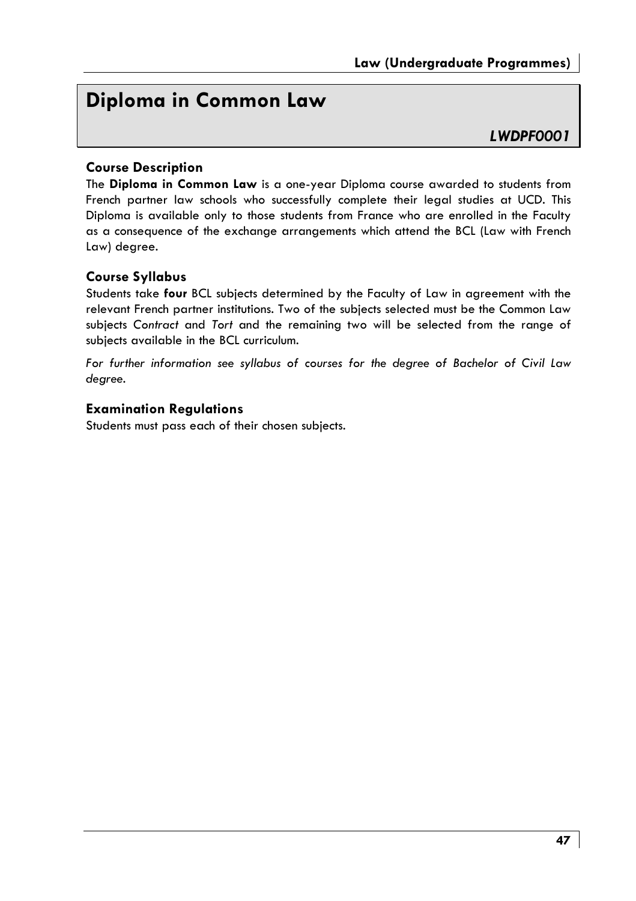# Diploma in Common Law

*LWDPF0001*

### Course Description

The **Diploma in Common Law** is a one-year Diploma course awarded to students from French partner law schools who successfully complete their legal studies at UCD. This Diploma is available only to those students from France who are enrolled in the Faculty as a consequence of the exchange arrangements which attend the BCL (Law with French Law) degree.

### Course Syllabus

Students take **four** BCL subjects determined by the Faculty of Law in agreement with the relevant French partner institutions. Two of the subjects selected must be the Common Law subjects *Contract* and *Tort* and the remaining two will be selected from the range of subjects available in the BCL curriculum.

*For further information see syllabus of courses for the degree of Bachelor of Civil Law degree.*

### Examination Regulations

Students must pass each of their chosen subjects.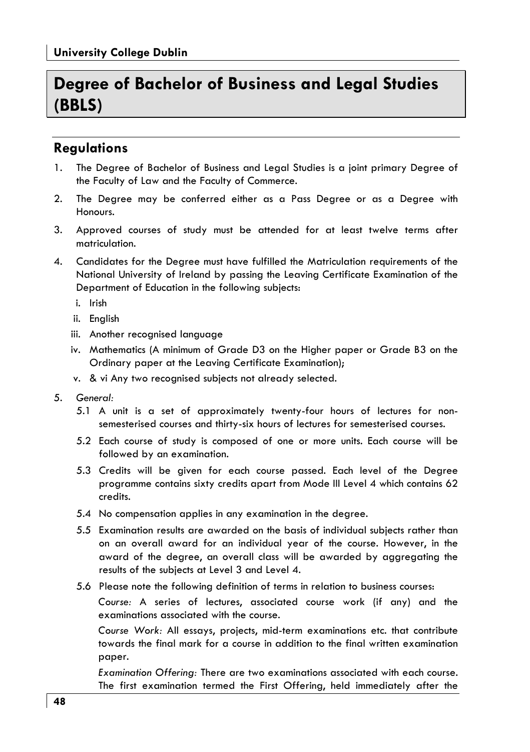# Degree of Bachelor of Business and Legal Studies (BBLS)

## Regulations

1. The Degree of Bachelor of Business and Legal Studies is a joint primary Degree of the Faculty of Law and the Faculty of Commerce.
2. The Degree may be conferred either as a Pass Degree or as a Degree with Honours.
3. Approved courses of study must be attended for at least twelve terms after matriculation.
4. Candidates for the Degree must have fulfilled the Matriculation requirements of the National University of Ireland by passing the Leaving Certificate Examination of the Department of Education in the following subjects:
   - i. Irish
   - ii. English
   - iii. Another recognised language
   - iv. Mathematics (A minimum of Grade D3 on the Higher paper or Grade B3 on the Ordinary paper at the Leaving Certificate Examination);
   - v. & vi Any two recognised subjects not already selected.
5. *General:*
   - 5.1 A unit is a set of approximately twenty-four hours of lectures for non-semesterised courses and thirty-six hours of lectures for semesterised courses.
   - 5.2 Each course of study is composed of one or more units. Each course will be followed by an examination.
   - 5.3 Credits will be given for each course passed. Each level of the Degree programme contains sixty credits apart from Mode III Level 4 which contains 62 credits.
   - 5.4 No compensation applies in any examination in the degree.
   - 5.5 Examination results are awarded on the basis of individual subjects rather than on an overall award for an individual year of the course. However, in the award of the degree, an overall class will be awarded by aggregating the results of the subjects at Level 3 and Level 4.
   - 5.6 Please note the following definition of terms in relation to business courses:

     *Course:* A series of lectures, associated course work (if any) and the examinations associated with the course.

     *Course Work:* All essays, projects, mid-term examinations etc. that contribute towards the final mark for a course in addition to the final written examination paper.

     *Examination Offering:* There are two examinations associated with each course. The first examination termed the First Offering, held immediately after the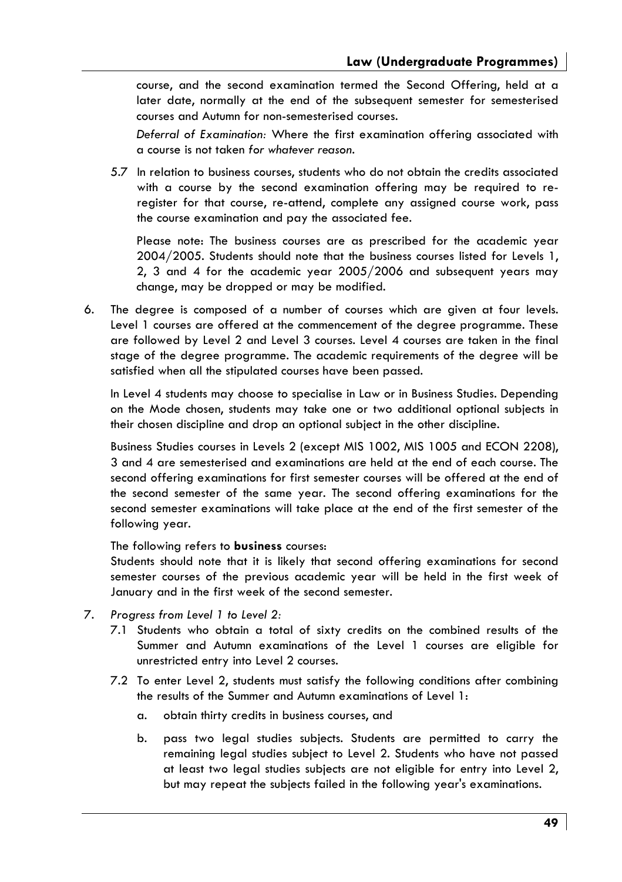course, and the second examination termed the Second Offering, held at a later date, normally at the end of the subsequent semester for semesterised courses and Autumn for non-semesterised courses.

*Deferral of Examination:* Where the first examination offering associated with a course is not taken *for whatever reason*.

5.7 In relation to business courses, students who do not obtain the credits associated with a course by the second examination offering may be required to re-register for that course, re-attend, complete any assigned course work, pass the course examination and pay the associated fee.

Please note: The business courses are as prescribed for the academic year 2004/2005. Students should note that the business courses listed for Levels 1, 2, 3 and 4 for the academic year 2005/2006 and subsequent years may change, may be dropped or may be modified.

6. The degree is composed of a number of courses which are given at four levels. Level 1 courses are offered at the commencement of the degree programme. These are followed by Level 2 and Level 3 courses. Level 4 courses are taken in the final stage of the degree programme. The academic requirements of the degree will be satisfied when all the stipulated courses have been passed.

   In Level 4 students may choose to specialise in Law or in Business Studies. Depending on the Mode chosen, students may take one or two additional optional subjects in their chosen discipline and drop an optional subject in the other discipline.

   Business Studies courses in Levels 2 (except MIS 1002, MIS 1005 and ECON 2208), 3 and 4 are semesterised and examinations are held at the end of each course. The second offering examinations for first semester courses will be offered at the end of the second semester of the same year. The second offering examinations for the second semester examinations will take place at the end of the first semester of the following year.

   The following refers to **business** courses:
   Students should note that it is likely that second offering examinations for second semester courses of the previous academic year will be held in the first week of January and in the first week of the second semester.

7. *Progress from Level 1 to Level 2:*

   7.1 Students who obtain a total of sixty credits on the combined results of the Summer and Autumn examinations of the Level 1 courses are eligible for unrestricted entry into Level 2 courses.

   7.2 To enter Level 2, students must satisfy the following conditions after combining the results of the Summer and Autumn examinations of Level 1:

   a. obtain thirty credits in business courses, and

   b. pass two legal studies subjects. Students are permitted to carry the remaining legal studies subject to Level 2. Students who have not passed at least two legal studies subjects are not eligible for entry into Level 2, but may repeat the subjects failed in the following year's examinations.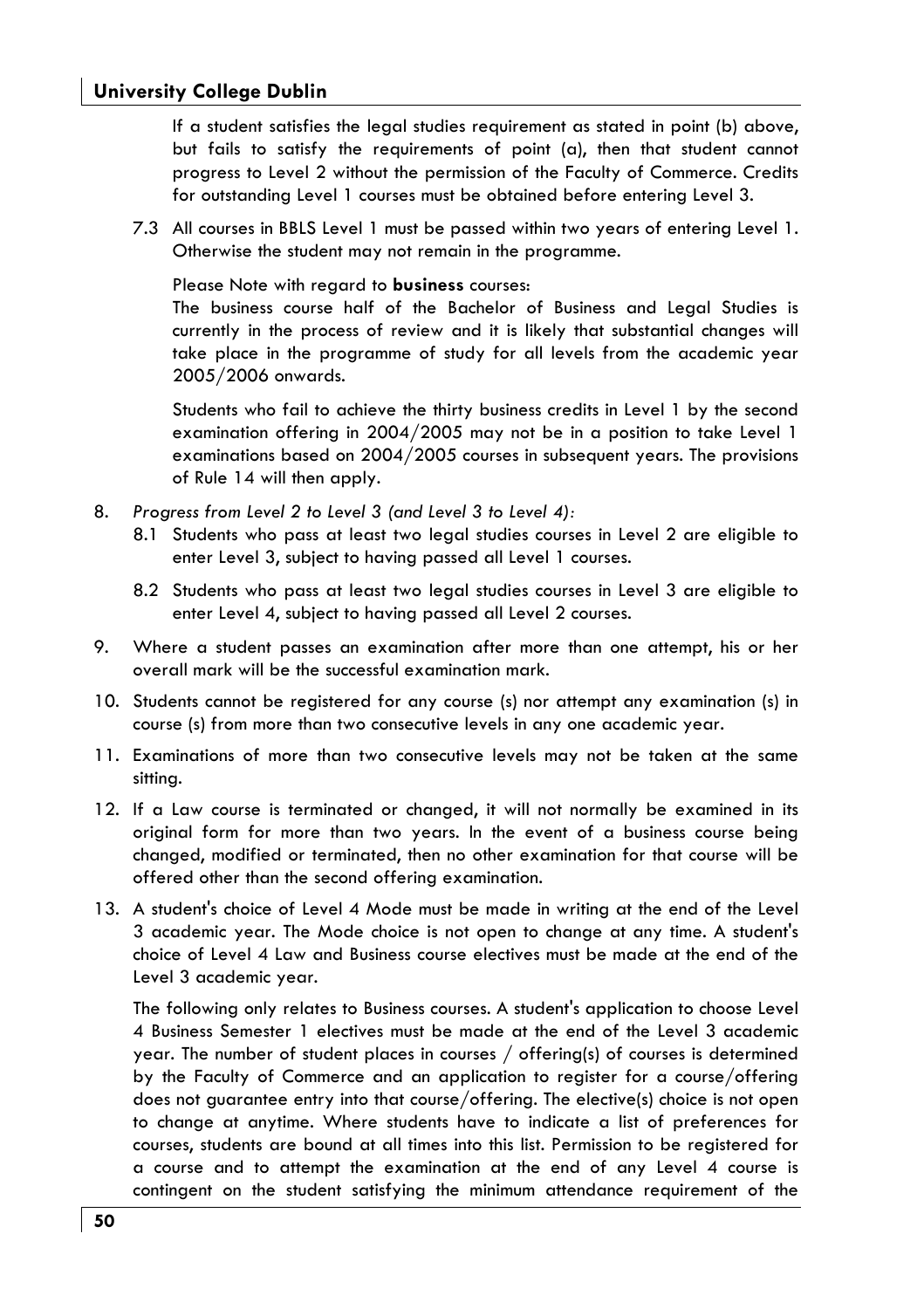If a student satisfies the legal studies requirement as stated in point (b) above, but fails to satisfy the requirements of point (a), then that student cannot progress to Level 2 without the permission of the Faculty of Commerce. Credits for outstanding Level 1 courses must be obtained before entering Level 3.

7.3 All courses in BBLS Level 1 must be passed within two years of entering Level 1. Otherwise the student may not remain in the programme.

Please Note with regard to **business** courses:
The business course half of the Bachelor of Business and Legal Studies is currently in the process of review and it is likely that substantial changes will take place in the programme of study for all levels from the academic year 2005/2006 onwards.

Students who fail to achieve the thirty business credits in Level 1 by the second examination offering in 2004/2005 may not be in a position to take Level 1 examinations based on 2004/2005 courses in subsequent years. The provisions of Rule 14 will then apply.

8. *Progress from Level 2 to Level 3 (and Level 3 to Level 4):*
   - 8.1 Students who pass at least two legal studies courses in Level 2 are eligible to enter Level 3, subject to having passed all Level 1 courses.
   - 8.2 Students who pass at least two legal studies courses in Level 3 are eligible to enter Level 4, subject to having passed all Level 2 courses.

9. Where a student passes an examination after more than one attempt, his or her overall mark will be the successful examination mark.

10. Students cannot be registered for any course (s) nor attempt any examination (s) in course (s) from more than two consecutive levels in any one academic year.

11. Examinations of more than two consecutive levels may not be taken at the same sitting.

12. If a Law course is terminated or changed, it will not normally be examined in its original form for more than two years. In the event of a business course being changed, modified or terminated, then no other examination for that course will be offered other than the second offering examination.

13. A student's choice of Level 4 Mode must be made in writing at the end of the Level 3 academic year. The Mode choice is not open to change at any time. A student's choice of Level 4 Law and Business course electives must be made at the end of the Level 3 academic year.

    The following only relates to Business courses. A student's application to choose Level 4 Business Semester 1 electives must be made at the end of the Level 3 academic year. The number of student places in courses / offering(s) of courses is determined by the Faculty of Commerce and an application to register for a course/offering does not guarantee entry into that course/offering. The elective(s) choice is not open to change at anytime. Where students have to indicate a list of preferences for courses, students are bound at all times into this list. Permission to be registered for a course and to attempt the examination at the end of any Level 4 course is contingent on the student satisfying the minimum attendance requirement of the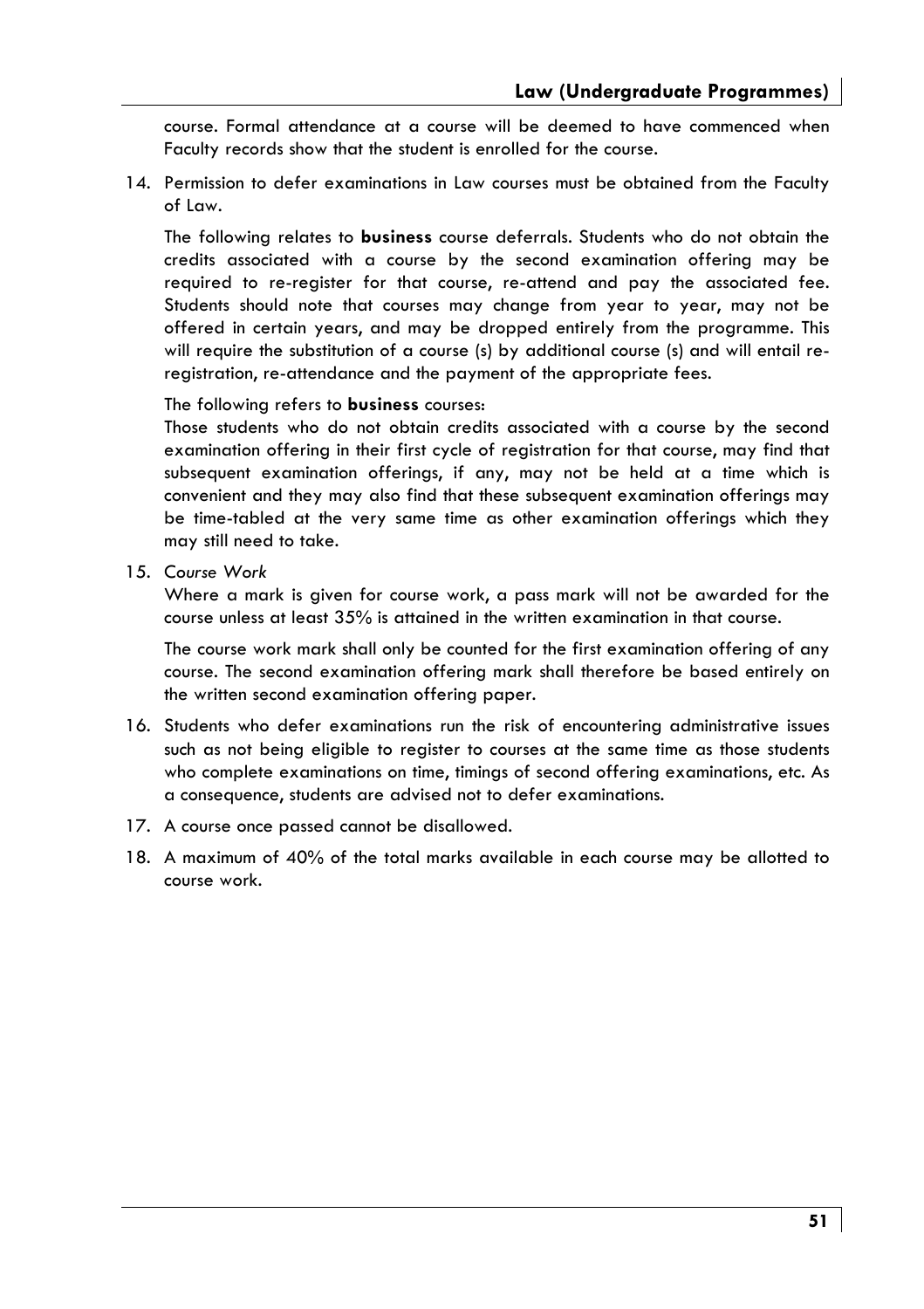course. Formal attendance at a course will be deemed to have commenced when Faculty records show that the student is enrolled for the course.

14. Permission to defer examinations in Law courses must be obtained from the Faculty of Law.

    The following relates to **business** course deferrals. Students who do not obtain the credits associated with a course by the second examination offering may be required to re-register for that course, re-attend and pay the associated fee. Students should note that courses may change from year to year, may not be offered in certain years, and may be dropped entirely from the programme. This will require the substitution of a course (s) by additional course (s) and will entail re-registration, re-attendance and the payment of the appropriate fees.

    The following refers to **business** courses:
    Those students who do not obtain credits associated with a course by the second examination offering in their first cycle of registration for that course, may find that subsequent examination offerings, if any, may not be held at a time which is convenient and they may also find that these subsequent examination offerings may be time-tabled at the very same time as other examination offerings which they may still need to take.

15. *Course Work*
    Where a mark is given for course work, a pass mark will not be awarded for the course unless at least 35% is attained in the written examination in that course.

    The course work mark shall only be counted for the first examination offering of any course. The second examination offering mark shall therefore be based entirely on the written second examination offering paper.

16. Students who defer examinations run the risk of encountering administrative issues such as not being eligible to register to courses at the same time as those students who complete examinations on time, timings of second offering examinations, etc. As a consequence, students are advised not to defer examinations.

17. A course once passed cannot be disallowed.

18. A maximum of 40% of the total marks available in each course may be allotted to course work.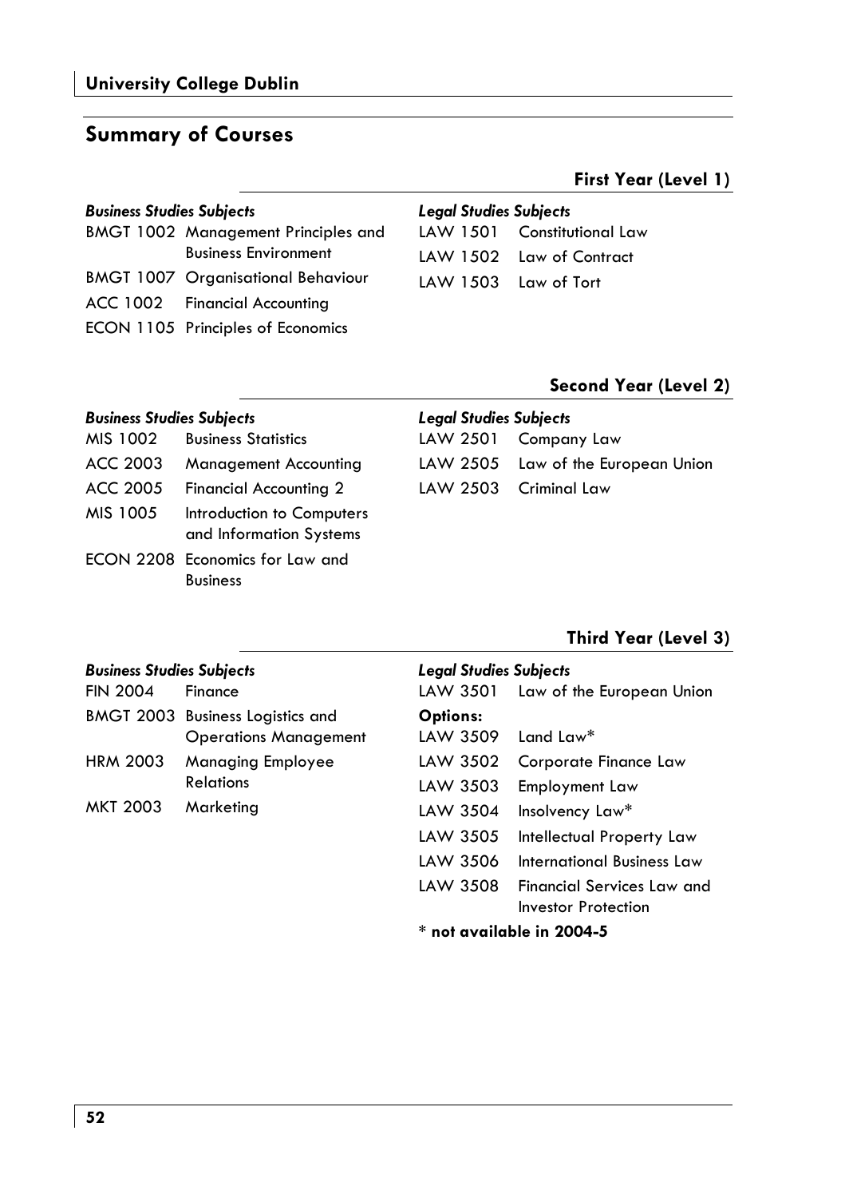## Summary of Courses

### First Year (Level 1)

*Business Studies Subjects*

| | |
|---|---|
| BMGT 1002 | Management Principles and Business Environment |
| BMGT 1007 | Organisational Behaviour |
| ACC 1002 | Financial Accounting |
| ECON 1105 | Principles of Economics |

*Legal Studies Subjects*

| | |
|---|---|
| LAW 1501 | Constitutional Law |
| LAW 1502 | Law of Contract |
| LAW 1503 | Law of Tort |

### Second Year (Level 2)

*Business Studies Subjects*

| | |
|---|---|
| MIS 1002 | Business Statistics |
| ACC 2003 | Management Accounting |
| ACC 2005 | Financial Accounting 2 |
| MIS 1005 | Introduction to Computers and Information Systems |
| ECON 2208 | Economics for Law and Business |

*Legal Studies Subjects*

| | |
|---|---|
| LAW 2501 | Company Law |
| LAW 2505 | Law of the European Union |
| LAW 2503 | Criminal Law |

### Third Year (Level 3)

*Business Studies Subjects*

| | |
|---|---|
| FIN 2004 | Finance |
| BMGT 2003 | Business Logistics and Operations Management |
| HRM 2003 | Managing Employee Relations |
| MKT 2003 | Marketing |

*Legal Studies Subjects*

| | |
|---|---|
| LAW 3501 | Law of the European Union |

**Options:**

| | |
|---|---|
| LAW 3509 | Land Law* |
| LAW 3502 | Corporate Finance Law |
| LAW 3503 | Employment Law |
| LAW 3504 | Insolvency Law* |
| LAW 3505 | Intellectual Property Law |
| LAW 3506 | International Business Law |
| LAW 3508 | Financial Services Law and Investor Protection |

**\* not available in 2004-5**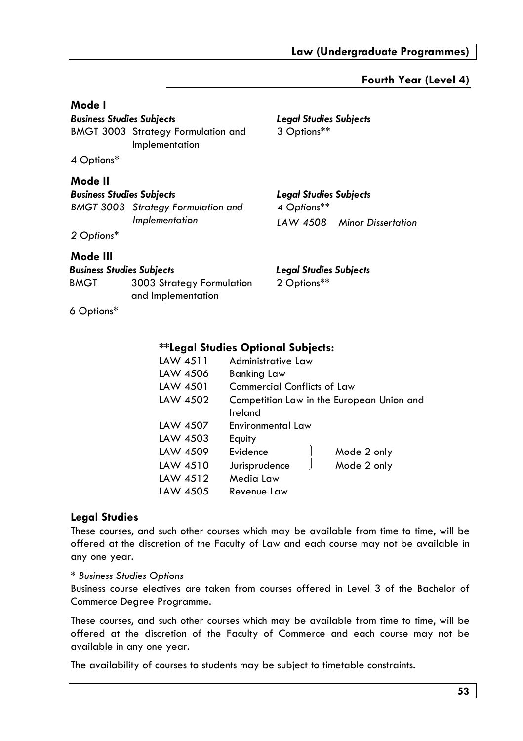## Fourth Year (Level 4)

### Mode I

| *Business Studies Subjects* | *Legal Studies Subjects* |
|---|---|
| BMGT 3003 Strategy Formulation and Implementation | 3 Options** |
| 4 Options* | |

### Mode II

| *Business Studies Subjects* | *Legal Studies Subjects* |
|---|---|
| *BMGT 3003 Strategy Formulation and Implementation* | *4 Options*** |
| *2 Options** | *LAW 4508 Minor Dissertation* |

### Mode III

| *Business Studies Subjects* | *Legal Studies Subjects* |
|---|---|
| BMGT 3003 Strategy Formulation and Implementation | 2 Options** |
| 6 Options* | |

### **Legal Studies Optional Subjects:

| | | |
|---|---|---|
| LAW 4511 | Administrative Law | |
| LAW 4506 | Banking Law | |
| LAW 4501 | Commercial Conflicts of Law | |
| LAW 4502 | Competition Law in the European Union and Ireland | |
| LAW 4507 | Environmental Law | |
| LAW 4503 | Equity | |
| LAW 4509 | Evidence | Mode 2 only |
| LAW 4510 | Jurisprudence | Mode 2 only |
| LAW 4512 | Media Law | |
| LAW 4505 | Revenue Law | |

### Legal Studies

These courses, and such other courses which may be available from time to time, will be offered at the discretion of the Faculty of Law and each course may not be available in any one year.

\* *Business Studies Options*

Business course electives are taken from courses offered in Level 3 of the Bachelor of Commerce Degree Programme.

These courses, and such other courses which may be available from time to time, will be offered at the discretion of the Faculty of Commerce and each course may not be available in any one year.

The availability of courses to students may be subject to timetable constraints.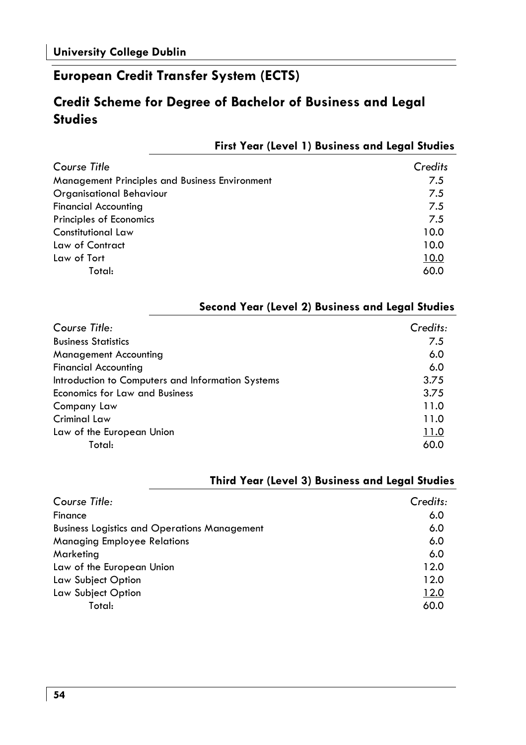## European Credit Transfer System (ECTS)

## Credit Scheme for Degree of Bachelor of Business and Legal Studies

### First Year (Level 1) Business and Legal Studies

| *Course Title* | *Credits* |
|---|---|
| Management Principles and Business Environment | 7.5 |
| Organisational Behaviour | 7.5 |
| Financial Accounting | 7.5 |
| Principles of Economics | 7.5 |
| Constitutional Law | 10.0 |
| Law of Contract | 10.0 |
| Law of Tort | 10.0 |
| Total: | 60.0 |

### Second Year (Level 2) Business and Legal Studies

| *Course Title:* | *Credits:* |
|---|---|
| Business Statistics | 7.5 |
| Management Accounting | 6.0 |
| Financial Accounting | 6.0 |
| Introduction to Computers and Information Systems | 3.75 |
| Economics for Law and Business | 3.75 |
| Company Law | 11.0 |
| Criminal Law | 11.0 |
| Law of the European Union | 11.0 |
| Total: | 60.0 |

### Third Year (Level 3) Business and Legal Studies

| *Course Title:* | *Credits:* |
|---|---|
| Finance | 6.0 |
| Business Logistics and Operations Management | 6.0 |
| Managing Employee Relations | 6.0 |
| Marketing | 6.0 |
| Law of the European Union | 12.0 |
| Law Subject Option | 12.0 |
| Law Subject Option | 12.0 |
| Total: | 60.0 |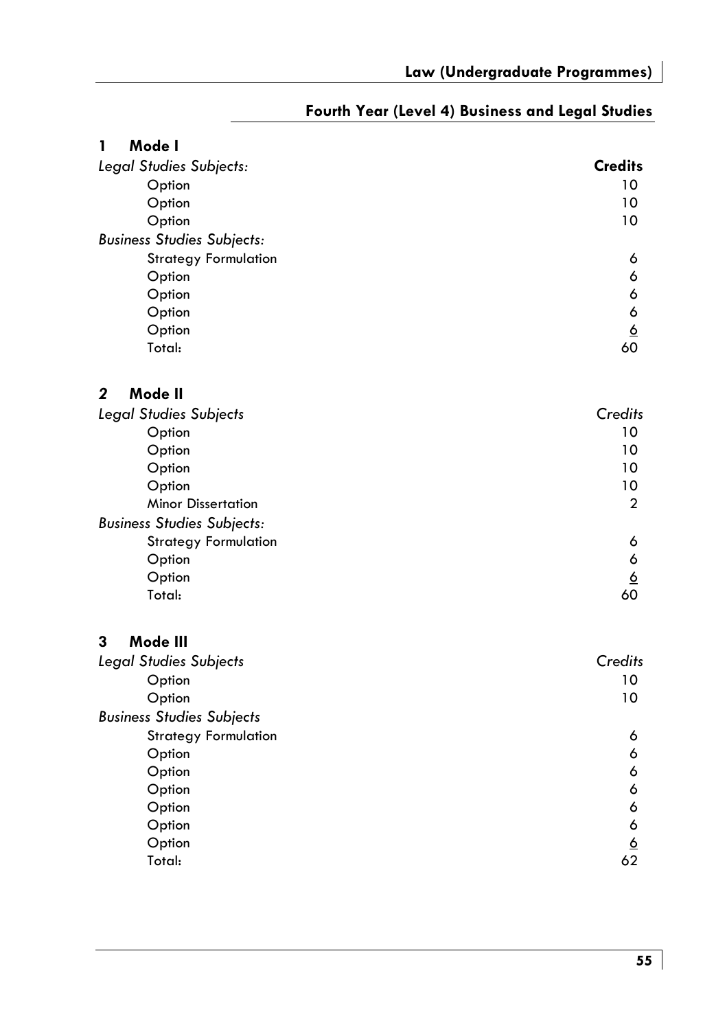## Fourth Year (Level 4) Business and Legal Studies

### 1 Mode I

| *Legal Studies Subjects:* | **Credits** |
|---|---|
| Option | 10 |
| Option | 10 |
| Option | 10 |
| *Business Studies Subjects:* | |
| Strategy Formulation | 6 |
| Option | 6 |
| Option | 6 |
| Option | 6 |
| Option | 6 |
| Total: | 60 |

### 2 Mode II

| *Legal Studies Subjects* | *Credits* |
|---|---|
| Option | 10 |
| Option | 10 |
| Option | 10 |
| Option | 10 |
| Minor Dissertation | 2 |
| *Business Studies Subjects:* | |
| Strategy Formulation | 6 |
| Option | 6 |
| Option | 6 |
| Total: | 60 |

### 3 Mode III

| *Legal Studies Subjects* | *Credits* |
|---|---|
| Option | 10 |
| Option | 10 |
| *Business Studies Subjects* | |
| Strategy Formulation | 6 |
| Option | 6 |
| Option | 6 |
| Option | 6 |
| Option | 6 |
| Option | 6 |
| Option | 6 |
| Total: | 62 |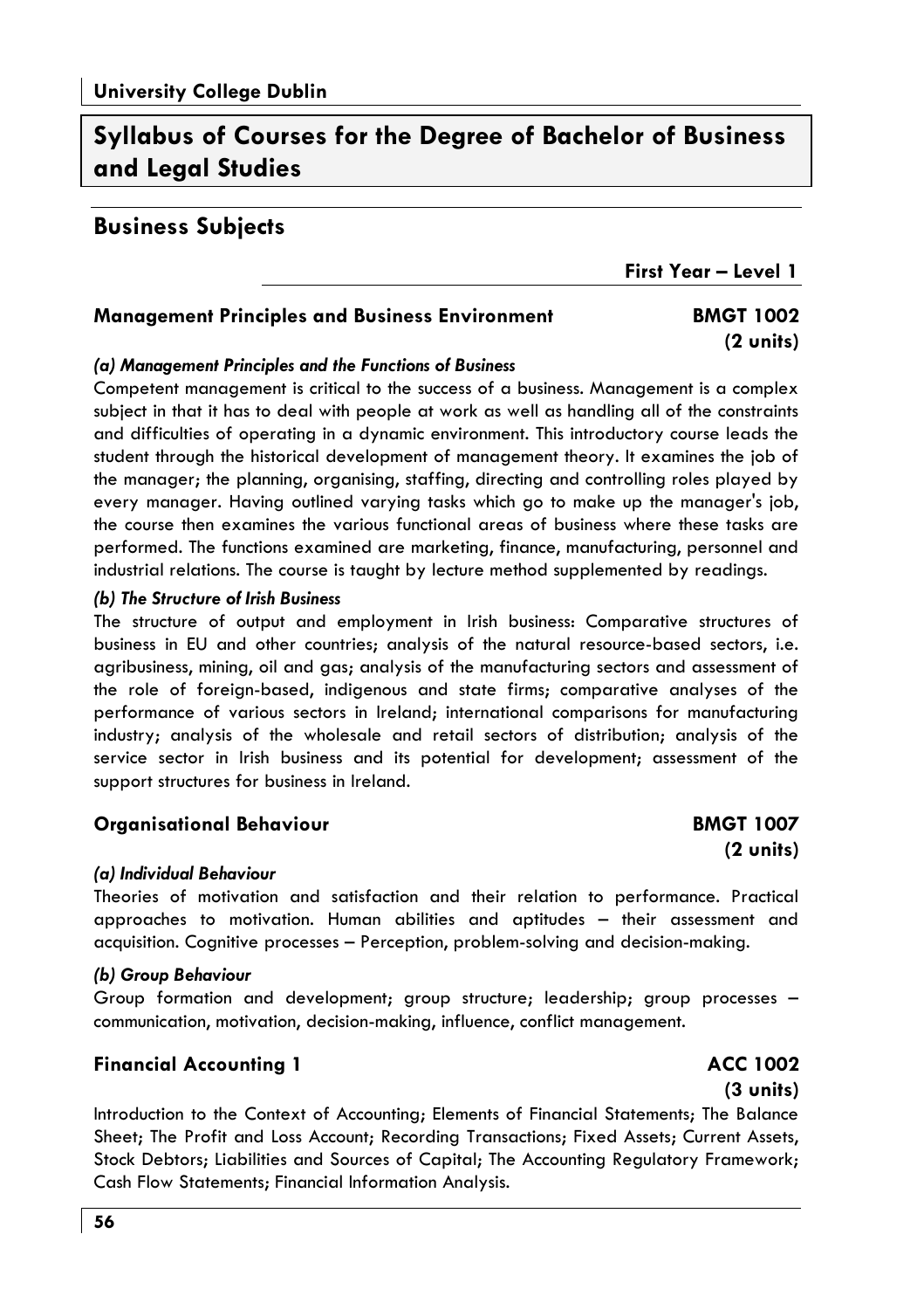University College Dublin

# Syllabus of Courses for the Degree of Bachelor of Business and Legal Studies

## Business Subjects

**First Year – Level 1**

### Management Principles and Business Environment — BMGT 1002 (2 units)

***(a) Management Principles and the Functions of Business***

Competent management is critical to the success of a business. Management is a complex subject in that it has to deal with people at work as well as handling all of the constraints and difficulties of operating in a dynamic environment. This introductory course leads the student through the historical development of management theory. It examines the job of the manager; the planning, organising, staffing, directing and controlling roles played by every manager. Having outlined varying tasks which go to make up the manager's job, the course then examines the various functional areas of business where these tasks are performed. The functions examined are marketing, finance, manufacturing, personnel and industrial relations. The course is taught by lecture method supplemented by readings.

***(b) The Structure of Irish Business***

The structure of output and employment in Irish business: Comparative structures of business in EU and other countries; analysis of the natural resource-based sectors, i.e. agribusiness, mining, oil and gas; analysis of the manufacturing sectors and assessment of the role of foreign-based, indigenous and state firms; comparative analyses of the performance of various sectors in Ireland; international comparisons for manufacturing industry; analysis of the wholesale and retail sectors of distribution; analysis of the service sector in Irish business and its potential for development; assessment of the support structures for business in Ireland.

### Organisational Behaviour — BMGT 1007 (2 units)

***(a) Individual Behaviour***

Theories of motivation and satisfaction and their relation to performance. Practical approaches to motivation. Human abilities and aptitudes – their assessment and acquisition. Cognitive processes – Perception, problem-solving and decision-making.

***(b) Group Behaviour***

Group formation and development; group structure; leadership; group processes – communication, motivation, decision-making, influence, conflict management.

### Financial Accounting 1 — ACC 1002 (3 units)

Introduction to the Context of Accounting; Elements of Financial Statements; The Balance Sheet; The Profit and Loss Account; Recording Transactions; Fixed Assets; Current Assets, Stock Debtors; Liabilities and Sources of Capital; The Accounting Regulatory Framework; Cash Flow Statements; Financial Information Analysis.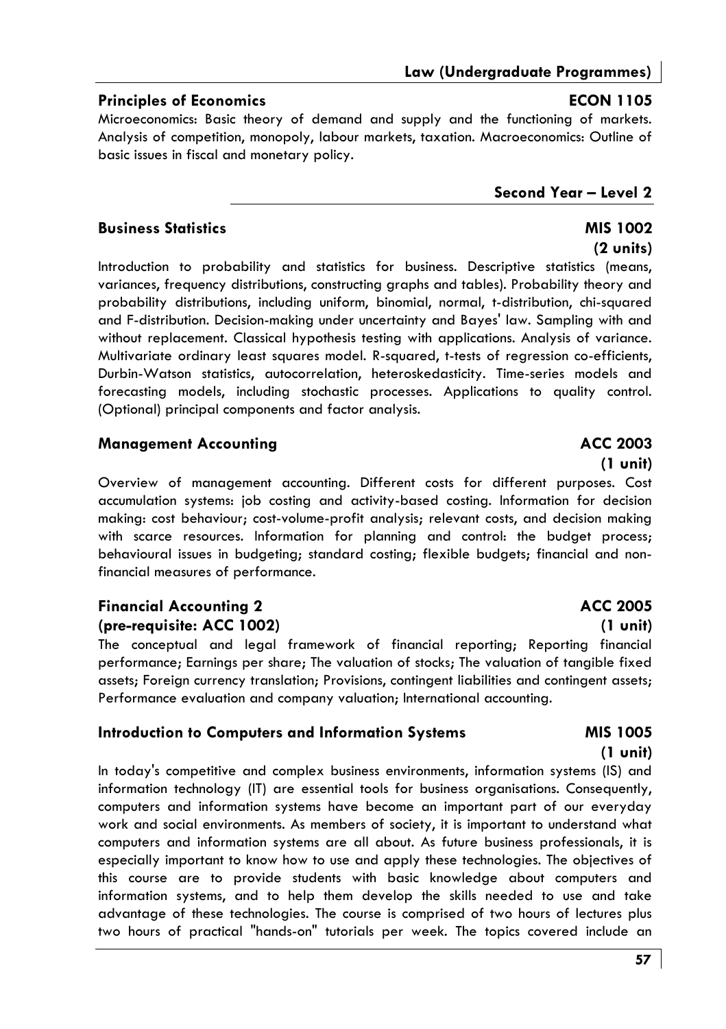### Principles of Economics — ECON 1105

Microeconomics: Basic theory of demand and supply and the functioning of markets. Analysis of competition, monopoly, labour markets, taxation. Macroeconomics: Outline of basic issues in fiscal and monetary policy.

## Second Year – Level 2

### Business Statistics — MIS 1002 (2 units)

Introduction to probability and statistics for business. Descriptive statistics (means, variances, frequency distributions, constructing graphs and tables). Probability theory and probability distributions, including uniform, binomial, normal, t-distribution, chi-squared and F-distribution. Decision-making under uncertainty and Bayes' law. Sampling with and without replacement. Classical hypothesis testing with applications. Analysis of variance. Multivariate ordinary least squares model. R-squared, t-tests of regression co-efficients, Durbin-Watson statistics, autocorrelation, heteroskedasticity. Time-series models and forecasting models, including stochastic processes. Applications to quality control. (Optional) principal components and factor analysis.

### Management Accounting — ACC 2003 (1 unit)

Overview of management accounting. Different costs for different purposes. Cost accumulation systems: job costing and activity-based costing. Information for decision making: cost behaviour; cost-volume-profit analysis; relevant costs, and decision making with scarce resources. Information for planning and control: the budget process; behavioural issues in budgeting; standard costing; flexible budgets; financial and non-financial measures of performance.

### Financial Accounting 2 — ACC 2005
**(pre-requisite: ACC 1002)** **(1 unit)**

The conceptual and legal framework of financial reporting; Reporting financial performance; Earnings per share; The valuation of stocks; The valuation of tangible fixed assets; Foreign currency translation; Provisions, contingent liabilities and contingent assets; Performance evaluation and company valuation; International accounting.

### Introduction to Computers and Information Systems — MIS 1005 (1 unit)

In today's competitive and complex business environments, information systems (IS) and information technology (IT) are essential tools for business organisations. Consequently, computers and information systems have become an important part of our everyday work and social environments. As members of society, it is important to understand what computers and information systems are all about. As future business professionals, it is especially important to know how to use and apply these technologies. The objectives of this course are to provide students with basic knowledge about computers and information systems, and to help them develop the skills needed to use and take advantage of these technologies. The course is comprised of two hours of lectures plus two hours of practical "hands-on" tutorials per week. The topics covered include an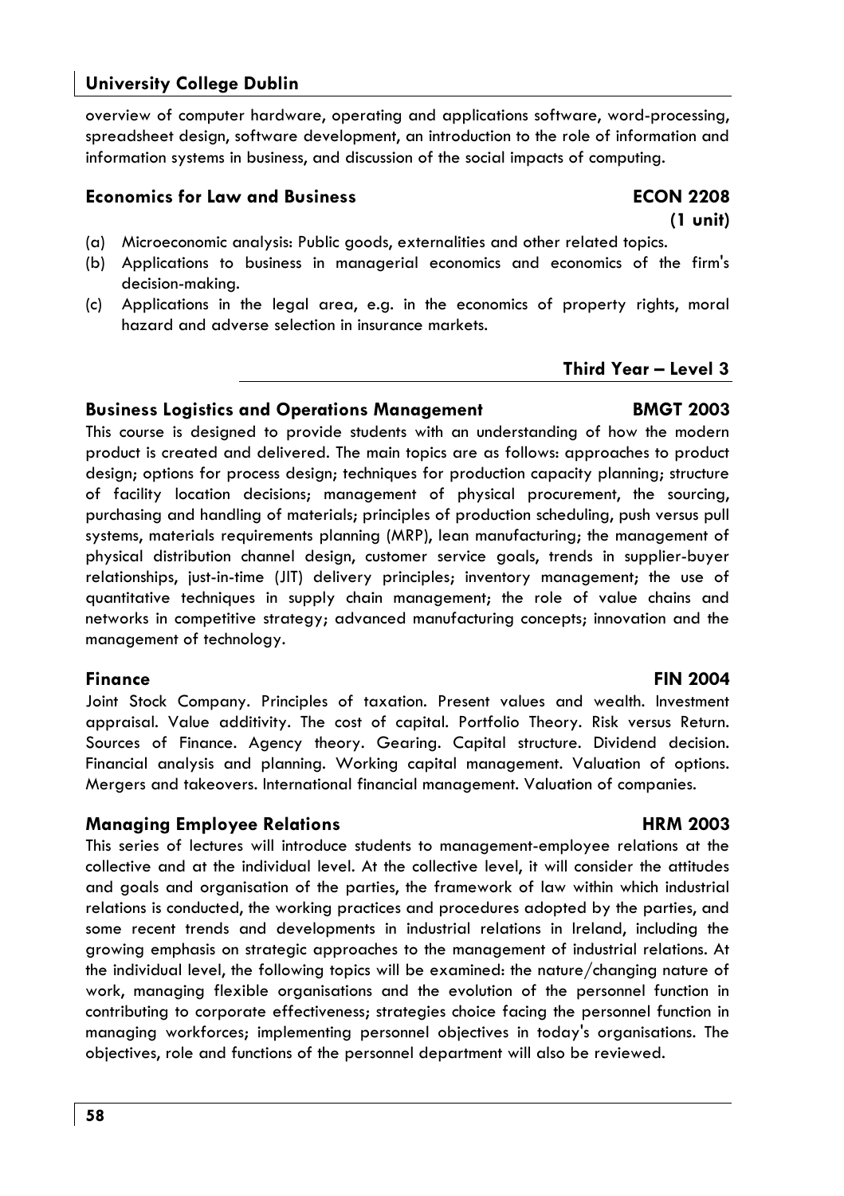overview of computer hardware, operating and applications software, word-processing, spreadsheet design, software development, an introduction to the role of information and information systems in business, and discussion of the social impacts of computing.

### Economics for Law and Business — ECON 2208 (1 unit)

(a) Microeconomic analysis: Public goods, externalities and other related topics.
(b) Applications to business in managerial economics and economics of the firm's decision-making.
(c) Applications in the legal area, e.g. in the economics of property rights, moral hazard and adverse selection in insurance markets.

## Third Year – Level 3

### Business Logistics and Operations Management — BMGT 2003

This course is designed to provide students with an understanding of how the modern product is created and delivered. The main topics are as follows: approaches to product design; options for process design; techniques for production capacity planning; structure of facility location decisions; management of physical procurement, the sourcing, purchasing and handling of materials; principles of production scheduling, push versus pull systems, materials requirements planning (MRP), lean manufacturing; the management of physical distribution channel design, customer service goals, trends in supplier-buyer relationships, just-in-time (JIT) delivery principles; inventory management; the use of quantitative techniques in supply chain management; the role of value chains and networks in competitive strategy; advanced manufacturing concepts; innovation and the management of technology.

### Finance — FIN 2004

Joint Stock Company. Principles of taxation. Present values and wealth. Investment appraisal. Value additivity. The cost of capital. Portfolio Theory. Risk versus Return. Sources of Finance. Agency theory. Gearing. Capital structure. Dividend decision. Financial analysis and planning. Working capital management. Valuation of options. Mergers and takeovers. International financial management. Valuation of companies.

### Managing Employee Relations — HRM 2003

This series of lectures will introduce students to management-employee relations at the collective and at the individual level. At the collective level, it will consider the attitudes and goals and organisation of the parties, the framework of law within which industrial relations is conducted, the working practices and procedures adopted by the parties, and some recent trends and developments in industrial relations in Ireland, including the growing emphasis on strategic approaches to the management of industrial relations. At the individual level, the following topics will be examined: the nature/changing nature of work, managing flexible organisations and the evolution of the personnel function in contributing to corporate effectiveness; strategies choice facing the personnel function in managing workforces; implementing personnel objectives in today's organisations. The objectives, role and functions of the personnel department will also be reviewed.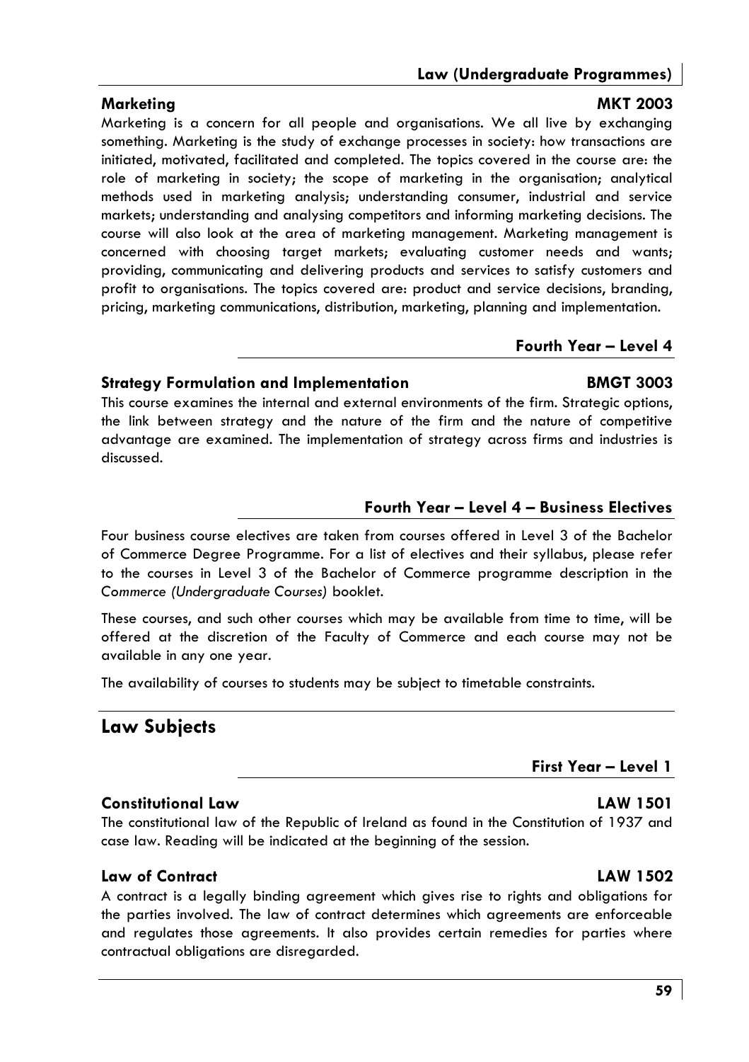### Marketing MKT 2003

Marketing is a concern for all people and organisations. We all live by exchanging something. Marketing is the study of exchange processes in society: how transactions are initiated, motivated, facilitated and completed. The topics covered in the course are: the role of marketing in society; the scope of marketing in the organisation; analytical methods used in marketing analysis; understanding consumer, industrial and service markets; understanding and analysing competitors and informing marketing decisions. The course will also look at the area of marketing management. Marketing management is concerned with choosing target markets; evaluating customer needs and wants; providing, communicating and delivering products and services to satisfy customers and profit to organisations. The topics covered are: product and service decisions, branding, pricing, marketing communications, distribution, marketing, planning and implementation.

#### Fourth Year – Level 4

### Strategy Formulation and Implementation BMGT 3003

This course examines the internal and external environments of the firm. Strategic options, the link between strategy and the nature of the firm and the nature of competitive advantage are examined. The implementation of strategy across firms and industries is discussed.

#### Fourth Year – Level 4 – Business Electives

Four business course electives are taken from courses offered in Level 3 of the Bachelor of Commerce Degree Programme. For a list of electives and their syllabus, please refer to the courses in Level 3 of the Bachelor of Commerce programme description in the *Commerce (Undergraduate Courses)* booklet.

These courses, and such other courses which may be available from time to time, will be offered at the discretion of the Faculty of Commerce and each course may not be available in any one year.

The availability of courses to students may be subject to timetable constraints.

## Law Subjects

#### First Year – Level 1

### Constitutional Law LAW 1501

The constitutional law of the Republic of Ireland as found in the Constitution of 1937 and case law. Reading will be indicated at the beginning of the session.

### Law of Contract LAW 1502

A contract is a legally binding agreement which gives rise to rights and obligations for the parties involved. The law of contract determines which agreements are enforceable and regulates those agreements. It also provides certain remedies for parties where contractual obligations are disregarded.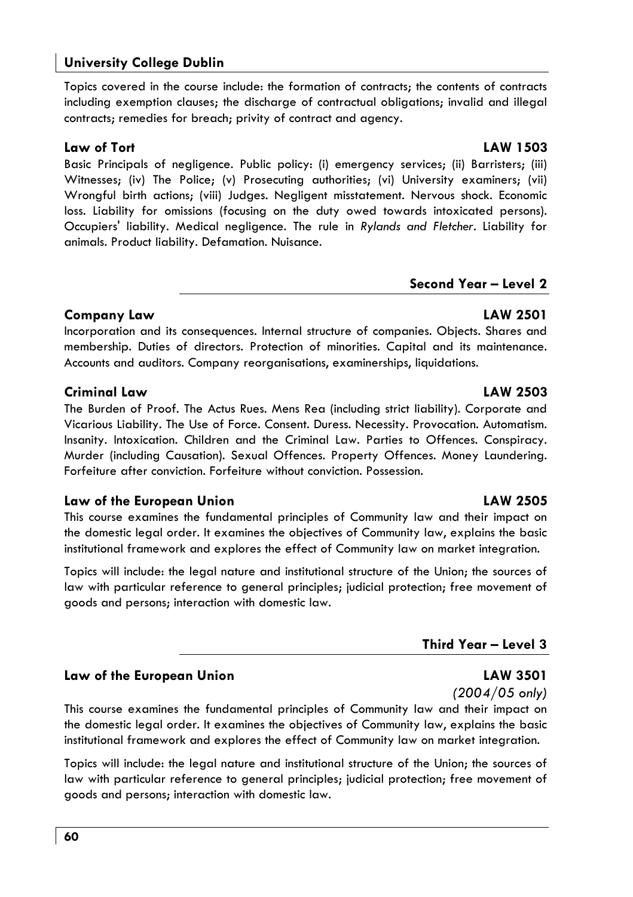Topics covered in the course include: the formation of contracts; the contents of contracts including exemption clauses; the discharge of contractual obligations; invalid and illegal contracts; remedies for breach; privity of contract and agency.

### Law of Tort — LAW 1503

Basic Principals of negligence. Public policy: (i) emergency services; (ii) Barristers; (iii) Witnesses; (iv) The Police; (v) Prosecuting authorities; (vi) University examiners; (vii) Wrongful birth actions; (viii) Judges. Negligent misstatement. Nervous shock. Economic loss. Liability for omissions (focusing on the duty owed towards intoxicated persons). Occupiers' liability. Medical negligence. The rule in *Rylands and Fletcher*. Liability for animals. Product liability. Defamation. Nuisance.

## Second Year – Level 2

### Company Law — LAW 2501

Incorporation and its consequences. Internal structure of companies. Objects. Shares and membership. Duties of directors. Protection of minorities. Capital and its maintenance. Accounts and auditors. Company reorganisations, examinerships, liquidations.

### Criminal Law — LAW 2503

The Burden of Proof. The Actus Rues. Mens Rea (including strict liability). Corporate and Vicarious Liability. The Use of Force. Consent. Duress. Necessity. Provocation. Automatism. Insanity. Intoxication. Children and the Criminal Law. Parties to Offences. Conspiracy. Murder (including Causation). Sexual Offences. Property Offences. Money Laundering. Forfeiture after conviction. Forfeiture without conviction. Possession.

### Law of the European Union — LAW 2505

This course examines the fundamental principles of Community law and their impact on the domestic legal order. It examines the objectives of Community law, explains the basic institutional framework and explores the effect of Community law on market integration.

Topics will include: the legal nature and institutional structure of the Union; the sources of law with particular reference to general principles; judicial protection; free movement of goods and persons; interaction with domestic law.

## Third Year – Level 3

### Law of the European Union — LAW 3501

*(2004/05 only)*

This course examines the fundamental principles of Community law and their impact on the domestic legal order. It examines the objectives of Community law, explains the basic institutional framework and explores the effect of Community law on market integration.

Topics will include: the legal nature and institutional structure of the Union; the sources of law with particular reference to general principles; judicial protection; free movement of goods and persons; interaction with domestic law.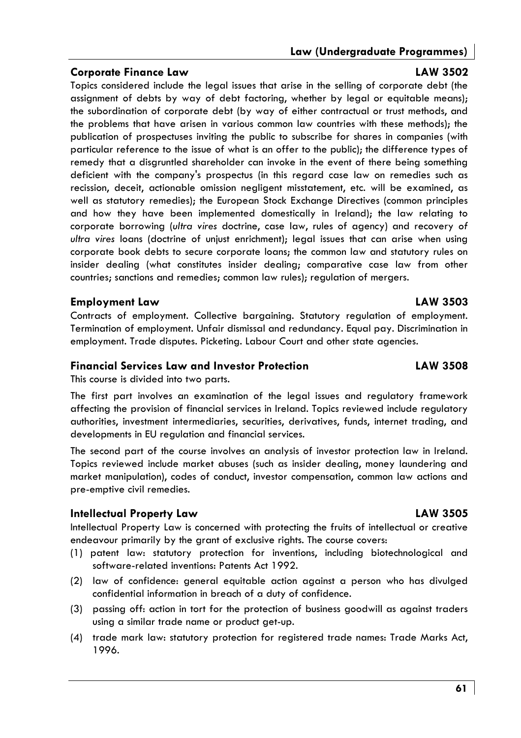## Corporate Finance Law LAW 3502

Topics considered include the legal issues that arise in the selling of corporate debt (the assignment of debts by way of debt factoring, whether by legal or equitable means); the subordination of corporate debt (by way of either contractual or trust methods, and the problems that have arisen in various common law countries with these methods); the publication of prospectuses inviting the public to subscribe for shares in companies (with particular reference to the issue of what is an offer to the public); the difference types of remedy that a disgruntled shareholder can invoke in the event of there being something deficient with the company's prospectus (in this regard case law on remedies such as recission, deceit, actionable omission negligent misstatement, etc. will be examined, as well as statutory remedies); the European Stock Exchange Directives (common principles and how they have been implemented domestically in Ireland); the law relating to corporate borrowing (*ultra vires* doctrine, case law, rules of agency) and recovery of *ultra vires* loans (doctrine of unjust enrichment); legal issues that can arise when using corporate book debts to secure corporate loans; the common law and statutory rules on insider dealing (what constitutes insider dealing; comparative case law from other countries; sanctions and remedies; common law rules); regulation of mergers.

## Employment Law LAW 3503

Contracts of employment. Collective bargaining. Statutory regulation of employment. Termination of employment. Unfair dismissal and redundancy. Equal pay. Discrimination in employment. Trade disputes. Picketing. Labour Court and other state agencies.

## Financial Services Law and Investor Protection LAW 3508

This course is divided into two parts.

The first part involves an examination of the legal issues and regulatory framework affecting the provision of financial services in Ireland. Topics reviewed include regulatory authorities, investment intermediaries, securities, derivatives, funds, internet trading, and developments in EU regulation and financial services.

The second part of the course involves an analysis of investor protection law in Ireland. Topics reviewed include market abuses (such as insider dealing, money laundering and market manipulation), codes of conduct, investor compensation, common law actions and pre-emptive civil remedies.

## Intellectual Property Law LAW 3505

Intellectual Property Law is concerned with protecting the fruits of intellectual or creative endeavour primarily by the grant of exclusive rights. The course covers:

(1) patent law: statutory protection for inventions, including biotechnological and software-related inventions: Patents Act 1992.

(2) law of confidence: general equitable action against a person who has divulged confidential information in breach of a duty of confidence.

(3) passing off: action in tort for the protection of business goodwill as against traders using a similar trade name or product get-up.

(4) trade mark law: statutory protection for registered trade names: Trade Marks Act, 1996.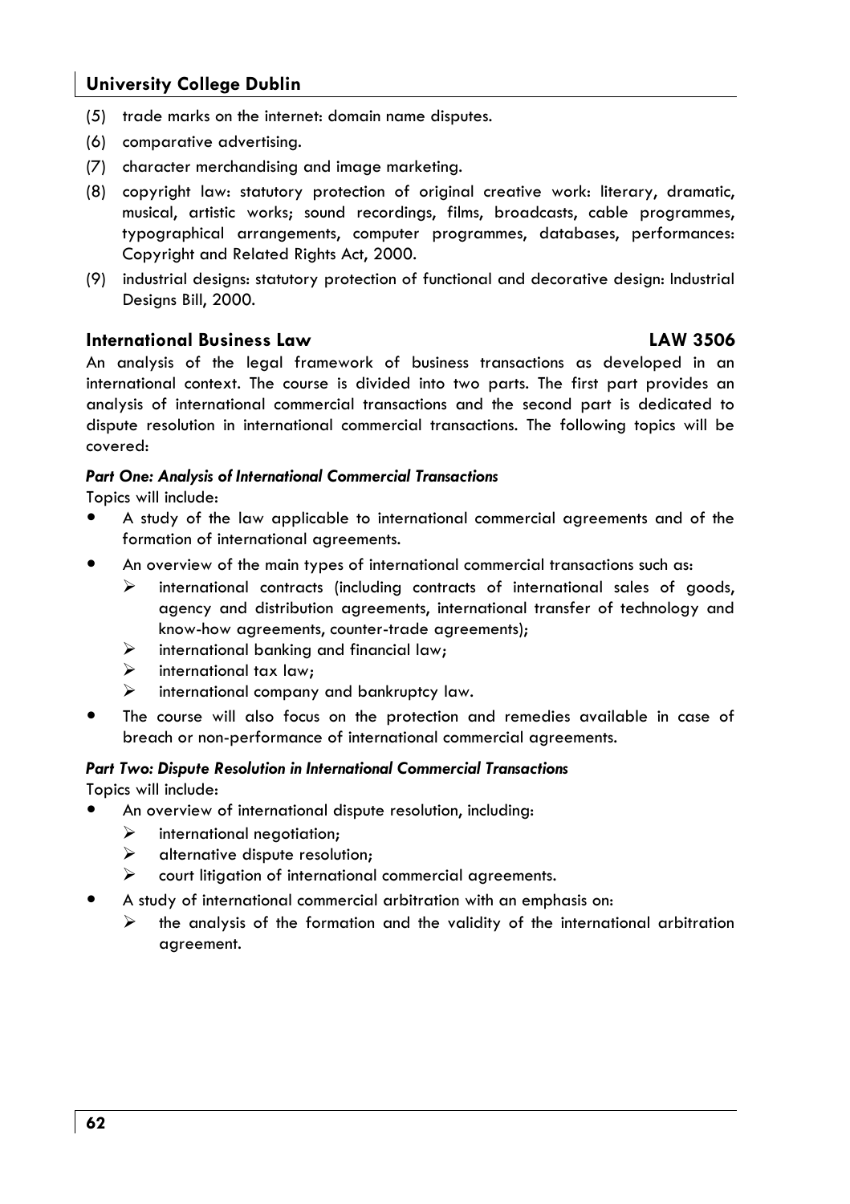(5) trade marks on the internet: domain name disputes.

(6) comparative advertising.

(7) character merchandising and image marketing.

(8) copyright law: statutory protection of original creative work: literary, dramatic, musical, artistic works; sound recordings, films, broadcasts, cable programmes, typographical arrangements, computer programmes, databases, performances: Copyright and Related Rights Act, 2000.

(9) industrial designs: statutory protection of functional and decorative design: Industrial Designs Bill, 2000.

### International Business Law — LAW 3506

An analysis of the legal framework of business transactions as developed in an international context. The course is divided into two parts. The first part provides an analysis of international commercial transactions and the second part is dedicated to dispute resolution in international commercial transactions. The following topics will be covered:

***Part One: Analysis of International Commercial Transactions***

Topics will include:

- A study of the law applicable to international commercial agreements and of the formation of international agreements.
- An overview of the main types of international commercial transactions such as:
  - international contracts (including contracts of international sales of goods, agency and distribution agreements, international transfer of technology and know-how agreements, counter-trade agreements);
  - international banking and financial law;
  - international tax law;
  - international company and bankruptcy law.
- The course will also focus on the protection and remedies available in case of breach or non-performance of international commercial agreements.

***Part Two: Dispute Resolution in International Commercial Transactions***

Topics will include:

- An overview of international dispute resolution, including:
  - international negotiation;
  - alternative dispute resolution;
  - court litigation of international commercial agreements.
- A study of international commercial arbitration with an emphasis on:
  - the analysis of the formation and the validity of the international arbitration agreement.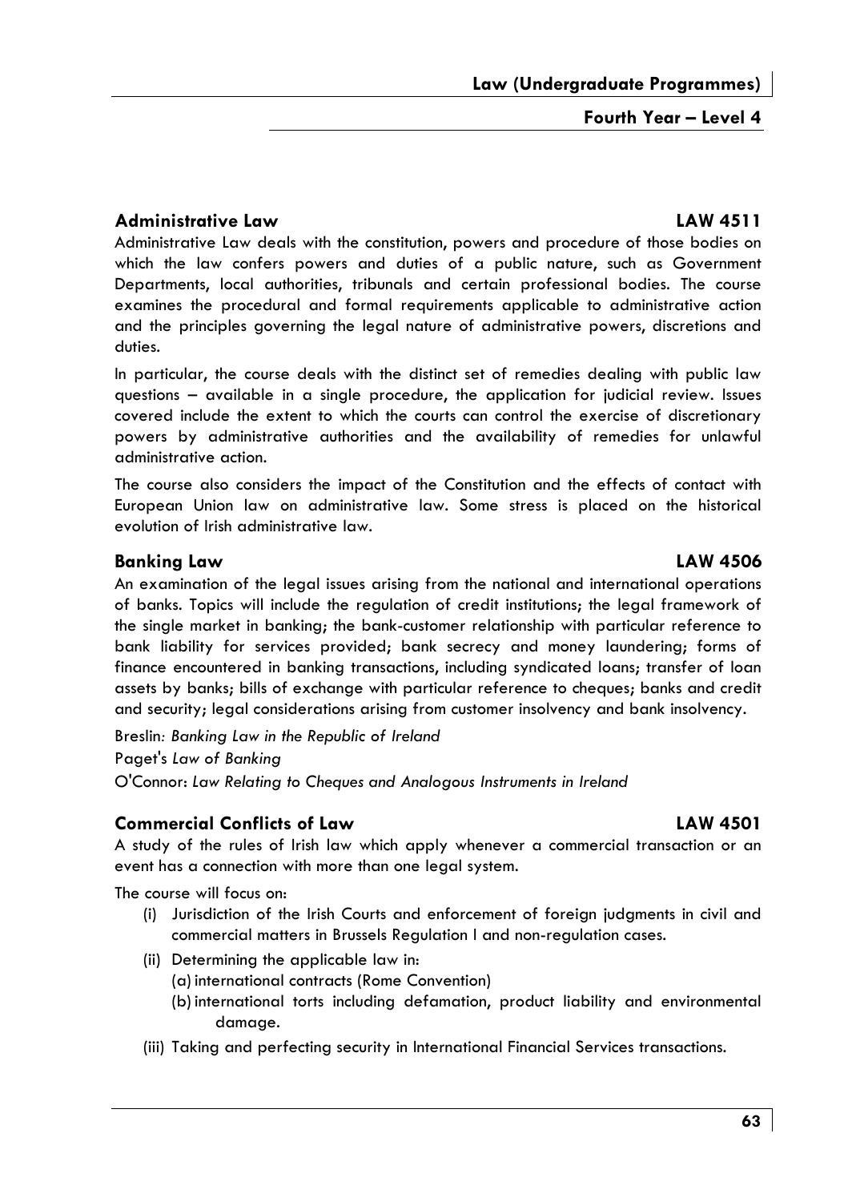### Administrative Law — LAW 4511

Administrative Law deals with the constitution, powers and procedure of those bodies on which the law confers powers and duties of a public nature, such as Government Departments, local authorities, tribunals and certain professional bodies. The course examines the procedural and formal requirements applicable to administrative action and the principles governing the legal nature of administrative powers, discretions and duties.

In particular, the course deals with the distinct set of remedies dealing with public law questions – available in a single procedure, the application for judicial review. Issues covered include the extent to which the courts can control the exercise of discretionary powers by administrative authorities and the availability of remedies for unlawful administrative action.

The course also considers the impact of the Constitution and the effects of contact with European Union law on administrative law. Some stress is placed on the historical evolution of Irish administrative law.

### Banking Law — LAW 4506

An examination of the legal issues arising from the national and international operations of banks. Topics will include the regulation of credit institutions; the legal framework of the single market in banking; the bank-customer relationship with particular reference to bank liability for services provided; bank secrecy and money laundering; forms of finance encountered in banking transactions, including syndicated loans; transfer of loan assets by banks; bills of exchange with particular reference to cheques; banks and credit and security; legal considerations arising from customer insolvency and bank insolvency.

Breslin*: Banking Law in the Republic of Ireland*

Paget's *Law of Banking*

O'Connor: *Law Relating to Cheques and Analogous Instruments in Ireland*

### Commercial Conflicts of Law — LAW 4501

A study of the rules of Irish law which apply whenever a commercial transaction or an event has a connection with more than one legal system.

The course will focus on:

(i) Jurisdiction of the Irish Courts and enforcement of foreign judgments in civil and commercial matters in Brussels Regulation I and non-regulation cases.

(ii) Determining the applicable law in:
  (a) international contracts (Rome Convention)
  (b) international torts including defamation, product liability and environmental damage.

(iii) Taking and perfecting security in International Financial Services transactions.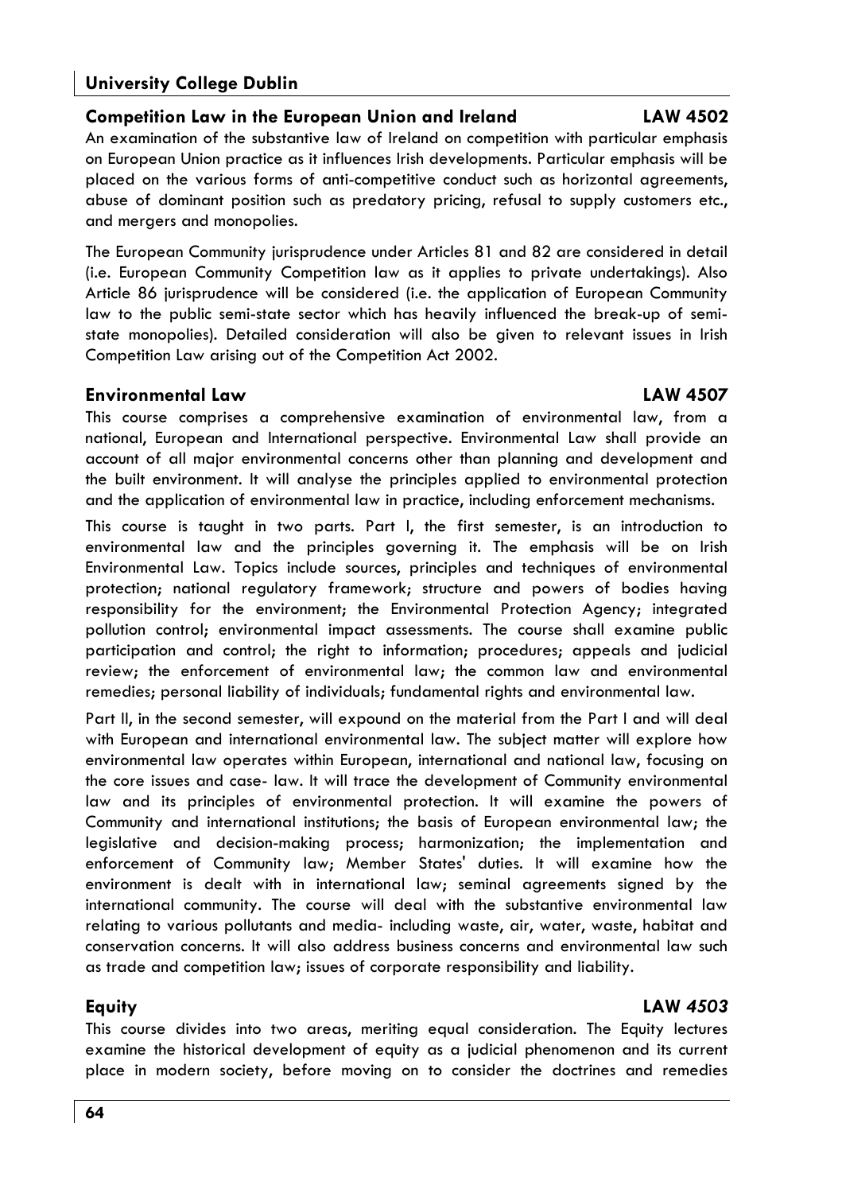## Competition Law in the European Union and Ireland — LAW 4502

An examination of the substantive law of Ireland on competition with particular emphasis on European Union practice as it influences Irish developments. Particular emphasis will be placed on the various forms of anti-competitive conduct such as horizontal agreements, abuse of dominant position such as predatory pricing, refusal to supply customers etc., and mergers and monopolies.

The European Community jurisprudence under Articles 81 and 82 are considered in detail (i.e. European Community Competition law as it applies to private undertakings). Also Article 86 jurisprudence will be considered (i.e. the application of European Community law to the public semi-state sector which has heavily influenced the break-up of semi-state monopolies). Detailed consideration will also be given to relevant issues in Irish Competition Law arising out of the Competition Act 2002.

## Environmental Law — LAW 4507

This course comprises a comprehensive examination of environmental law, from a national, European and International perspective. Environmental Law shall provide an account of all major environmental concerns other than planning and development and the built environment. It will analyse the principles applied to environmental protection and the application of environmental law in practice, including enforcement mechanisms.

This course is taught in two parts. Part I, the first semester, is an introduction to environmental law and the principles governing it. The emphasis will be on Irish Environmental Law. Topics include sources, principles and techniques of environmental protection; national regulatory framework; structure and powers of bodies having responsibility for the environment; the Environmental Protection Agency; integrated pollution control; environmental impact assessments. The course shall examine public participation and control; the right to information; procedures; appeals and judicial review; the enforcement of environmental law; the common law and environmental remedies; personal liability of individuals; fundamental rights and environmental law.

Part II, in the second semester, will expound on the material from the Part I and will deal with European and international environmental law. The subject matter will explore how environmental law operates within European, international and national law, focusing on the core issues and case- law. It will trace the development of Community environmental law and its principles of environmental protection. It will examine the powers of Community and international institutions; the basis of European environmental law; the legislative and decision-making process; harmonization; the implementation and enforcement of Community law; Member States' duties. It will examine how the environment is dealt with in international law; seminal agreements signed by the international community. The course will deal with the substantive environmental law relating to various pollutants and media- including waste, air, water, waste, habitat and conservation concerns. It will also address business concerns and environmental law such as trade and competition law; issues of corporate responsibility and liability.

## Equity — LAW *4503*

This course divides into two areas, meriting equal consideration. The Equity lectures examine the historical development of equity as a judicial phenomenon and its current place in modern society, before moving on to consider the doctrines and remedies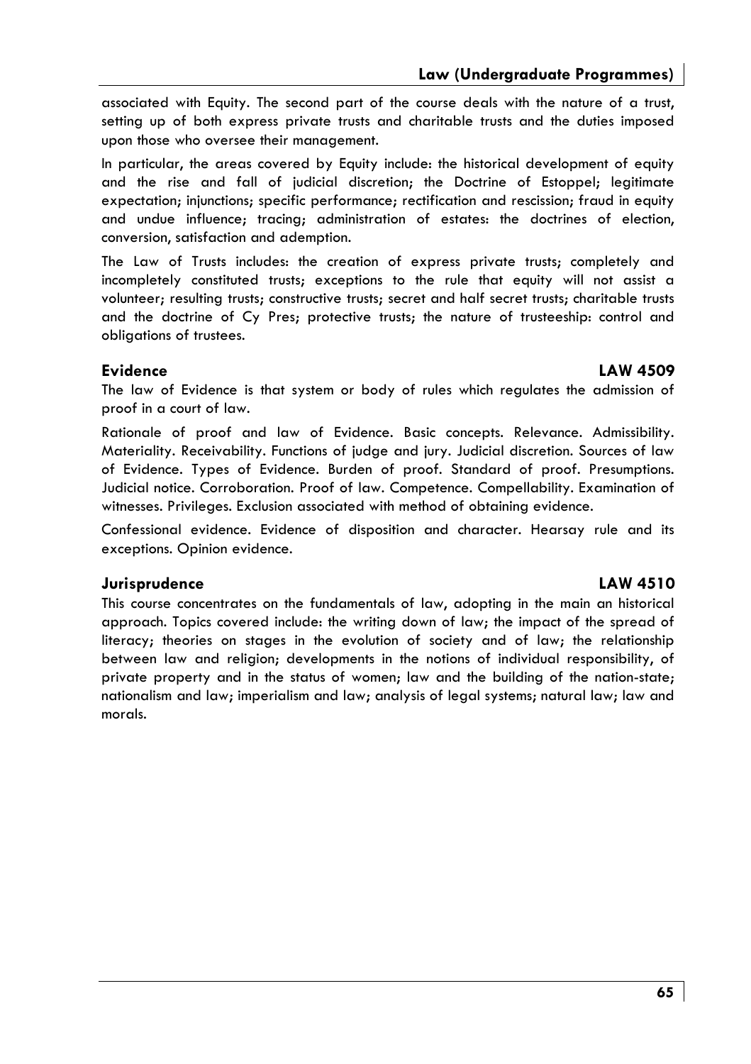associated with Equity. The second part of the course deals with the nature of a trust, setting up of both express private trusts and charitable trusts and the duties imposed upon those who oversee their management.

In particular, the areas covered by Equity include: the historical development of equity and the rise and fall of judicial discretion; the Doctrine of Estoppel; legitimate expectation; injunctions; specific performance; rectification and rescission; fraud in equity and undue influence; tracing; administration of estates: the doctrines of election, conversion, satisfaction and ademption.

The Law of Trusts includes: the creation of express private trusts; completely and incompletely constituted trusts; exceptions to the rule that equity will not assist a volunteer; resulting trusts; constructive trusts; secret and half secret trusts; charitable trusts and the doctrine of Cy Pres; protective trusts; the nature of trusteeship: control and obligations of trustees.

### Evidence — LAW 4509

The law of Evidence is that system or body of rules which regulates the admission of proof in a court of law.

Rationale of proof and law of Evidence. Basic concepts. Relevance. Admissibility. Materiality. Receivability. Functions of judge and jury. Judicial discretion. Sources of law of Evidence. Types of Evidence. Burden of proof. Standard of proof. Presumptions. Judicial notice. Corroboration. Proof of law. Competence. Compellability. Examination of witnesses. Privileges. Exclusion associated with method of obtaining evidence.

Confessional evidence. Evidence of disposition and character. Hearsay rule and its exceptions. Opinion evidence.

### Jurisprudence — LAW 4510

This course concentrates on the fundamentals of law, adopting in the main an historical approach. Topics covered include: the writing down of law; the impact of the spread of literacy; theories on stages in the evolution of society and of law; the relationship between law and religion; developments in the notions of individual responsibility, of private property and in the status of women; law and the building of the nation-state; nationalism and law; imperialism and law; analysis of legal systems; natural law; law and morals.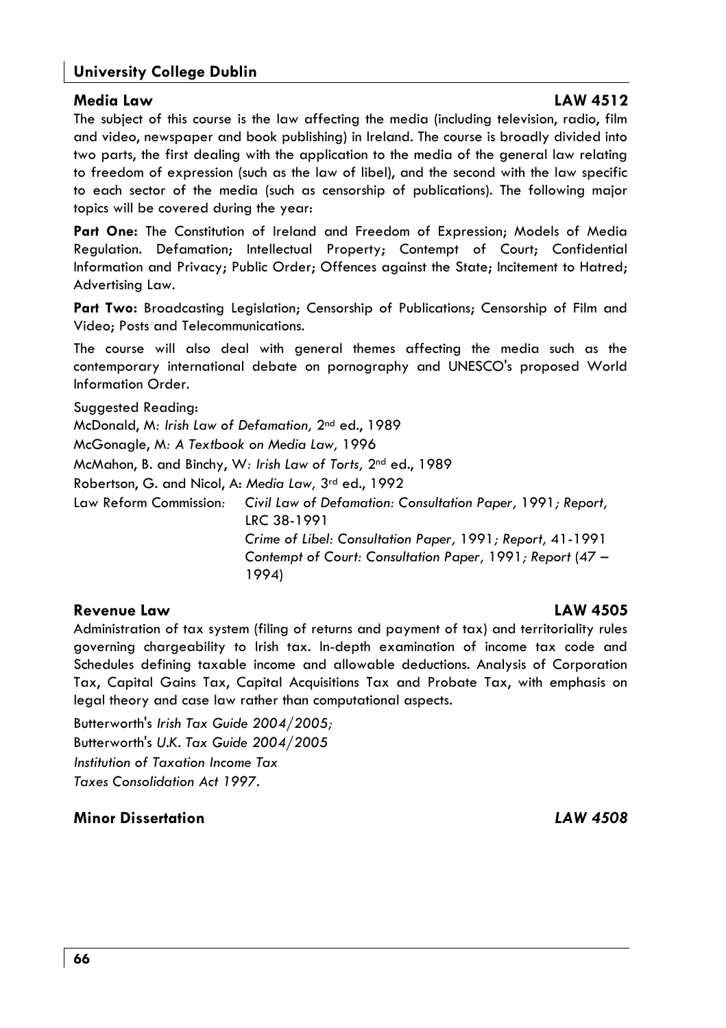## University College Dublin

### Media Law — LAW 4512

The subject of this course is the law affecting the media (including television, radio, film and video, newspaper and book publishing) in Ireland. The course is broadly divided into two parts, the first dealing with the application to the media of the general law relating to freedom of expression (such as the law of libel), and the second with the law specific to each sector of the media (such as censorship of publications). The following major topics will be covered during the year:

**Part One:** The Constitution of Ireland and Freedom of Expression; Models of Media Regulation. Defamation; Intellectual Property; Contempt of Court; Confidential Information and Privacy; Public Order; Offences against the State; Incitement to Hatred; Advertising Law.

**Part Two:** Broadcasting Legislation; Censorship of Publications; Censorship of Film and Video; Posts and Telecommunications.

The course will also deal with general themes affecting the media such as the contemporary international debate on pornography and UNESCO's proposed World Information Order.

Suggested Reading:

McDonald, M*: Irish Law of Defamation,* 2nd ed., 1989

McGonagle, M*: A Textbook on Media Law,* 1996

McMahon, B. and Binchy, W*: Irish Law of Torts,* 2nd ed., 1989

Robertson, G. and Nicol, A: *Media Law,* 3rd ed., 1992

Law Reform Commission*:* *Civil Law of Defamation: Consultation Paper,* 1991*; Report,* LRC 38-1991

*Crime of Libel: Consultation Paper,* 1991*; Report,* 41-1991

*Contempt of Court: Consultation Paper,* 1991*; Report* (47 – 1994)

### Revenue Law — LAW 4505

Administration of tax system (filing of returns and payment of tax) and territoriality rules governing chargeability to Irish tax. In-depth examination of income tax code and Schedules defining taxable income and allowable deductions. Analysis of Corporation Tax, Capital Gains Tax, Capital Acquisitions Tax and Probate Tax, with emphasis on legal theory and case law rather than computational aspects.

Butterworth's *Irish Tax Guide 2004/2005;*

Butterworth's *U.K. Tax Guide 2004/2005*

*Institution of Taxation Income Tax*

*Taxes Consolidation Act 1997.*

### Minor Dissertation — *LAW 4508*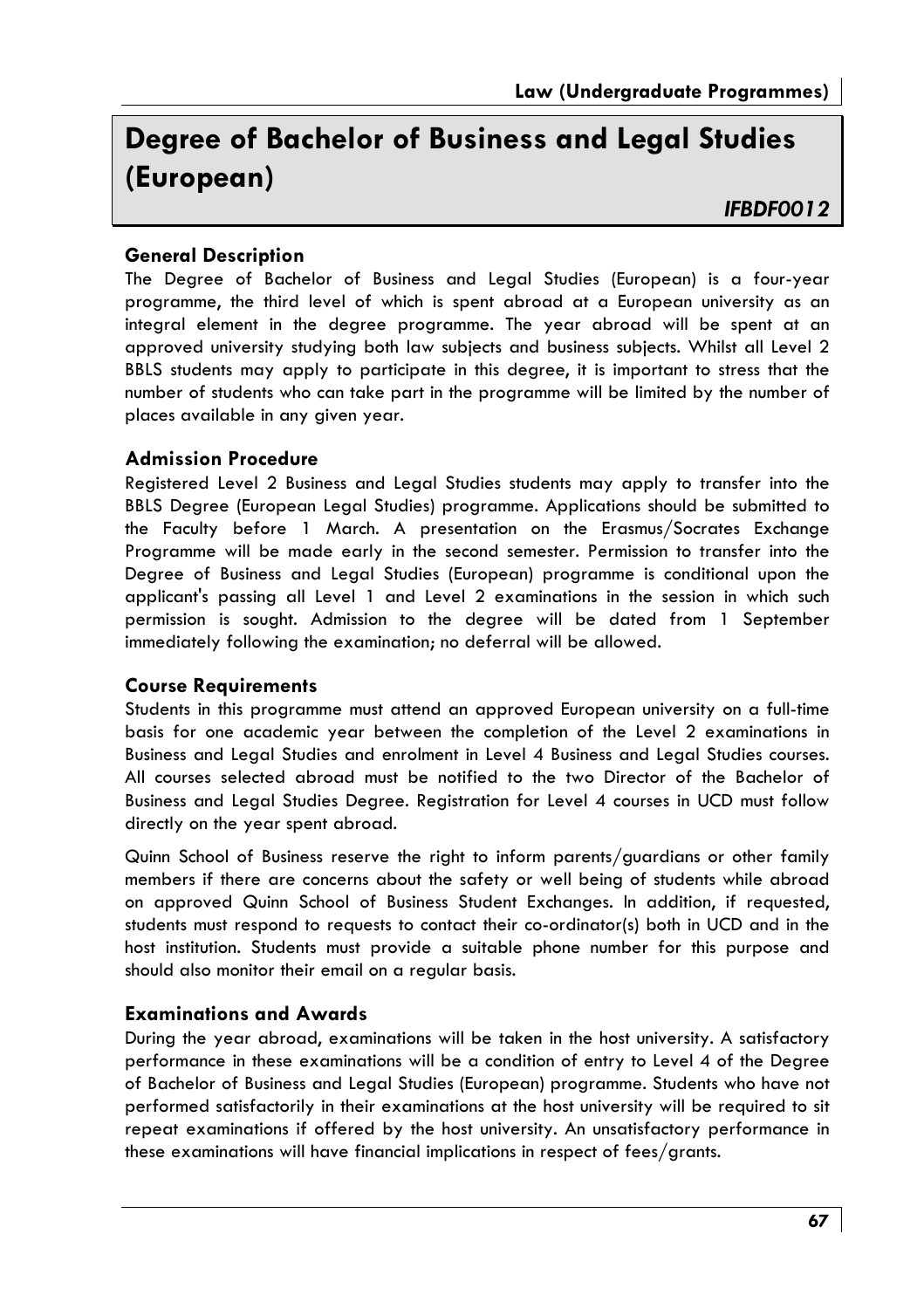# Degree of Bachelor of Business and Legal Studies (European)

*IFBDF0012*

### General Description

The Degree of Bachelor of Business and Legal Studies (European) is a four-year programme, the third level of which is spent abroad at a European university as an integral element in the degree programme. The year abroad will be spent at an approved university studying both law subjects and business subjects. Whilst all Level 2 BBLS students may apply to participate in this degree, it is important to stress that the number of students who can take part in the programme will be limited by the number of places available in any given year.

### Admission Procedure

Registered Level 2 Business and Legal Studies students may apply to transfer into the BBLS Degree (European Legal Studies) programme. Applications should be submitted to the Faculty before 1 March. A presentation on the Erasmus/Socrates Exchange Programme will be made early in the second semester. Permission to transfer into the Degree of Business and Legal Studies (European) programme is conditional upon the applicant's passing all Level 1 and Level 2 examinations in the session in which such permission is sought. Admission to the degree will be dated from 1 September immediately following the examination; no deferral will be allowed.

### Course Requirements

Students in this programme must attend an approved European university on a full-time basis for one academic year between the completion of the Level 2 examinations in Business and Legal Studies and enrolment in Level 4 Business and Legal Studies courses. All courses selected abroad must be notified to the two Director of the Bachelor of Business and Legal Studies Degree. Registration for Level 4 courses in UCD must follow directly on the year spent abroad.

Quinn School of Business reserve the right to inform parents/guardians or other family members if there are concerns about the safety or well being of students while abroad on approved Quinn School of Business Student Exchanges. In addition, if requested, students must respond to requests to contact their co-ordinator(s) both in UCD and in the host institution. Students must provide a suitable phone number for this purpose and should also monitor their email on a regular basis.

### Examinations and Awards

During the year abroad, examinations will be taken in the host university. A satisfactory performance in these examinations will be a condition of entry to Level 4 of the Degree of Bachelor of Business and Legal Studies (European) programme. Students who have not performed satisfactorily in their examinations at the host university will be required to sit repeat examinations if offered by the host university. An unsatisfactory performance in these examinations will have financial implications in respect of fees/grants.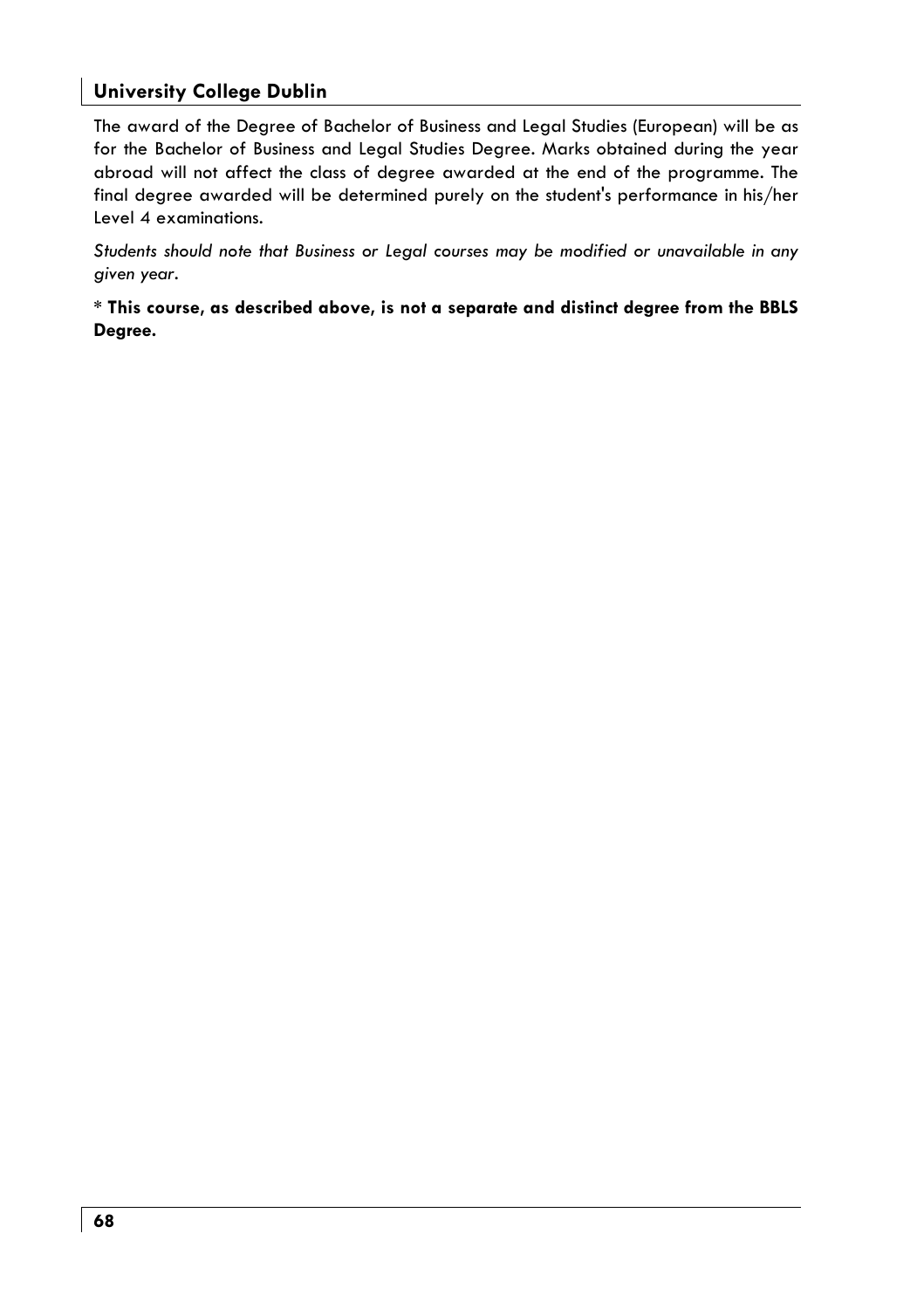### University College Dublin

The award of the Degree of Bachelor of Business and Legal Studies (European) will be as for the Bachelor of Business and Legal Studies Degree. Marks obtained during the year abroad will not affect the class of degree awarded at the end of the programme. The final degree awarded will be determined purely on the student's performance in his/her Level 4 examinations.

*Students should note that Business or Legal courses may be modified or unavailable in any given year.*

\* **This course, as described above, is not a separate and distinct degree from the BBLS Degree.**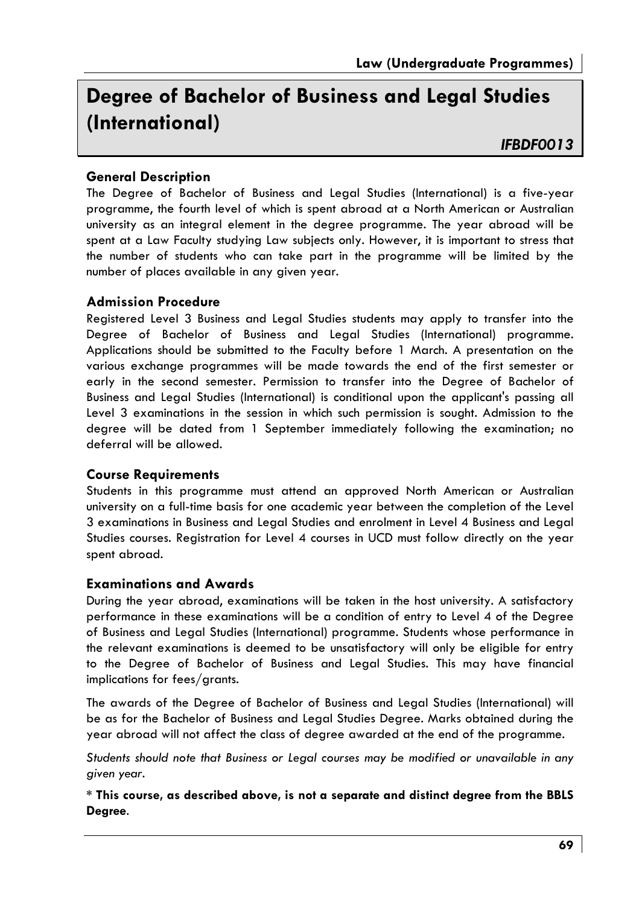# Degree of Bachelor of Business and Legal Studies (International)

*IFBDF0013*

### General Description

The Degree of Bachelor of Business and Legal Studies (International) is a five-year programme, the fourth level of which is spent abroad at a North American or Australian university as an integral element in the degree programme. The year abroad will be spent at a Law Faculty studying Law subjects only. However, it is important to stress that the number of students who can take part in the programme will be limited by the number of places available in any given year.

### Admission Procedure

Registered Level 3 Business and Legal Studies students may apply to transfer into the Degree of Bachelor of Business and Legal Studies (International) programme. Applications should be submitted to the Faculty before 1 March. A presentation on the various exchange programmes will be made towards the end of the first semester or early in the second semester. Permission to transfer into the Degree of Bachelor of Business and Legal Studies (International) is conditional upon the applicant's passing all Level 3 examinations in the session in which such permission is sought. Admission to the degree will be dated from 1 September immediately following the examination; no deferral will be allowed.

### Course Requirements

Students in this programme must attend an approved North American or Australian university on a full-time basis for one academic year between the completion of the Level 3 examinations in Business and Legal Studies and enrolment in Level 4 Business and Legal Studies courses. Registration for Level 4 courses in UCD must follow directly on the year spent abroad.

### Examinations and Awards

During the year abroad, examinations will be taken in the host university. A satisfactory performance in these examinations will be a condition of entry to Level 4 of the Degree of Business and Legal Studies (International) programme. Students whose performance in the relevant examinations is deemed to be unsatisfactory will only be eligible for entry to the Degree of Bachelor of Business and Legal Studies. This may have financial implications for fees/grants.

The awards of the Degree of Bachelor of Business and Legal Studies (International) will be as for the Bachelor of Business and Legal Studies Degree. Marks obtained during the year abroad will not affect the class of degree awarded at the end of the programme.

*Students should note that Business or Legal courses may be modified or unavailable in any given year.*

* **This course, as described above, is not a separate and distinct degree from the BBLS Degree**.